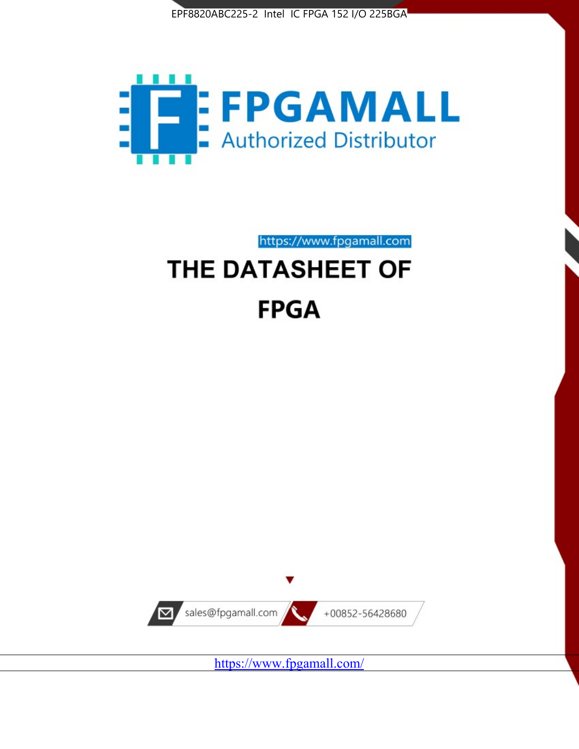EPF8820ABC225-2 Intel IC FPGA 152 I/O 225BGA

FPGAMALL

Authorized Distributor

https://www.fpgamall.com

# THE DATASHEET OF

# FPGA

sales@fpgamall.com

+00852-56428680

https://www.fpgamall.com/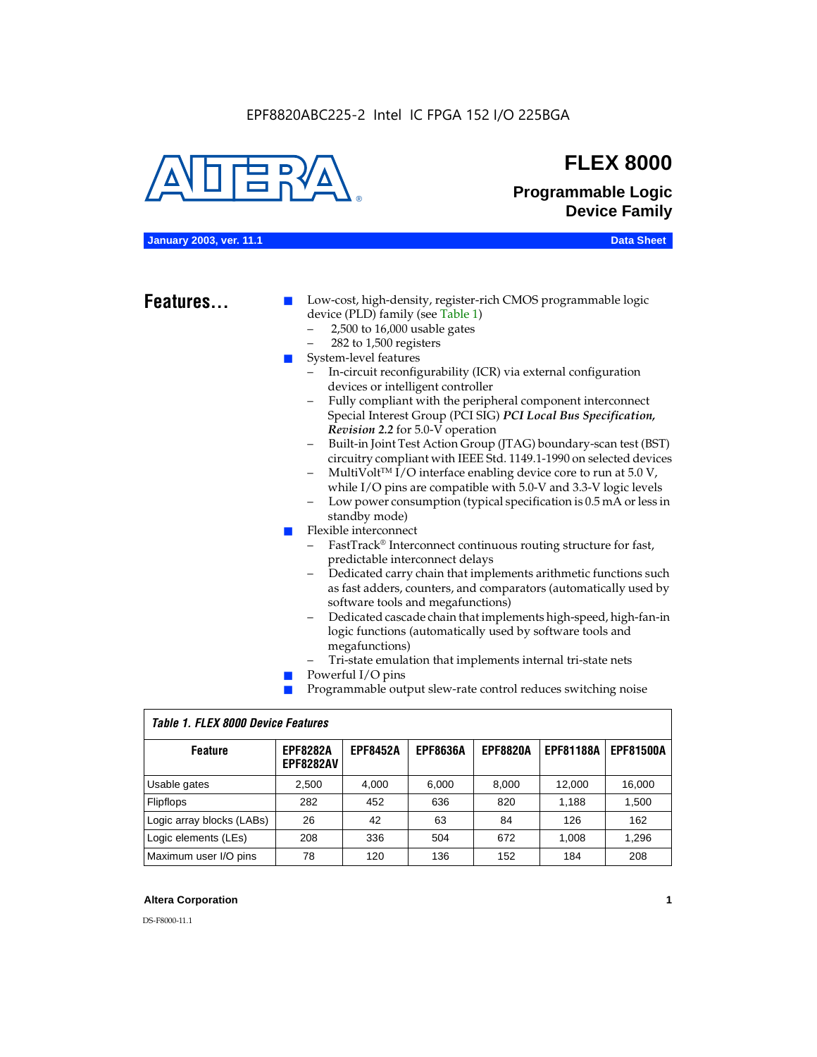EPF8820ABC225-2 Intel IC FPGA 152 I/O 225BGA

# FLEX 8000

## Programmable Logic Device Family

**January 2003, ver. 11.1** **Data Sheet**

## Features...

- Low-cost, high-density, register-rich CMOS programmable logic device (PLD) family (see Table 1)
  - 2,500 to 16,000 usable gates
  - 282 to 1,500 registers
- System-level features
  - In-circuit reconfigurability (ICR) via external configuration devices or intelligent controller
  - Fully compliant with the peripheral component interconnect Special Interest Group (PCI SIG) ***PCI Local Bus Specification, Revision 2.2*** for 5.0-V operation
  - Built-in Joint Test Action Group (JTAG) boundary-scan test (BST) circuitry compliant with IEEE Std. 1149.1-1990 on selected devices
  - MultiVolt™ I/O interface enabling device core to run at 5.0 V, while I/O pins are compatible with 5.0-V and 3.3-V logic levels
  - Low power consumption (typical specification is 0.5 mA or less in standby mode)
- Flexible interconnect
  - FastTrack® Interconnect continuous routing structure for fast, predictable interconnect delays
  - Dedicated carry chain that implements arithmetic functions such as fast adders, counters, and comparators (automatically used by software tools and megafunctions)
  - Dedicated cascade chain that implements high-speed, high-fan-in logic functions (automatically used by software tools and megafunctions)
  - Tri-state emulation that implements internal tri-state nets
- Powerful I/O pins
- Programmable output slew-rate control reduces switching noise

*Table 1. FLEX 8000 Device Features*

| Feature | EPF8282A EPF8282AV | EPF8452A | EPF8636A | EPF8820A | EPF81188A | EPF81500A |
|---|---|---|---|---|---|---|
| Usable gates | 2,500 | 4,000 | 6,000 | 8,000 | 12,000 | 16,000 |
| Flipflops | 282 | 452 | 636 | 820 | 1,188 | 1,500 |
| Logic array blocks (LABs) | 26 | 42 | 63 | 84 | 126 | 162 |
| Logic elements (LEs) | 208 | 336 | 504 | 672 | 1,008 | 1,296 |
| Maximum user I/O pins | 78 | 120 | 136 | 152 | 184 | 208 |

**Altera Corporation**

DS-F8000-11.1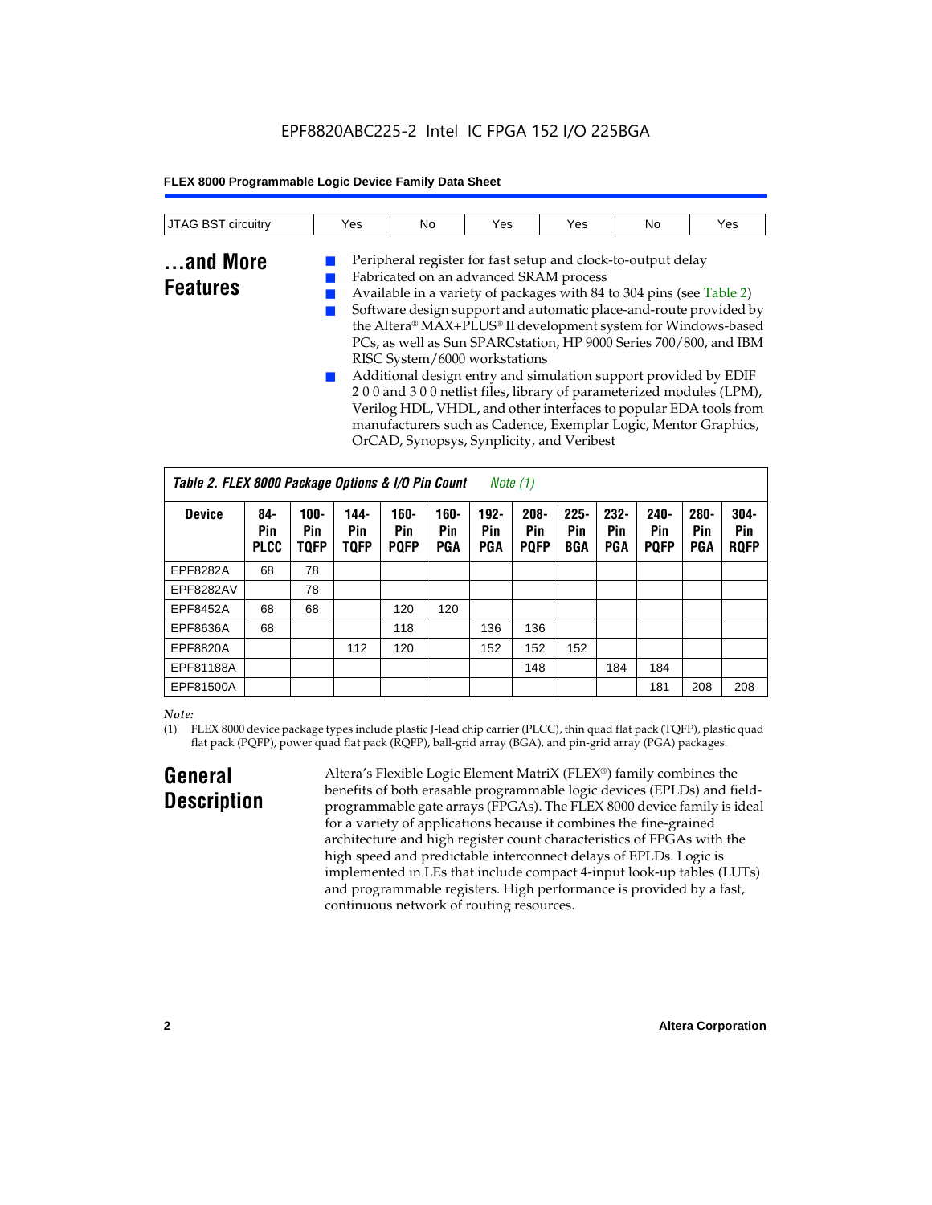| JTAG BST circuitry | Yes | No | Yes | Yes | No | Yes |
|---|---|---|---|---|---|---|

## ...and More Features

- Peripheral register for fast setup and clock-to-output delay
- Fabricated on an advanced SRAM process
- Available in a variety of packages with 84 to 304 pins (see Table 2)
- Software design support and automatic place-and-route provided by the Altera® MAX+PLUS® II development system for Windows-based PCs, as well as Sun SPARCstation, HP 9000 Series 700/800, and IBM RISC System/6000 workstations
- Additional design entry and simulation support provided by EDIF 2 0 0 and 3 0 0 netlist files, library of parameterized modules (LPM), Verilog HDL, VHDL, and other interfaces to popular EDA tools from manufacturers such as Cadence, Exemplar Logic, Mentor Graphics, OrCAD, Synopsys, Synplicity, and Veribest

*Table 2. FLEX 8000 Package Options & I/O Pin Count Note (1)*

| Device | 84-Pin PLCC | 100-Pin TQFP | 144-Pin TQFP | 160-Pin PQFP | 160-Pin PGA | 192-Pin PGA | 208-Pin PQFP | 225-Pin BGA | 232-Pin PGA | 240-Pin PQFP | 280-Pin PGA | 304-Pin RQFP |
|---|---|---|---|---|---|---|---|---|---|---|---|---|
| EPF8282A | 68 | 78 | | | | | | | | | | |
| EPF8282AV | | 78 | | | | | | | | | | |
| EPF8452A | 68 | 68 | | 120 | 120 | | | | | | | |
| EPF8636A | 68 | | | 118 | | 136 | 136 | | | | | |
| EPF8820A | | | 112 | 120 | | 152 | 152 | 152 | | | | |
| EPF81188A | | | | | | | 148 | | 184 | 184 | | |
| EPF81500A | | | | | | | | | | 181 | 208 | 208 |

*Note:*

(1) FLEX 8000 device package types include plastic J-lead chip carrier (PLCC), thin quad flat pack (TQFP), plastic quad flat pack (PQFP), power quad flat pack (RQFP), ball-grid array (BGA), and pin-grid array (PGA) packages.

## General Description

Altera's Flexible Logic Element MatriX (FLEX®) family combines the benefits of both erasable programmable logic devices (EPLDs) and field-programmable gate arrays (FPGAs). The FLEX 8000 device family is ideal for a variety of applications because it combines the fine-grained architecture and high register count characteristics of FPGAs with the high speed and predictable interconnect delays of EPLDs. Logic is implemented in LEs that include compact 4-input look-up tables (LUTs) and programmable registers. High performance is provided by a fast, continuous network of routing resources.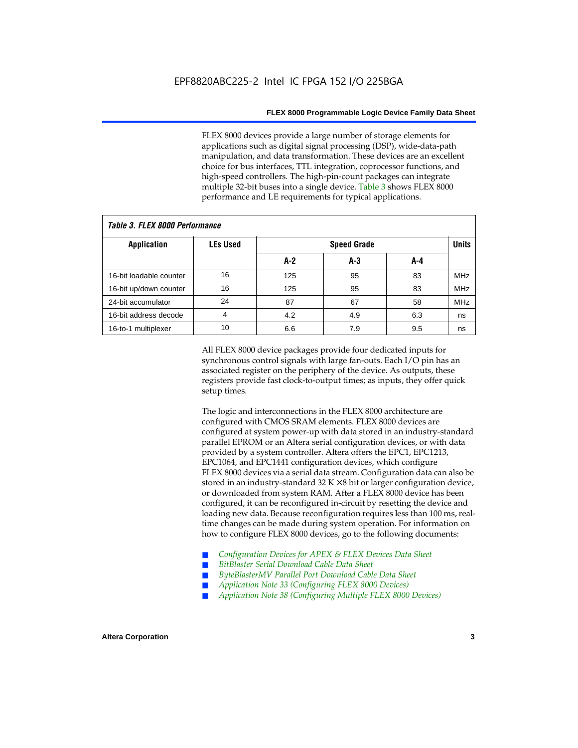FLEX 8000 devices provide a large number of storage elements for applications such as digital signal processing (DSP), wide-data-path manipulation, and data transformation. These devices are an excellent choice for bus interfaces, TTL integration, coprocessor functions, and high-speed controllers. The high-pin-count packages can integrate multiple 32-bit buses into a single device. Table 3 shows FLEX 8000 performance and LE requirements for typical applications.

*Table 3. FLEX 8000 Performance*

| Application | LEs Used | Speed Grade | | | Units |
|---|---|---|---|---|---|
| | | A-2 | A-3 | A-4 | |
| 16-bit loadable counter | 16 | 125 | 95 | 83 | MHz |
| 16-bit up/down counter | 16 | 125 | 95 | 83 | MHz |
| 24-bit accumulator | 24 | 87 | 67 | 58 | MHz |
| 16-bit address decode | 4 | 4.2 | 4.9 | 6.3 | ns |
| 16-to-1 multiplexer | 10 | 6.6 | 7.9 | 9.5 | ns |

All FLEX 8000 device packages provide four dedicated inputs for synchronous control signals with large fan-outs. Each I/O pin has an associated register on the periphery of the device. As outputs, these registers provide fast clock-to-output times; as inputs, they offer quick setup times.

The logic and interconnections in the FLEX 8000 architecture are configured with CMOS SRAM elements. FLEX 8000 devices are configured at system power-up with data stored in an industry-standard parallel EPROM or an Altera serial configuration devices, or with data provided by a system controller. Altera offers the EPC1, EPC1213, EPC1064, and EPC1441 configuration devices, which configure FLEX 8000 devices via a serial data stream. Configuration data can also be stored in an industry-standard 32 K × 8 bit or larger configuration device, or downloaded from system RAM. After a FLEX 8000 device has been configured, it can be reconfigured in-circuit by resetting the device and loading new data. Because reconfiguration requires less than 100 ms, real-time changes can be made during system operation. For information on how to configure FLEX 8000 devices, go to the following documents:

- *Configuration Devices for APEX & FLEX Devices Data Sheet*
- *BitBlaster Serial Download Cable Data Sheet*
- *ByteBlasterMV Parallel Port Download Cable Data Sheet*
- *Application Note 33 (Configuring FLEX 8000 Devices)*
- *Application Note 38 (Configuring Multiple FLEX 8000 Devices)*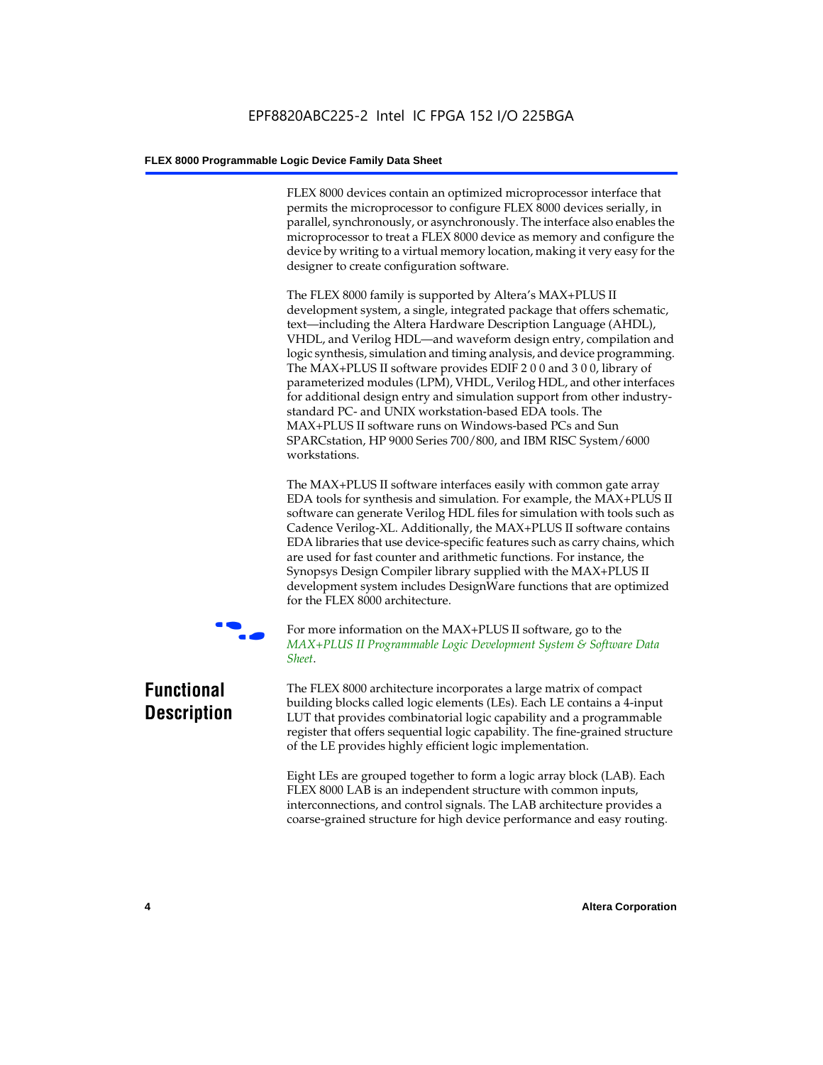FLEX 8000 devices contain an optimized microprocessor interface that permits the microprocessor to configure FLEX 8000 devices serially, in parallel, synchronously, or asynchronously. The interface also enables the microprocessor to treat a FLEX 8000 device as memory and configure the device by writing to a virtual memory location, making it very easy for the designer to create configuration software.

The FLEX 8000 family is supported by Altera's MAX+PLUS II development system, a single, integrated package that offers schematic, text—including the Altera Hardware Description Language (AHDL), VHDL, and Verilog HDL—and waveform design entry, compilation and logic synthesis, simulation and timing analysis, and device programming. The MAX+PLUS II software provides EDIF 2 0 0 and 3 0 0, library of parameterized modules (LPM), VHDL, Verilog HDL, and other interfaces for additional design entry and simulation support from other industry-standard PC- and UNIX workstation-based EDA tools. The MAX+PLUS II software runs on Windows-based PCs and Sun SPARCstation, HP 9000 Series 700/800, and IBM RISC System/6000 workstations.

The MAX+PLUS II software interfaces easily with common gate array EDA tools for synthesis and simulation. For example, the MAX+PLUS II software can generate Verilog HDL files for simulation with tools such as Cadence Verilog-XL. Additionally, the MAX+PLUS II software contains EDA libraries that use device-specific features such as carry chains, which are used for fast counter and arithmetic functions. For instance, the Synopsys Design Compiler library supplied with the MAX+PLUS II development system includes DesignWare functions that are optimized for the FLEX 8000 architecture.

For more information on the MAX+PLUS II software, go to the *MAX+PLUS II Programmable Logic Development System & Software Data Sheet*.

## Functional Description

The FLEX 8000 architecture incorporates a large matrix of compact building blocks called logic elements (LEs). Each LE contains a 4-input LUT that provides combinatorial logic capability and a programmable register that offers sequential logic capability. The fine-grained structure of the LE provides highly efficient logic implementation.

Eight LEs are grouped together to form a logic array block (LAB). Each FLEX 8000 LAB is an independent structure with common inputs, interconnections, and control signals. The LAB architecture provides a coarse-grained structure for high device performance and easy routing.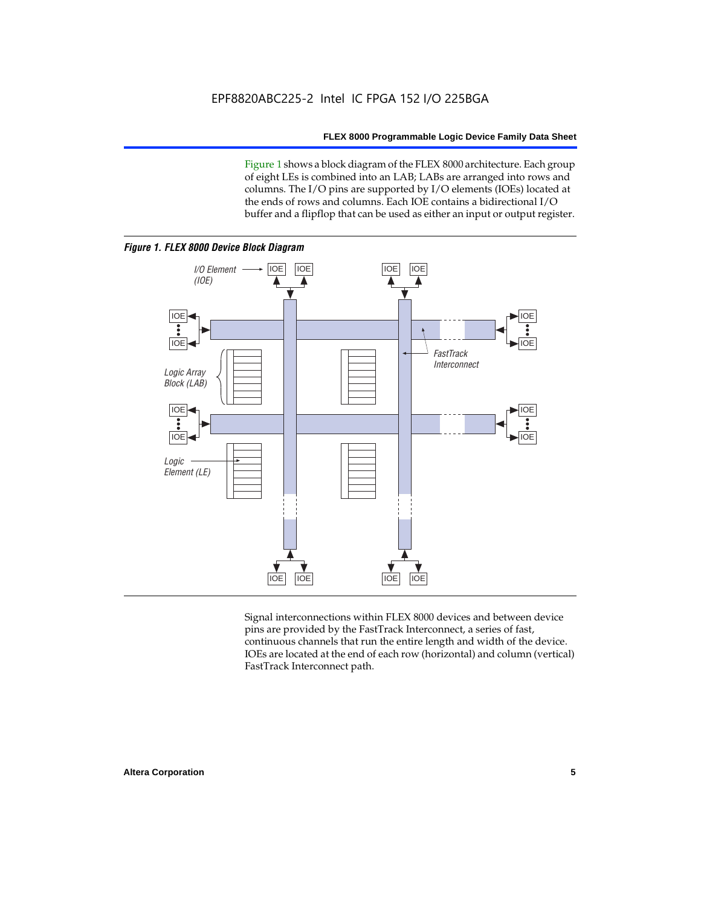Figure 1 shows a block diagram of the FLEX 8000 architecture. Each group of eight LEs is combined into an LAB; LABs are arranged into rows and columns. The I/O pins are supported by I/O elements (IOEs) located at the ends of rows and columns. Each IOE contains a bidirectional I/O buffer and a flipflop that can be used as either an input or output register.

***Figure 1. FLEX 8000 Device Block Diagram***

I/O Element (IOE)

IOE

Logic Array Block (LAB)

FastTrack Interconnect

Logic Element (LE)

Signal interconnections within FLEX 8000 devices and between device pins are provided by the FastTrack Interconnect, a series of fast, continuous channels that run the entire length and width of the device. IOEs are located at the end of each row (horizontal) and column (vertical) FastTrack Interconnect path.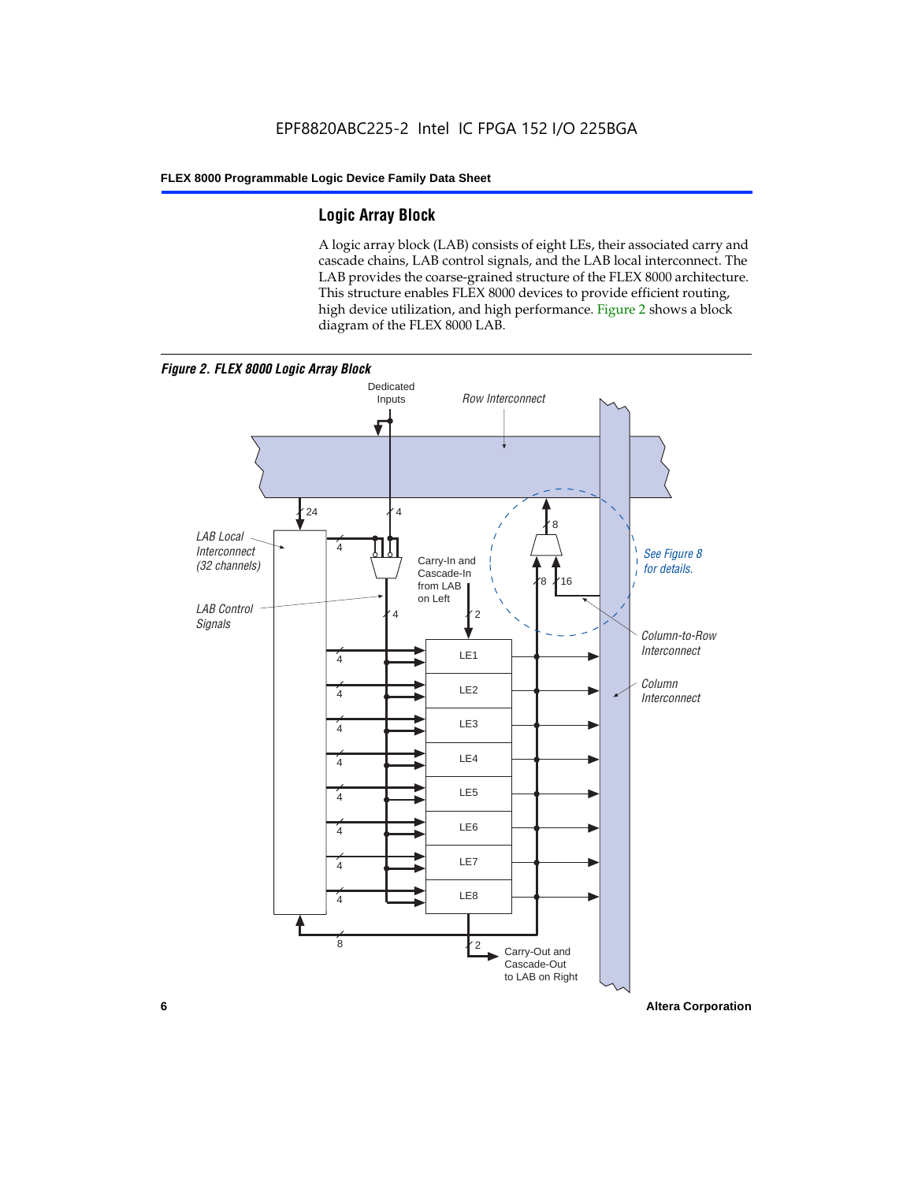## Logic Array Block

A logic array block (LAB) consists of eight LEs, their associated carry and cascade chains, LAB control signals, and the LAB local interconnect. The LAB provides the coarse-grained structure of the FLEX 8000 architecture. This structure enables FLEX 8000 devices to provide efficient routing, high device utilization, and high performance. Figure 2 shows a block diagram of the FLEX 8000 LAB.

*Figure 2. FLEX 8000 Logic Array Block*

Dedicated Inputs
Row Interconnect
24
4
8
LAB Local Interconnect (32 channels)
4
Carry-In and Cascade-In from LAB on Left
8
16
See Figure 8 for details.
LAB Control Signals
4
2
Column-to-Row Interconnect
4
LE1
Column Interconnect
4
LE2
4
LE3
4
LE4
4
LE5
4
LE6
4
LE7
4
LE8
8
2
Carry-Out and Cascade-Out to LAB on Right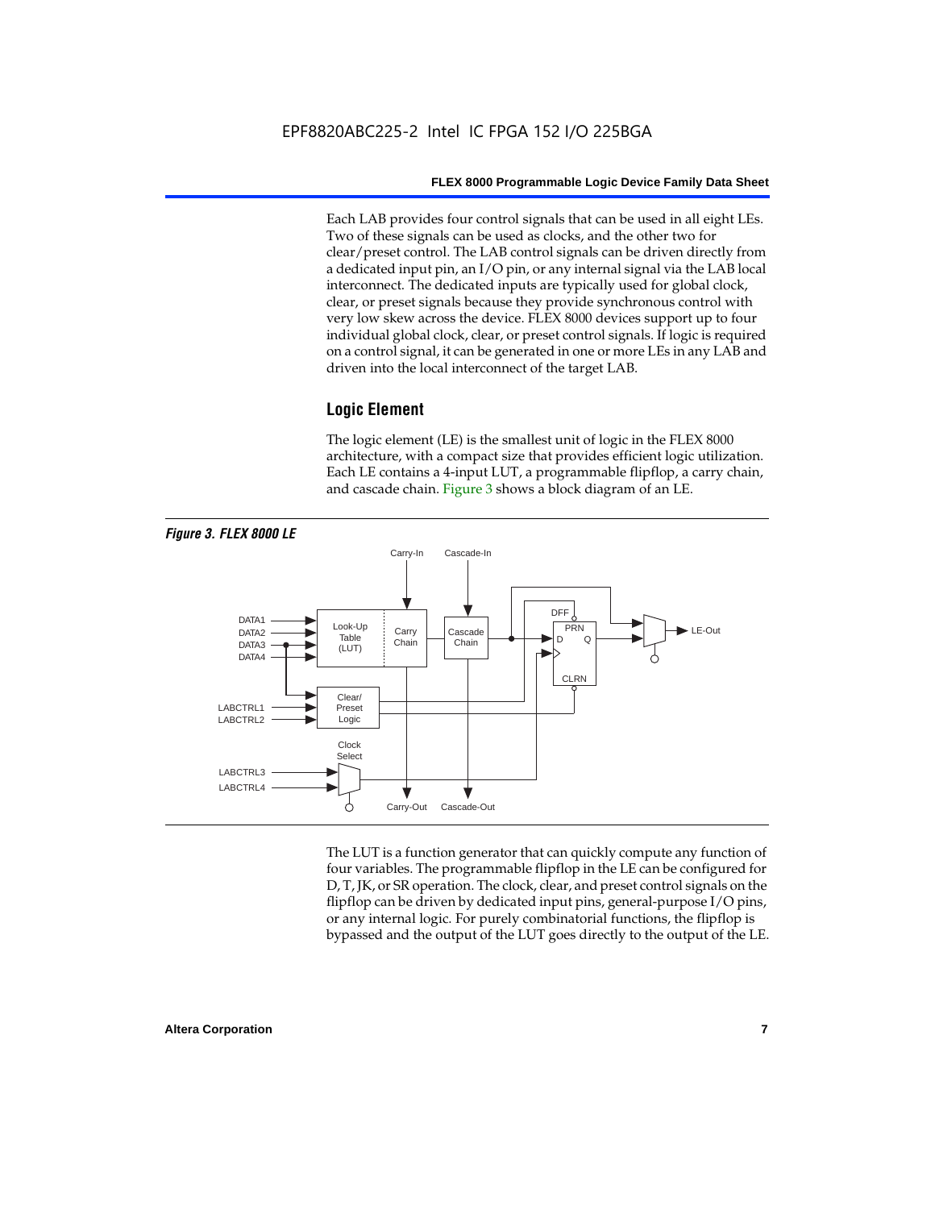Each LAB provides four control signals that can be used in all eight LEs. Two of these signals can be used as clocks, and the other two for clear/preset control. The LAB control signals can be driven directly from a dedicated input pin, an I/O pin, or any internal signal via the LAB local interconnect. The dedicated inputs are typically used for global clock, clear, or preset signals because they provide synchronous control with very low skew across the device. FLEX 8000 devices support up to four individual global clock, clear, or preset control signals. If logic is required on a control signal, it can be generated in one or more LEs in any LAB and driven into the local interconnect of the target LAB.

## Logic Element

The logic element (LE) is the smallest unit of logic in the FLEX 8000 architecture, with a compact size that provides efficient logic utilization. Each LE contains a 4-input LUT, a programmable flipflop, a carry chain, and cascade chain. Figure 3 shows a block diagram of an LE.

*Figure 3. FLEX 8000 LE*

Carry-In
Cascade-In
DATA1
DATA2
DATA3
DATA4
Look-Up Table (LUT)
Carry Chain
Cascade Chain
DFF
PRN
D
Q
CLRN
LE-Out
LABCTRL1
LABCTRL2
Clear/ Preset Logic
Clock Select
LABCTRL3
LABCTRL4
Carry-Out
Cascade-Out

The LUT is a function generator that can quickly compute any function of four variables. The programmable flipflop in the LE can be configured for D, T, JK, or SR operation. The clock, clear, and preset control signals on the flipflop can be driven by dedicated input pins, general-purpose I/O pins, or any internal logic. For purely combinatorial functions, the flipflop is bypassed and the output of the LUT goes directly to the output of the LE.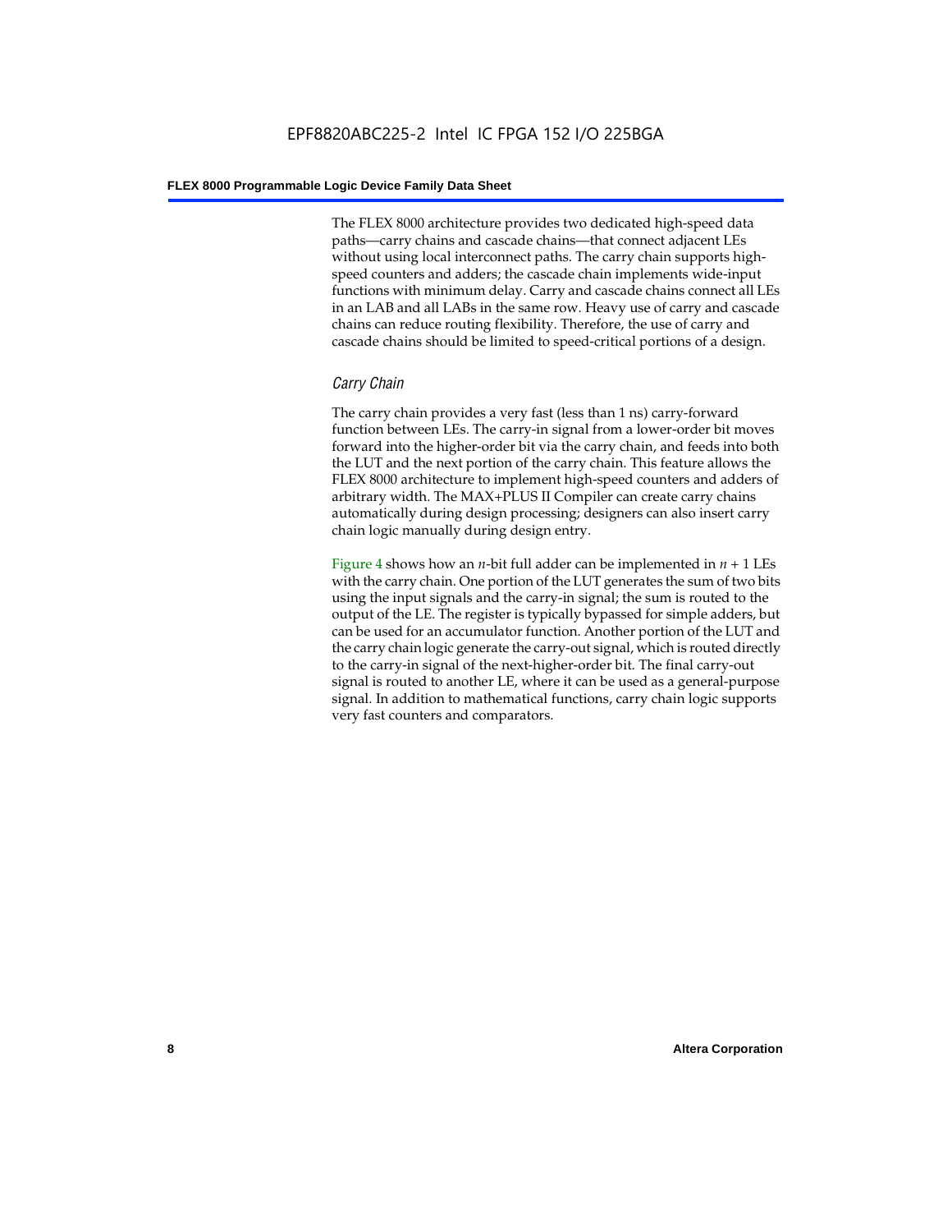The FLEX 8000 architecture provides two dedicated high-speed data paths—carry chains and cascade chains—that connect adjacent LEs without using local interconnect paths. The carry chain supports high-speed counters and adders; the cascade chain implements wide-input functions with minimum delay. Carry and cascade chains connect all LEs in an LAB and all LABs in the same row. Heavy use of carry and cascade chains can reduce routing flexibility. Therefore, the use of carry and cascade chains should be limited to speed-critical portions of a design.

### *Carry Chain*

The carry chain provides a very fast (less than 1 ns) carry-forward function between LEs. The carry-in signal from a lower-order bit moves forward into the higher-order bit via the carry chain, and feeds into both the LUT and the next portion of the carry chain. This feature allows the FLEX 8000 architecture to implement high-speed counters and adders of arbitrary width. The MAX+PLUS II Compiler can create carry chains automatically during design processing; designers can also insert carry chain logic manually during design entry.

Figure 4 shows how an $n$-bit full adder can be implemented in $n + 1$ LEs with the carry chain. One portion of the LUT generates the sum of two bits using the input signals and the carry-in signal; the sum is routed to the output of the LE. The register is typically bypassed for simple adders, but can be used for an accumulator function. Another portion of the LUT and the carry chain logic generate the carry-out signal, which is routed directly to the carry-in signal of the next-higher-order bit. The final carry-out signal is routed to another LE, where it can be used as a general-purpose signal. In addition to mathematical functions, carry chain logic supports very fast counters and comparators.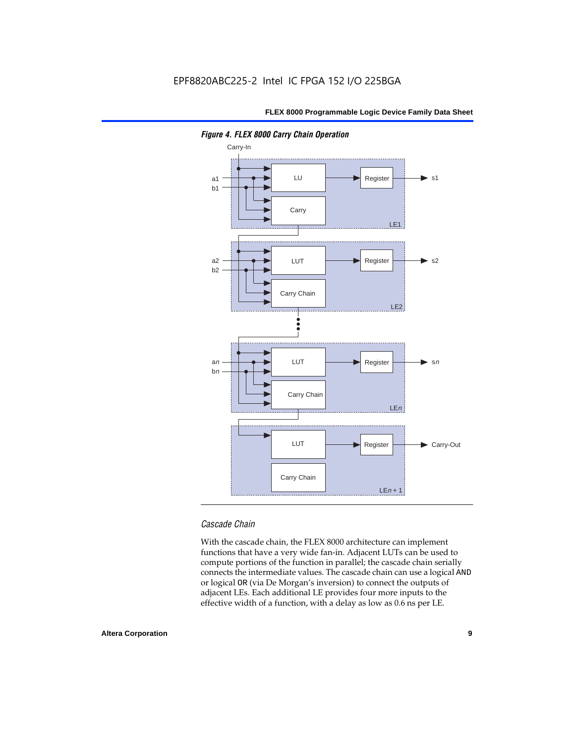*Figure 4. FLEX 8000 Carry Chain Operation*

Carry-In

a1
b1
LU
Carry
Register
s1
LE1

a2
b2
LUT
Carry Chain
Register
s2
LE2

a*n*
b*n*
LUT
Carry Chain
Register
s*n*
LE*n*

LUT
Carry Chain
Register
Carry-Out
LE*n* + 1

### *Cascade Chain*

With the cascade chain, the FLEX 8000 architecture can implement functions that have a very wide fan-in. Adjacent LUTs can be used to compute portions of the function in parallel; the cascade chain serially connects the intermediate values. The cascade chain can use a logical AND or logical OR (via De Morgan's inversion) to connect the outputs of adjacent LEs. Each additional LE provides four more inputs to the effective width of a function, with a delay as low as 0.6 ns per LE.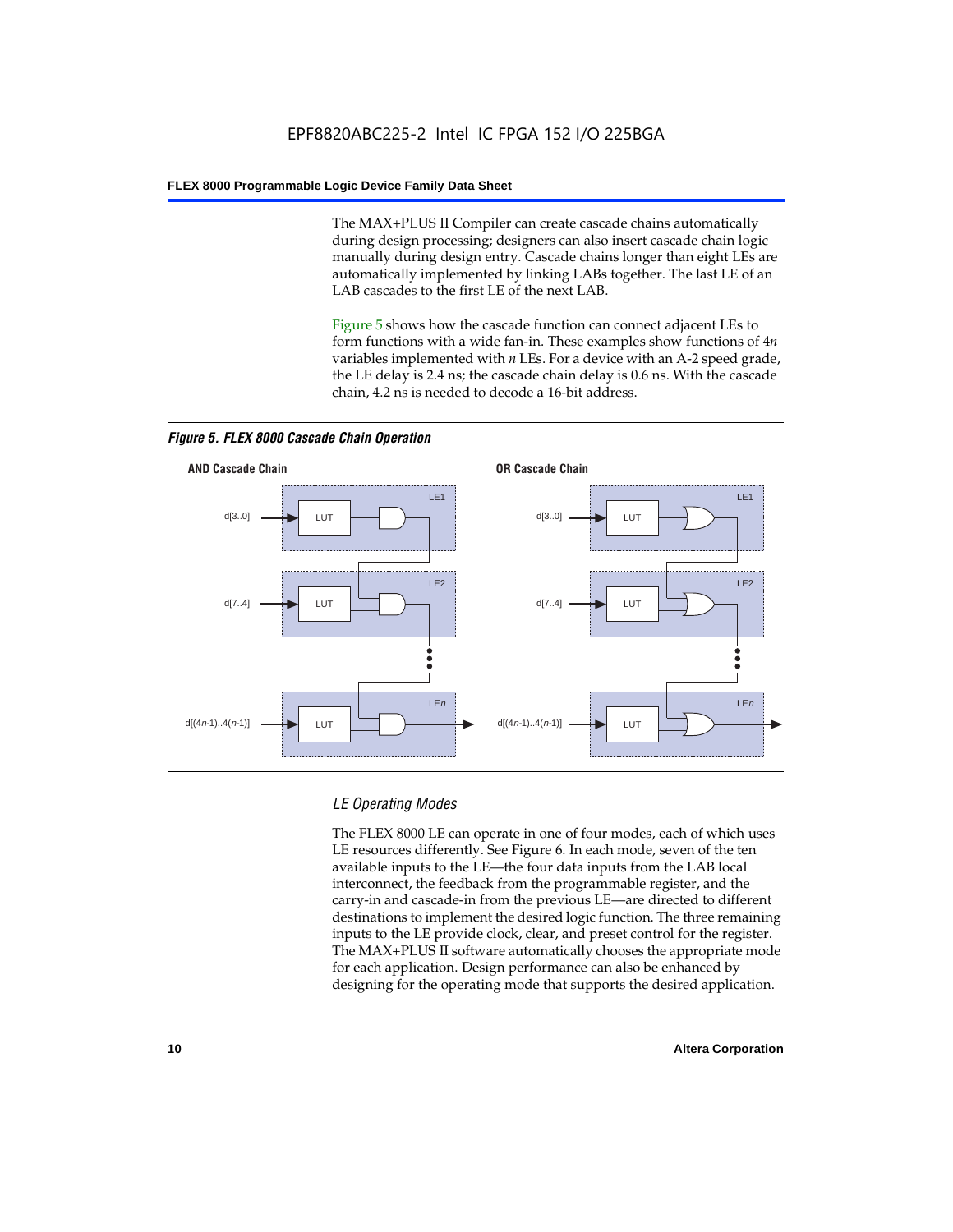The MAX+PLUS II Compiler can create cascade chains automatically during design processing; designers can also insert cascade chain logic manually during design entry. Cascade chains longer than eight LEs are automatically implemented by linking LABs together. The last LE of an LAB cascades to the first LE of the next LAB.

Figure 5 shows how the cascade function can connect adjacent LEs to form functions with a wide fan-in. These examples show functions of $4n$ variables implemented with $n$ LEs. For a device with an A-2 speed grade, the LE delay is 2.4 ns; the cascade chain delay is 0.6 ns. With the cascade chain, 4.2 ns is needed to decode a 16-bit address.

*Figure 5. FLEX 8000 Cascade Chain Operation*

AND Cascade Chain

LE1
d[3..0]
LUT

LE2
d[7..4]
LUT

LE*n*
d[(4*n*-1)..4(*n*-1)]
LUT

OR Cascade Chain

LE1
d[3..0]
LUT

LE2
d[7..4]
LUT

LE*n*
d[(4*n*-1)..4(*n*-1)]
LUT

### *LE Operating Modes*

The FLEX 8000 LE can operate in one of four modes, each of which uses LE resources differently. See Figure 6. In each mode, seven of the ten available inputs to the LE—the four data inputs from the LAB local interconnect, the feedback from the programmable register, and the carry-in and cascade-in from the previous LE—are directed to different destinations to implement the desired logic function. The three remaining inputs to the LE provide clock, clear, and preset control for the register. The MAX+PLUS II software automatically chooses the appropriate mode for each application. Design performance can also be enhanced by designing for the operating mode that supports the desired application.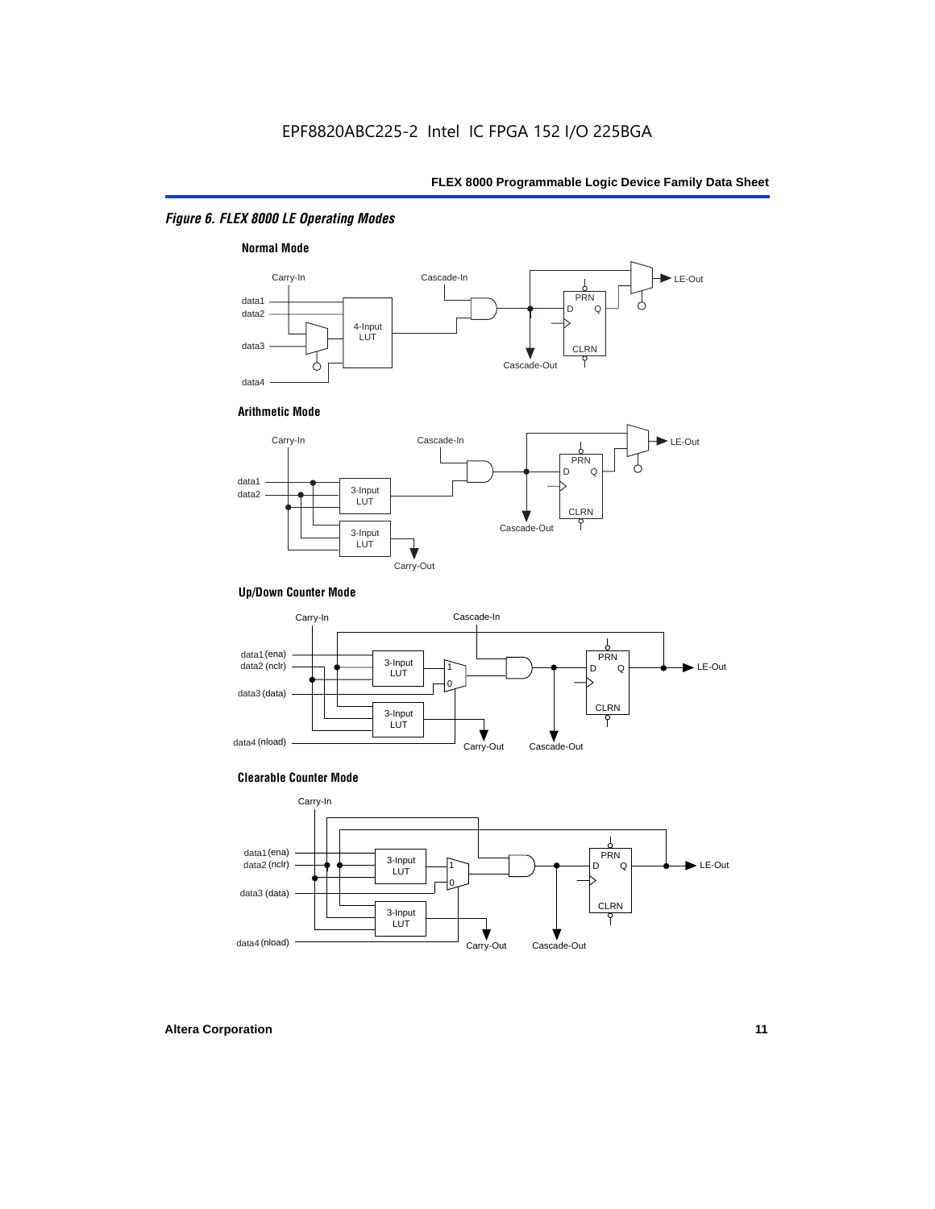*Figure 6. FLEX 8000 LE Operating Modes*

**Normal Mode**

Carry-In
Cascade-In
LE-Out
data1
data2
data3
data4
4-Input LUT
PRN
D
Q
CLRN
Cascade-Out

**Arithmetic Mode**

Carry-In
Cascade-In
LE-Out
data1
data2
3-Input LUT
3-Input LUT
PRN
D
Q
CLRN
Cascade-Out
Carry-Out

**Up/Down Counter Mode**

Carry-In
Cascade-In
data1 (ena)
data2 (nclr)
data3 (data)
data4 (nload)
3-Input LUT
3-Input LUT
1
0
PRN
D
Q
CLRN
LE-Out
Carry-Out
Cascade-Out

**Clearable Counter Mode**

Carry-In
data1 (ena)
data2 (nclr)
data3 (data)
data4 (nload)
3-Input LUT
3-Input LUT
1
0
PRN
D
Q
CLRN
LE-Out
Carry-Out
Cascade-Out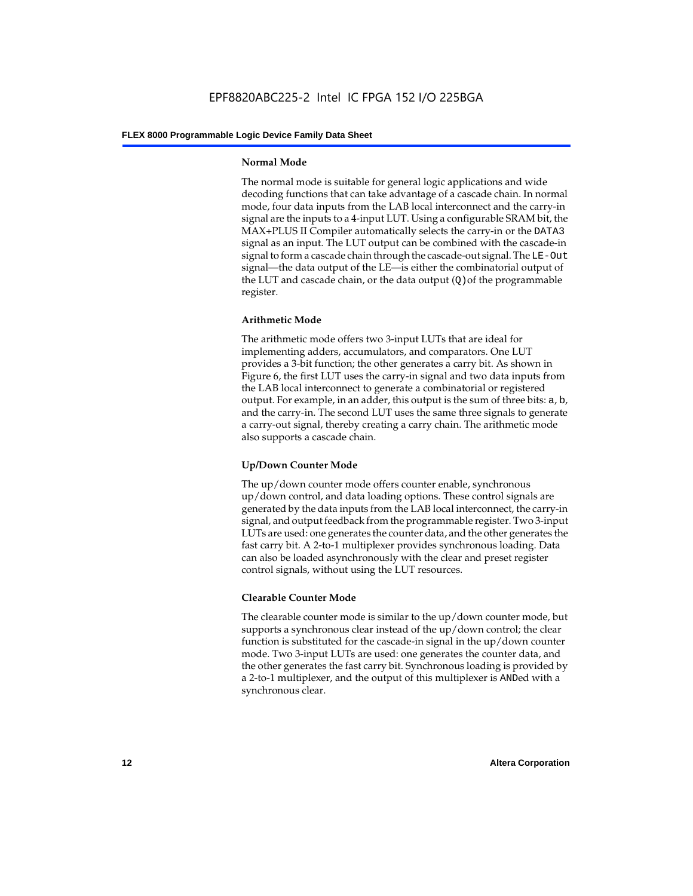### Normal Mode

The normal mode is suitable for general logic applications and wide decoding functions that can take advantage of a cascade chain. In normal mode, four data inputs from the LAB local interconnect and the carry-in signal are the inputs to a 4-input LUT. Using a configurable SRAM bit, the MAX+PLUS II Compiler automatically selects the carry-in or the DATA3 signal as an input. The LUT output can be combined with the cascade-in signal to form a cascade chain through the cascade-out signal. The LE-Out signal—the data output of the LE—is either the combinatorial output of the LUT and cascade chain, or the data output (Q) of the programmable register.

### Arithmetic Mode

The arithmetic mode offers two 3-input LUTs that are ideal for implementing adders, accumulators, and comparators. One LUT provides a 3-bit function; the other generates a carry bit. As shown in Figure 6, the first LUT uses the carry-in signal and two data inputs from the LAB local interconnect to generate a combinatorial or registered output. For example, in an adder, this output is the sum of three bits: a, b, and the carry-in. The second LUT uses the same three signals to generate a carry-out signal, thereby creating a carry chain. The arithmetic mode also supports a cascade chain.

### Up/Down Counter Mode

The up/down counter mode offers counter enable, synchronous up/down control, and data loading options. These control signals are generated by the data inputs from the LAB local interconnect, the carry-in signal, and output feedback from the programmable register. Two 3-input LUTs are used: one generates the counter data, and the other generates the fast carry bit. A 2-to-1 multiplexer provides synchronous loading. Data can also be loaded asynchronously with the clear and preset register control signals, without using the LUT resources.

### Clearable Counter Mode

The clearable counter mode is similar to the up/down counter mode, but supports a synchronous clear instead of the up/down control; the clear function is substituted for the cascade-in signal in the up/down counter mode. Two 3-input LUTs are used: one generates the counter data, and the other generates the fast carry bit. Synchronous loading is provided by a 2-to-1 multiplexer, and the output of this multiplexer is ANDed with a synchronous clear.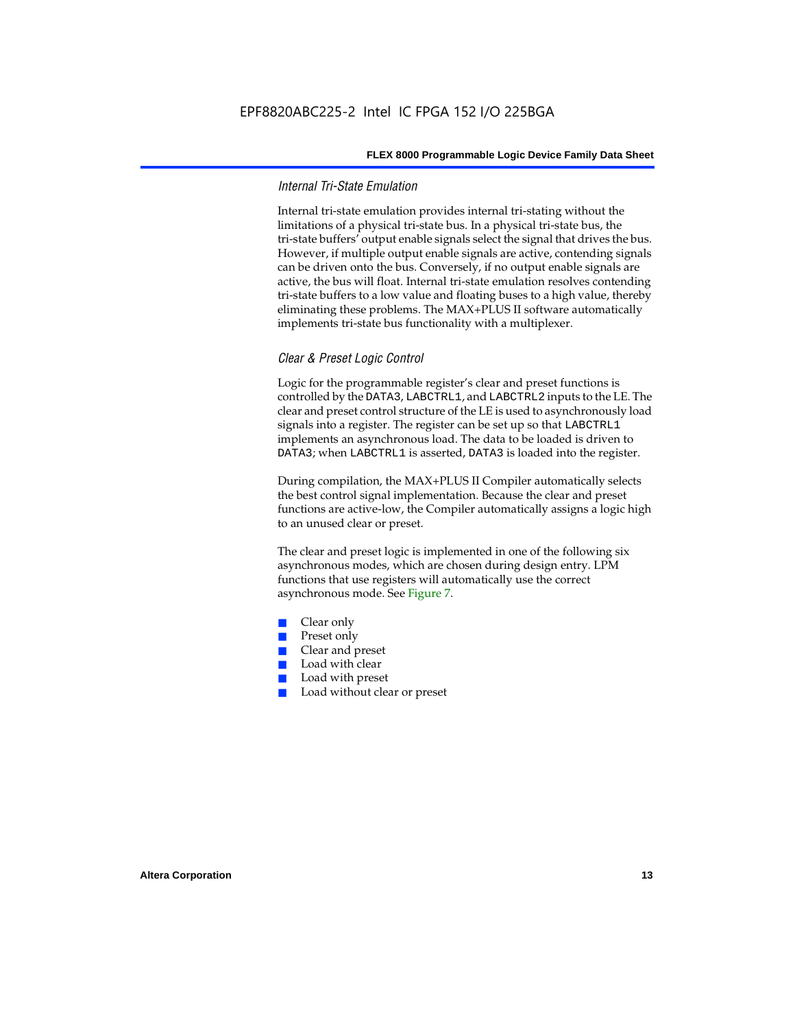### *Internal Tri-State Emulation*

Internal tri-state emulation provides internal tri-stating without the limitations of a physical tri-state bus. In a physical tri-state bus, the tri-state buffers' output enable signals select the signal that drives the bus. However, if multiple output enable signals are active, contending signals can be driven onto the bus. Conversely, if no output enable signals are active, the bus will float. Internal tri-state emulation resolves contending tri-state buffers to a low value and floating buses to a high value, thereby eliminating these problems. The MAX+PLUS II software automatically implements tri-state bus functionality with a multiplexer.

### *Clear & Preset Logic Control*

Logic for the programmable register's clear and preset functions is controlled by the `DATA3`, `LABCTRL1`, and `LABCTRL2` inputs to the LE. The clear and preset control structure of the LE is used to asynchronously load signals into a register. The register can be set up so that `LABCTRL1` implements an asynchronous load. The data to be loaded is driven to `DATA3`; when `LABCTRL1` is asserted, `DATA3` is loaded into the register.

During compilation, the MAX+PLUS II Compiler automatically selects the best control signal implementation. Because the clear and preset functions are active-low, the Compiler automatically assigns a logic high to an unused clear or preset.

The clear and preset logic is implemented in one of the following six asynchronous modes, which are chosen during design entry. LPM functions that use registers will automatically use the correct asynchronous mode. See Figure 7.

- Clear only
- Preset only
- Clear and preset
- Load with clear
- Load with preset
- Load without clear or preset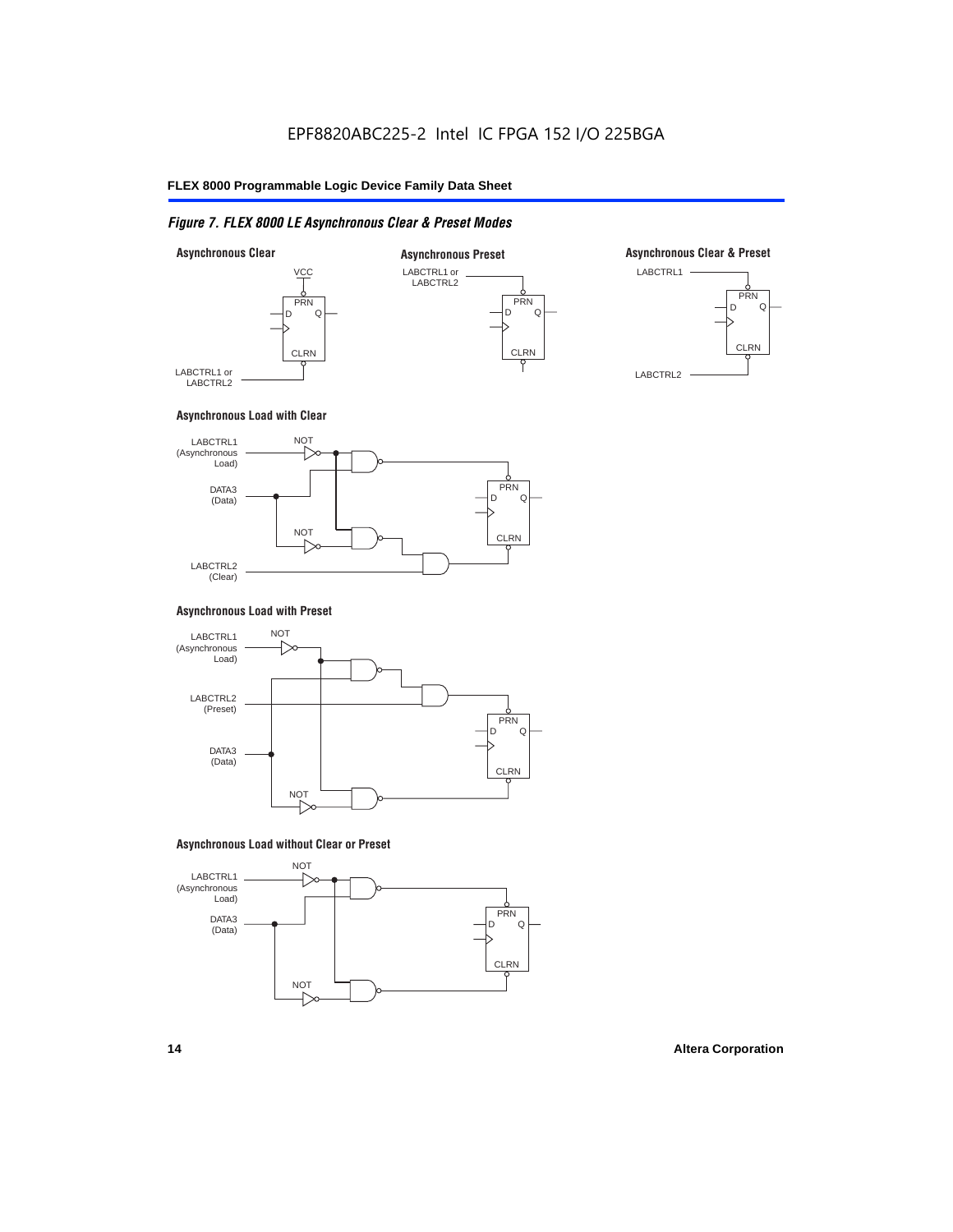*Figure 7. FLEX 8000 LE Asynchronous Clear & Preset Modes*

**Asynchronous Clear**

VCC
PRN
D
Q
CLRN
LABCTRL1 or
LABCTRL2

**Asynchronous Preset**

LABCTRL1 or
LABCTRL2
PRN
D
Q
CLRN

**Asynchronous Clear & Preset**

LABCTRL1
PRN
D
Q
CLRN
LABCTRL2

**Asynchronous Load with Clear**

LABCTRL1
(Asynchronous
Load)
NOT
DATA3
(Data)
NOT
LABCTRL2
(Clear)
PRN
D
Q
CLRN

**Asynchronous Load with Preset**

LABCTRL1
(Asynchronous
Load)
NOT
LABCTRL2
(Preset)
DATA3
(Data)
NOT
PRN
D
Q
CLRN

**Asynchronous Load without Clear or Preset**

LABCTRL1
(Asynchronous
Load)
NOT
DATA3
(Data)
NOT
PRN
D
Q
CLRN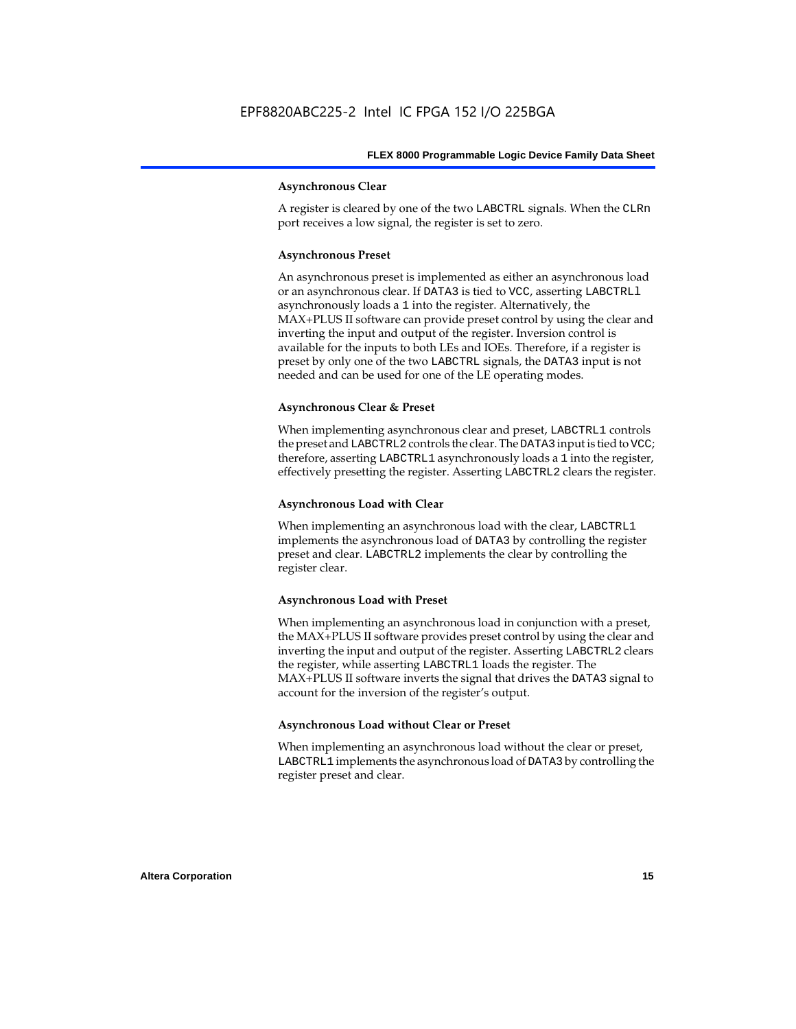#### Asynchronous Clear

A register is cleared by one of the two LABCTRL signals. When the CLRn port receives a low signal, the register is set to zero.

#### Asynchronous Preset

An asynchronous preset is implemented as either an asynchronous load or an asynchronous clear. If DATA3 is tied to VCC, asserting LABCTRL1 asynchronously loads a 1 into the register. Alternatively, the MAX+PLUS II software can provide preset control by using the clear and inverting the input and output of the register. Inversion control is available for the inputs to both LEs and IOEs. Therefore, if a register is preset by only one of the two LABCTRL signals, the DATA3 input is not needed and can be used for one of the LE operating modes.

#### Asynchronous Clear & Preset

When implementing asynchronous clear and preset, LABCTRL1 controls the preset and LABCTRL2 controls the clear. The DATA3 input is tied to VCC; therefore, asserting LABCTRL1 asynchronously loads a 1 into the register, effectively presetting the register. Asserting LABCTRL2 clears the register.

#### Asynchronous Load with Clear

When implementing an asynchronous load with the clear, LABCTRL1 implements the asynchronous load of DATA3 by controlling the register preset and clear. LABCTRL2 implements the clear by controlling the register clear.

#### Asynchronous Load with Preset

When implementing an asynchronous load in conjunction with a preset, the MAX+PLUS II software provides preset control by using the clear and inverting the input and output of the register. Asserting LABCTRL2 clears the register, while asserting LABCTRL1 loads the register. The MAX+PLUS II software inverts the signal that drives the DATA3 signal to account for the inversion of the register's output.

#### Asynchronous Load without Clear or Preset

When implementing an asynchronous load without the clear or preset, LABCTRL1 implements the asynchronous load of DATA3 by controlling the register preset and clear.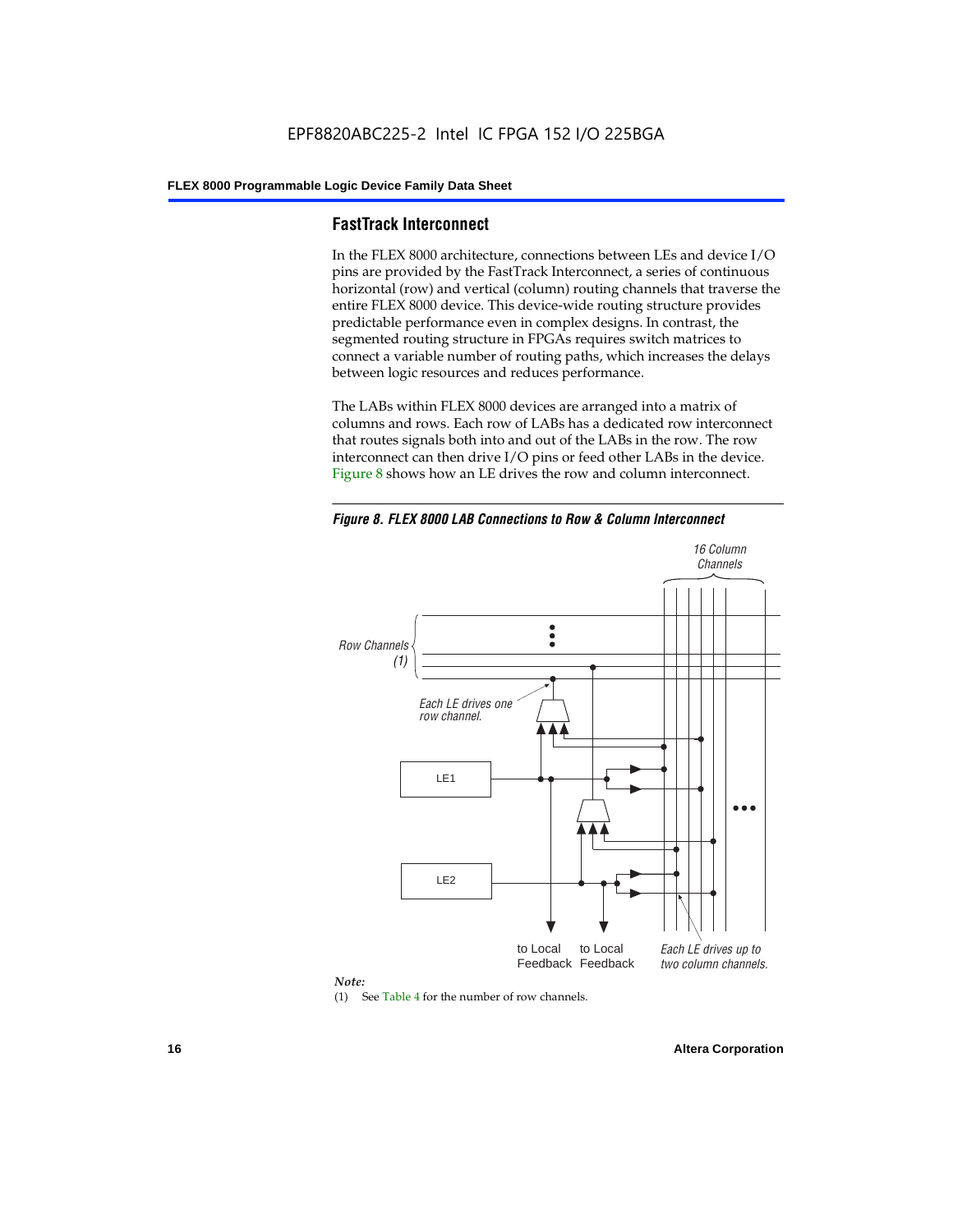## FastTrack Interconnect

In the FLEX 8000 architecture, connections between LEs and device I/O pins are provided by the FastTrack Interconnect, a series of continuous horizontal (row) and vertical (column) routing channels that traverse the entire FLEX 8000 device. This device-wide routing structure provides predictable performance even in complex designs. In contrast, the segmented routing structure in FPGAs requires switch matrices to connect a variable number of routing paths, which increases the delays between logic resources and reduces performance.

The LABs within FLEX 8000 devices are arranged into a matrix of columns and rows. Each row of LABs has a dedicated row interconnect that routes signals both into and out of the LABs in the row. The row interconnect can then drive I/O pins or feed other LABs in the device. Figure 8 shows how an LE drives the row and column interconnect.

*Figure 8. FLEX 8000 LAB Connections to Row & Column Interconnect*

16 Column Channels

Row Channels (1)

Each LE drives one row channel.

LE1

LE2

to Local Feedback

to Local Feedback

Each LE drives up to two column channels.

*Note:*

(1) See Table 4 for the number of row channels.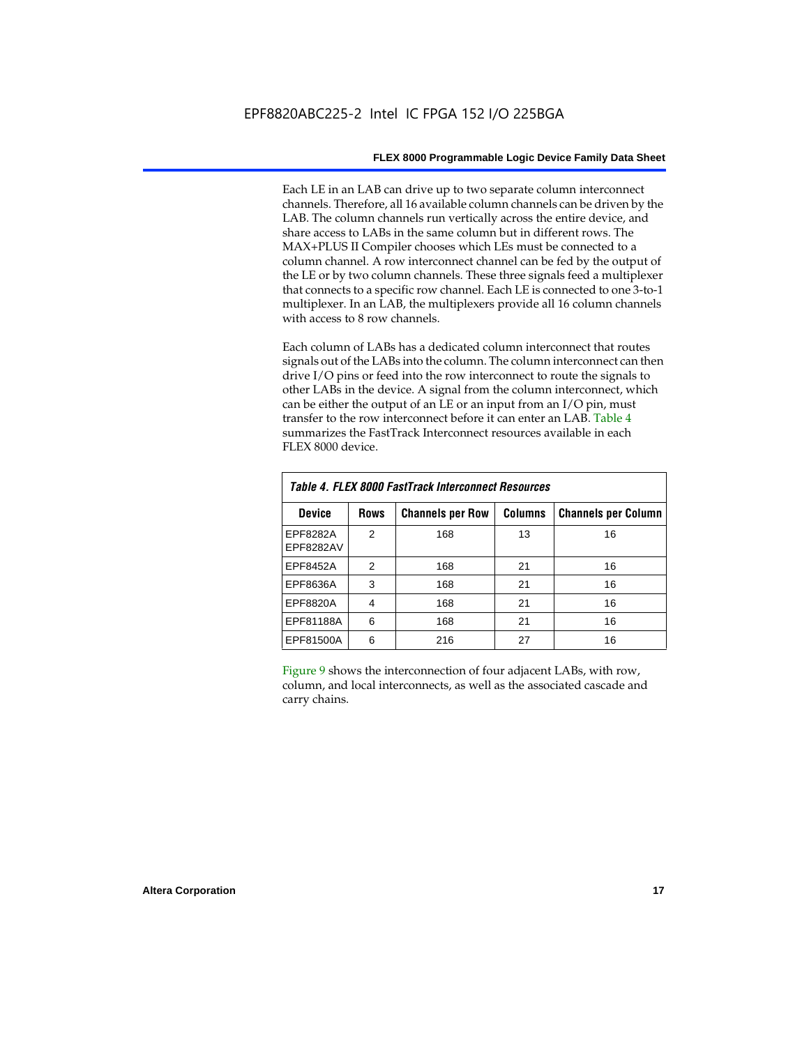Each LE in an LAB can drive up to two separate column interconnect channels. Therefore, all 16 available column channels can be driven by the LAB. The column channels run vertically across the entire device, and share access to LABs in the same column but in different rows. The MAX+PLUS II Compiler chooses which LEs must be connected to a column channel. A row interconnect channel can be fed by the output of the LE or by two column channels. These three signals feed a multiplexer that connects to a specific row channel. Each LE is connected to one 3-to-1 multiplexer. In an LAB, the multiplexers provide all 16 column channels with access to 8 row channels.

Each column of LABs has a dedicated column interconnect that routes signals out of the LABs into the column. The column interconnect can then drive I/O pins or feed into the row interconnect to route the signals to other LABs in the device. A signal from the column interconnect, which can be either the output of an LE or an input from an I/O pin, must transfer to the row interconnect before it can enter an LAB. Table 4 summarizes the FastTrack Interconnect resources available in each FLEX 8000 device.

*Table 4. FLEX 8000 FastTrack Interconnect Resources*

| Device | Rows | Channels per Row | Columns | Channels per Column |
|---|---|---|---|---|
| EPF8282A EPF8282AV | 2 | 168 | 13 | 16 |
| EPF8452A | 2 | 168 | 21 | 16 |
| EPF8636A | 3 | 168 | 21 | 16 |
| EPF8820A | 4 | 168 | 21 | 16 |
| EPF81188A | 6 | 168 | 21 | 16 |
| EPF81500A | 6 | 216 | 27 | 16 |

Figure 9 shows the interconnection of four adjacent LABs, with row, column, and local interconnects, as well as the associated cascade and carry chains.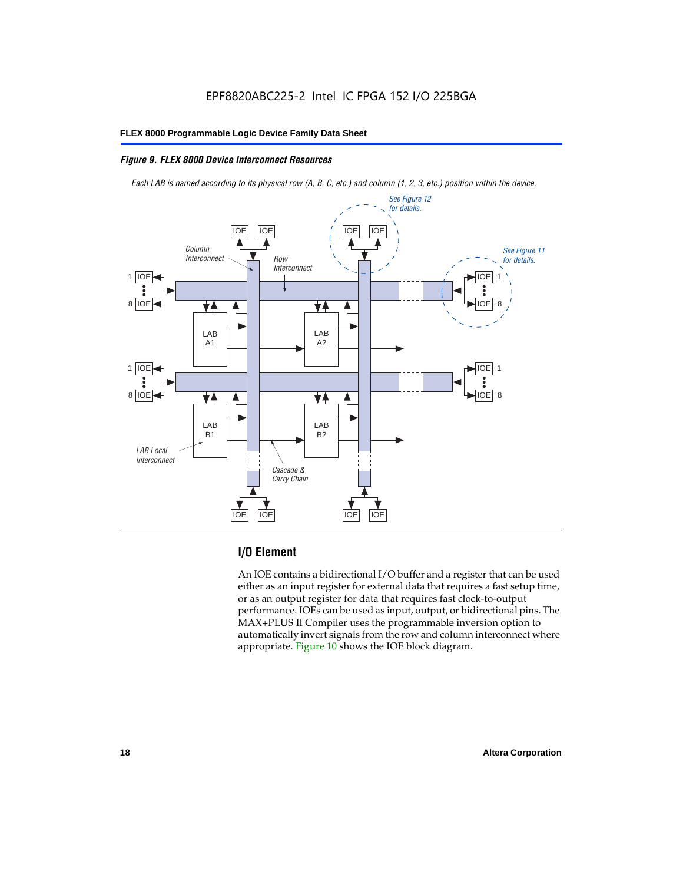*Figure 9. FLEX 8000 Device Interconnect Resources*

*Each LAB is named according to its physical row (A, B, C, etc.) and column (1, 2, 3, etc.) position within the device.*

See Figure 12 for details.

See Figure 11 for details.

Column Interconnect

Row Interconnect

IOE IOE IOE IOE

1 IOE

8 IOE

LAB A1

LAB A2

LAB B1

LAB B2

LAB Local Interconnect

Cascade & Carry Chain

## I/O Element

An IOE contains a bidirectional I/O buffer and a register that can be used either as an input register for external data that requires a fast setup time, or as an output register for data that requires fast clock-to-output performance. IOEs can be used as input, output, or bidirectional pins. The MAX+PLUS II Compiler uses the programmable inversion option to automatically invert signals from the row and column interconnect where appropriate. Figure 10 shows the IOE block diagram.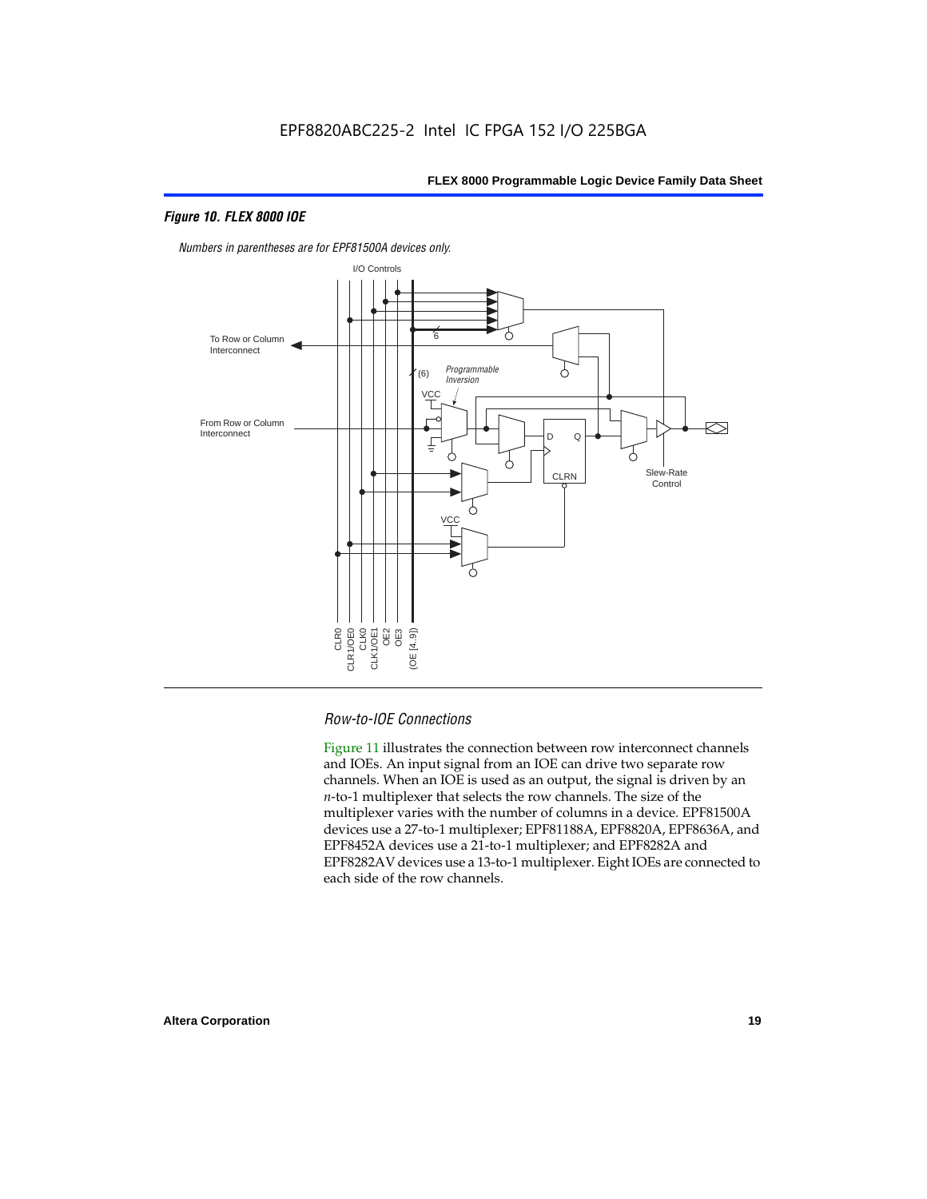EPF8820ABC225-2 Intel IC FPGA 152 I/O 225BGA

*Figure 10. FLEX 8000 IOE*

*Numbers in parentheses are for EPF81500A devices only.*

I/O Controls

To Row or Column Interconnect

From Row or Column Interconnect

6

(6)

Programmable Inversion

VCC

D

Q

CLRN

VCC

Slew-Rate Control

CLR0
CLR1/OE0
CLK0
CLK1/OE1
OE2
OE3
(OE [4..9])

### *Row-to-IOE Connections*

Figure 11 illustrates the connection between row interconnect channels and IOEs. An input signal from an IOE can drive two separate row channels. When an IOE is used as an output, the signal is driven by an $n$-to-1 multiplexer that selects the row channels. The size of the multiplexer varies with the number of columns in a device. EPF81500A devices use a 27-to-1 multiplexer; EPF81188A, EPF8820A, EPF8636A, and EPF8452A devices use a 21-to-1 multiplexer; and EPF8282A and EPF8282AV devices use a 13-to-1 multiplexer. Eight IOEs are connected to each side of the row channels.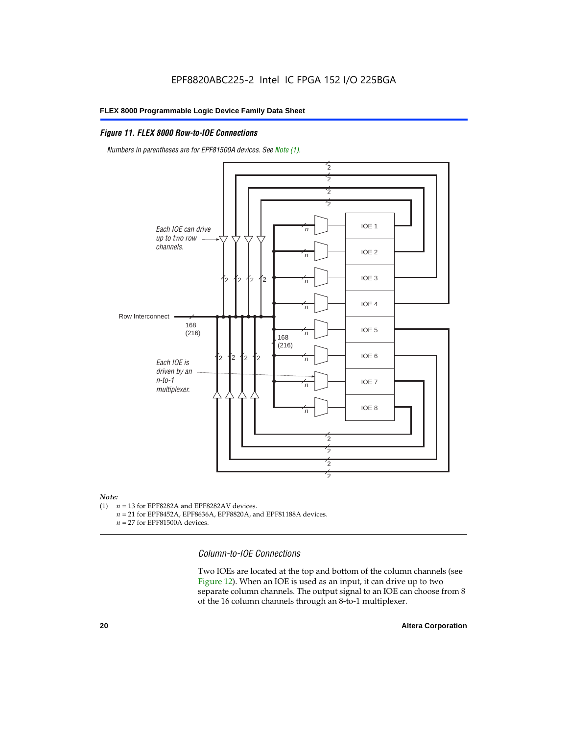EPF8820ABC225-2 Intel IC FPGA 152 I/O 225BGA

*Figure 11. FLEX 8000 Row-to-IOE Connections*

*Numbers in parentheses are for EPF81500A devices. See Note (1).*

IOE 1
IOE 2
IOE 3
IOE 4
IOE 5
IOE 6
IOE 7
IOE 8

*Each IOE can drive up to two row channels.*

Row Interconnect

168 (216)

168 (216)

*Each IOE is driven by an n-to-1 multiplexer.*

2

*n*

*Note:*

(1) $n$ = 13 for EPF8282A and EPF8282AV devices.
$n$ = 21 for EPF8452A, EPF8636A, EPF8820A, and EPF81188A devices.
$n$ = 27 for EPF81500A devices.

### *Column-to-IOE Connections*

Two IOEs are located at the top and bottom of the column channels (see Figure 12). When an IOE is used as an input, it can drive up to two separate column channels. The output signal to an IOE can choose from 8 of the 16 column channels through an 8-to-1 multiplexer.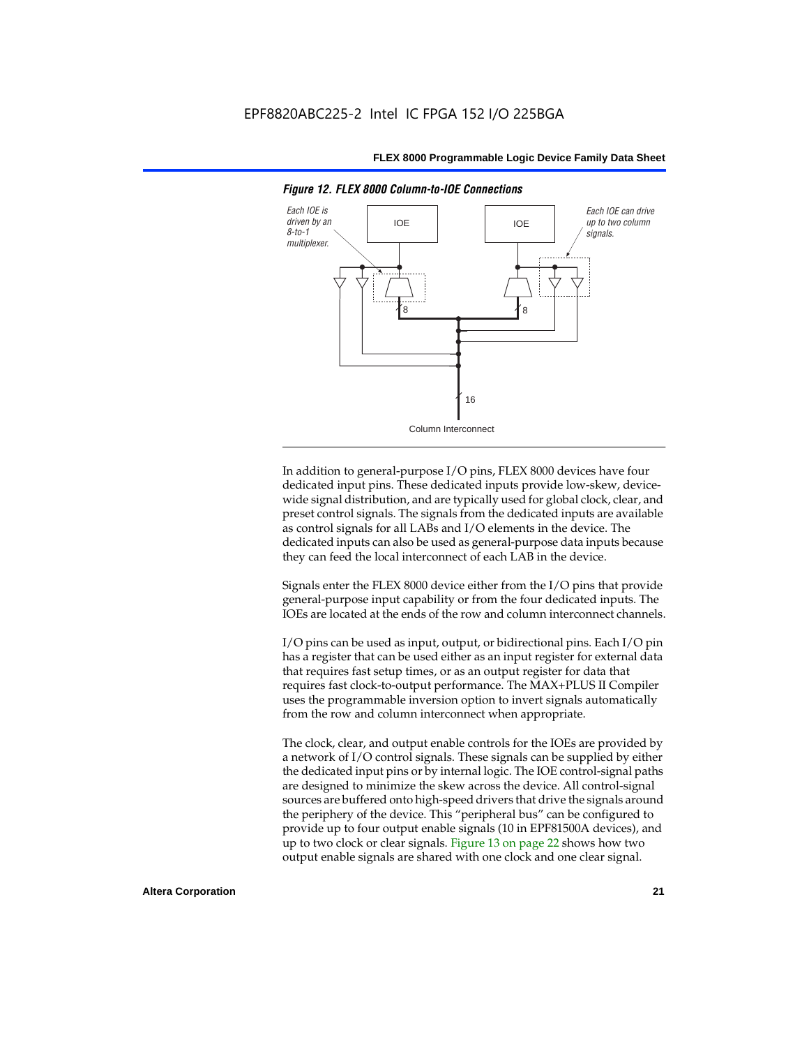*Figure 12. FLEX 8000 Column-to-IOE Connections*

Each IOE is driven by an 8-to-1 multiplexer.

Each IOE can drive up to two column signals.

IOE

IOE

8

8

16

Column Interconnect

In addition to general-purpose I/O pins, FLEX 8000 devices have four dedicated input pins. These dedicated inputs provide low-skew, device-wide signal distribution, and are typically used for global clock, clear, and preset control signals. The signals from the dedicated inputs are available as control signals for all LABs and I/O elements in the device. The dedicated inputs can also be used as general-purpose data inputs because they can feed the local interconnect of each LAB in the device.

Signals enter the FLEX 8000 device either from the I/O pins that provide general-purpose input capability or from the four dedicated inputs. The IOEs are located at the ends of the row and column interconnect channels.

I/O pins can be used as input, output, or bidirectional pins. Each I/O pin has a register that can be used either as an input register for external data that requires fast setup times, or as an output register for data that requires fast clock-to-output performance. The MAX+PLUS II Compiler uses the programmable inversion option to invert signals automatically from the row and column interconnect when appropriate.

The clock, clear, and output enable controls for the IOEs are provided by a network of I/O control signals. These signals can be supplied by either the dedicated input pins or by internal logic. The IOE control-signal paths are designed to minimize the skew across the device. All control-signal sources are buffered onto high-speed drivers that drive the signals around the periphery of the device. This "peripheral bus" can be configured to provide up to four output enable signals (10 in EPF81500A devices), and up to two clock or clear signals. Figure 13 on page 22 shows how two output enable signals are shared with one clock and one clear signal.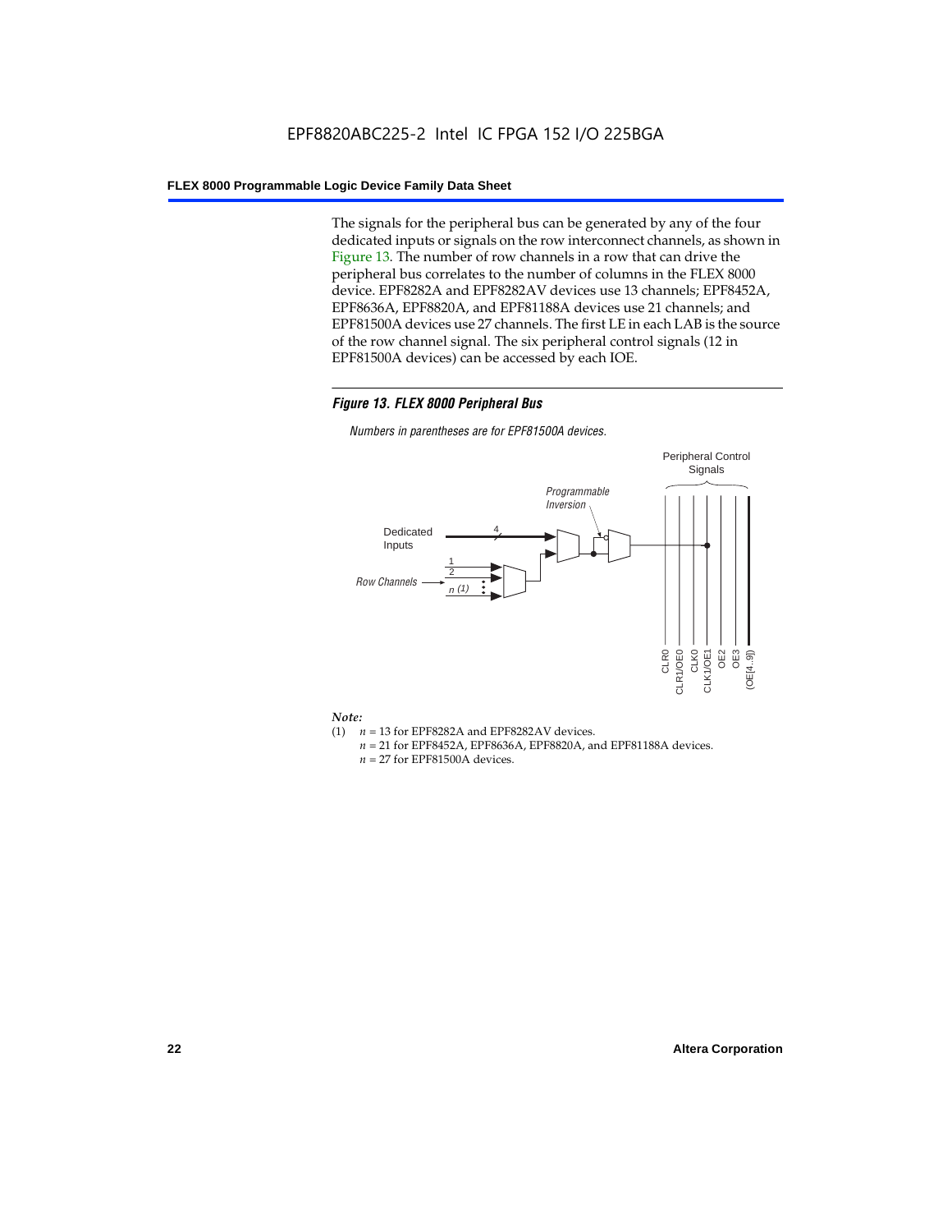The signals for the peripheral bus can be generated by any of the four dedicated inputs or signals on the row interconnect channels, as shown in Figure 13. The number of row channels in a row that can drive the peripheral bus correlates to the number of columns in the FLEX 8000 device. EPF8282A and EPF8282AV devices use 13 channels; EPF8452A, EPF8636A, EPF8820A, and EPF81188A devices use 21 channels; and EPF81500A devices use 27 channels. The first LE in each LAB is the source of the row channel signal. The six peripheral control signals (12 in EPF81500A devices) can be accessed by each IOE.

***Figure 13. FLEX 8000 Peripheral Bus***

*Numbers in parentheses are for EPF81500A devices.*

Peripheral Control Signals

Programmable Inversion

Dedicated Inputs

4

Row Channels

1

2

n (1)

CLR0

CLR1/OE0

CLK0

CLK1/OE1

OE2

OE3

(OE[4..9])

*Note:*

(1) $n$ = 13 for EPF8282A and EPF8282AV devices.
$n$ = 21 for EPF8452A, EPF8636A, EPF8820A, and EPF81188A devices.
$n$ = 27 for EPF81500A devices.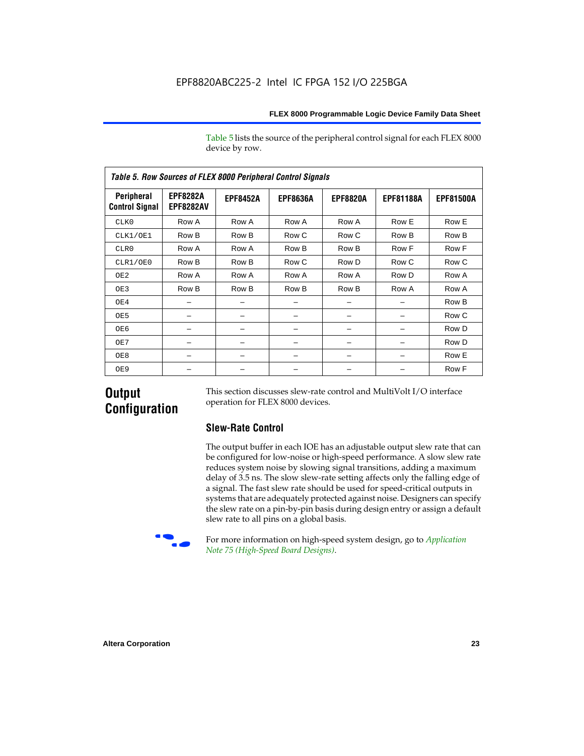Table 5 lists the source of the peripheral control signal for each FLEX 8000 device by row.

*Table 5. Row Sources of FLEX 8000 Peripheral Control Signals*

| Peripheral Control Signal | EPF8282A EPF8282AV | EPF8452A | EPF8636A | EPF8820A | EPF81188A | EPF81500A |
|---|---|---|---|---|---|---|
| CLK0 | Row A | Row A | Row A | Row A | Row E | Row E |
| CLK1/OE1 | Row B | Row B | Row C | Row C | Row B | Row B |
| CLR0 | Row A | Row A | Row B | Row B | Row F | Row F |
| CLR1/OE0 | Row B | Row B | Row C | Row D | Row C | Row C |
| OE2 | Row A | Row A | Row A | Row A | Row D | Row A |
| OE3 | Row B | Row B | Row B | Row B | Row A | Row A |
| OE4 | – | – | – | – | – | Row B |
| OE5 | – | – | – | – | – | Row C |
| OE6 | – | – | – | – | – | Row D |
| OE7 | – | – | – | – | – | Row D |
| OE8 | – | – | – | – | – | Row E |
| OE9 | – | – | – | – | – | Row F |

## Output Configuration

This section discusses slew-rate control and MultiVolt I/O interface operation for FLEX 8000 devices.

### Slew-Rate Control

The output buffer in each IOE has an adjustable output slew rate that can be configured for low-noise or high-speed performance. A slow slew rate reduces system noise by slowing signal transitions, adding a maximum delay of 3.5 ns. The slow slew-rate setting affects only the falling edge of a signal. The fast slew rate should be used for speed-critical outputs in systems that are adequately protected against noise. Designers can specify the slew rate on a pin-by-pin basis during design entry or assign a default slew rate to all pins on a global basis.

For more information on high-speed system design, go to *Application Note 75 (High-Speed Board Designs)*.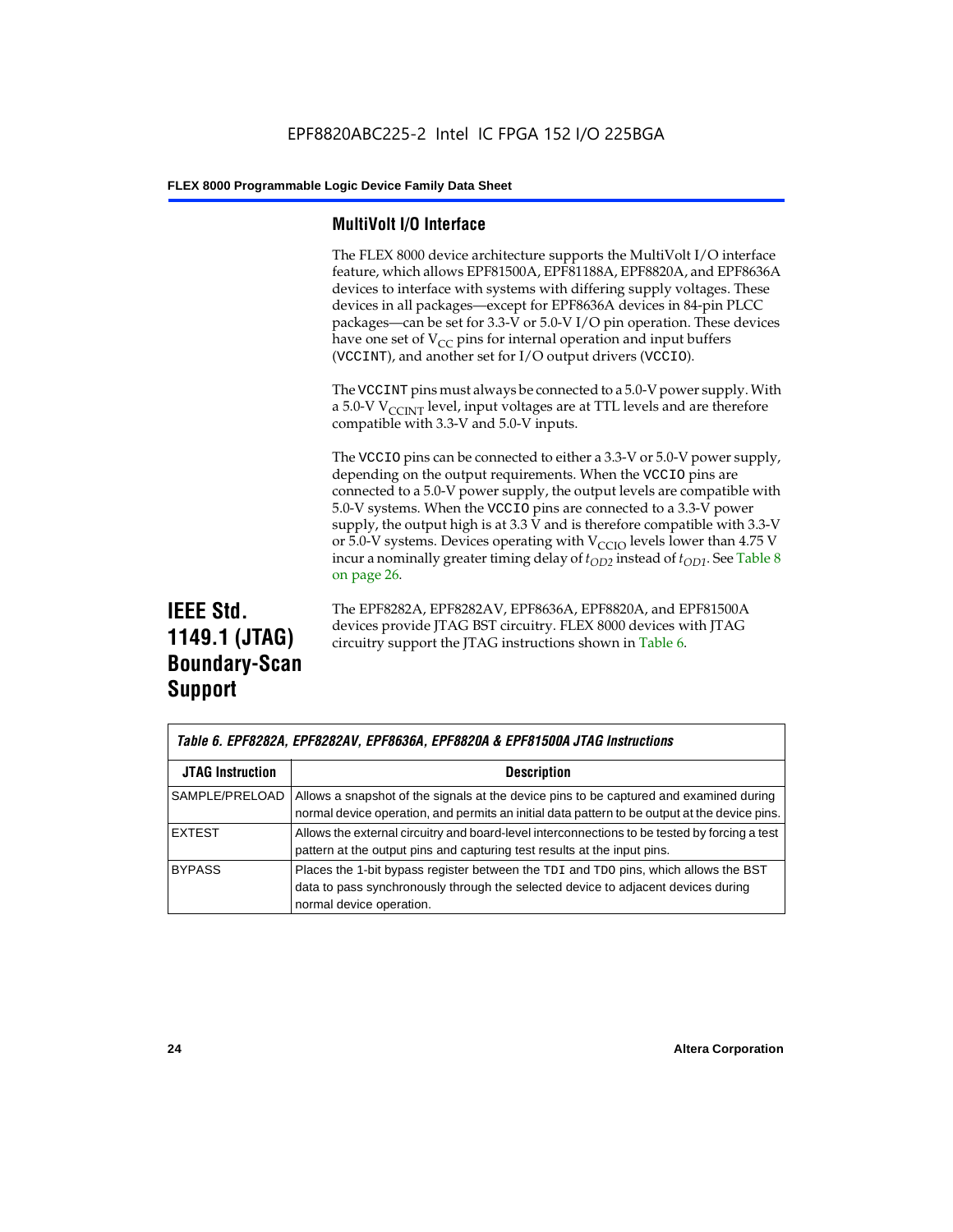### MultiVolt I/O Interface

The FLEX 8000 device architecture supports the MultiVolt I/O interface feature, which allows EPF81500A, EPF81188A, EPF8820A, and EPF8636A devices to interface with systems with differing supply voltages. These devices in all packages—except for EPF8636A devices in 84-pin PLCC packages—can be set for 3.3-V or 5.0-V I/O pin operation. These devices have one set of $V_{CC}$ pins for internal operation and input buffers (VCCINT), and another set for I/O output drivers (VCCIO).

The VCCINT pins must always be connected to a 5.0-V power supply. With a 5.0-V $V_{CCINT}$ level, input voltages are at TTL levels and are therefore compatible with 3.3-V and 5.0-V inputs.

The VCCIO pins can be connected to either a 3.3-V or 5.0-V power supply, depending on the output requirements. When the VCCIO pins are connected to a 5.0-V power supply, the output levels are compatible with 5.0-V systems. When the VCCIO pins are connected to a 3.3-V power supply, the output high is at 3.3 V and is therefore compatible with 3.3-V or 5.0-V systems. Devices operating with $V_{CCIO}$ levels lower than 4.75 V incur a nominally greater timing delay of $t_{OD2}$ instead of $t_{OD1}$. See Table 8 on page 26.

## IEEE Std. 1149.1 (JTAG) Boundary-Scan Support

The EPF8282A, EPF8282AV, EPF8636A, EPF8820A, and EPF81500A devices provide JTAG BST circuitry. FLEX 8000 devices with JTAG circuitry support the JTAG instructions shown in Table 6.

*Table 6. EPF8282A, EPF8282AV, EPF8636A, EPF8820A & EPF81500A JTAG Instructions*

| JTAG Instruction | Description |
| --- | --- |
| SAMPLE/PRELOAD | Allows a snapshot of the signals at the device pins to be captured and examined during normal device operation, and permits an initial data pattern to be output at the device pins. |
| EXTEST | Allows the external circuitry and board-level interconnections to be tested by forcing a test pattern at the output pins and capturing test results at the input pins. |
| BYPASS | Places the 1-bit bypass register between the TDI and TDO pins, which allows the BST data to pass synchronously through the selected device to adjacent devices during normal device operation. |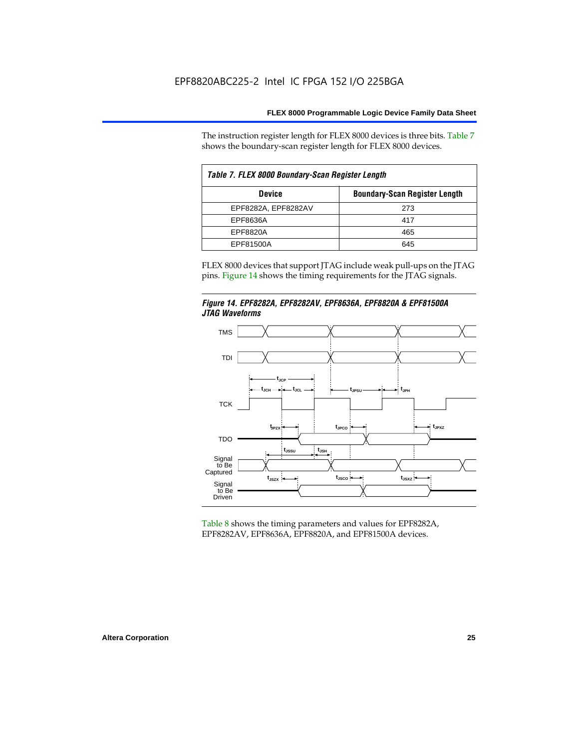The instruction register length for FLEX 8000 devices is three bits. Table 7 shows the boundary-scan register length for FLEX 8000 devices.

*Table 7. FLEX 8000 Boundary-Scan Register Length*

| Device | Boundary-Scan Register Length |
|---|---|
| EPF8282A, EPF8282AV | 273 |
| EPF8636A | 417 |
| EPF8820A | 465 |
| EPF81500A | 645 |

FLEX 8000 devices that support JTAG include weak pull-ups on the JTAG pins. Figure 14 shows the timing requirements for the JTAG signals.

***Figure 14. EPF8282A, EPF8282AV, EPF8636A, EPF8820A & EPF81500A JTAG Waveforms***

TMS

TDI

TCK

TDO

Signal to Be Captured

Signal to Be Driven

$t_{JCP}$

$t_{JCH}$

$t_{JCL}$

$t_{JPSU}$

$t_{JPH}$

$t_{JPZX}$

$t_{JPCO}$

$t_{JPXZ}$

$t_{JSSU}$

$t_{JSH}$

$t_{JSZX}$

$t_{JSCO}$

$t_{JSXZ}$

Table 8 shows the timing parameters and values for EPF8282A, EPF8282AV, EPF8636A, EPF8820A, and EPF81500A devices.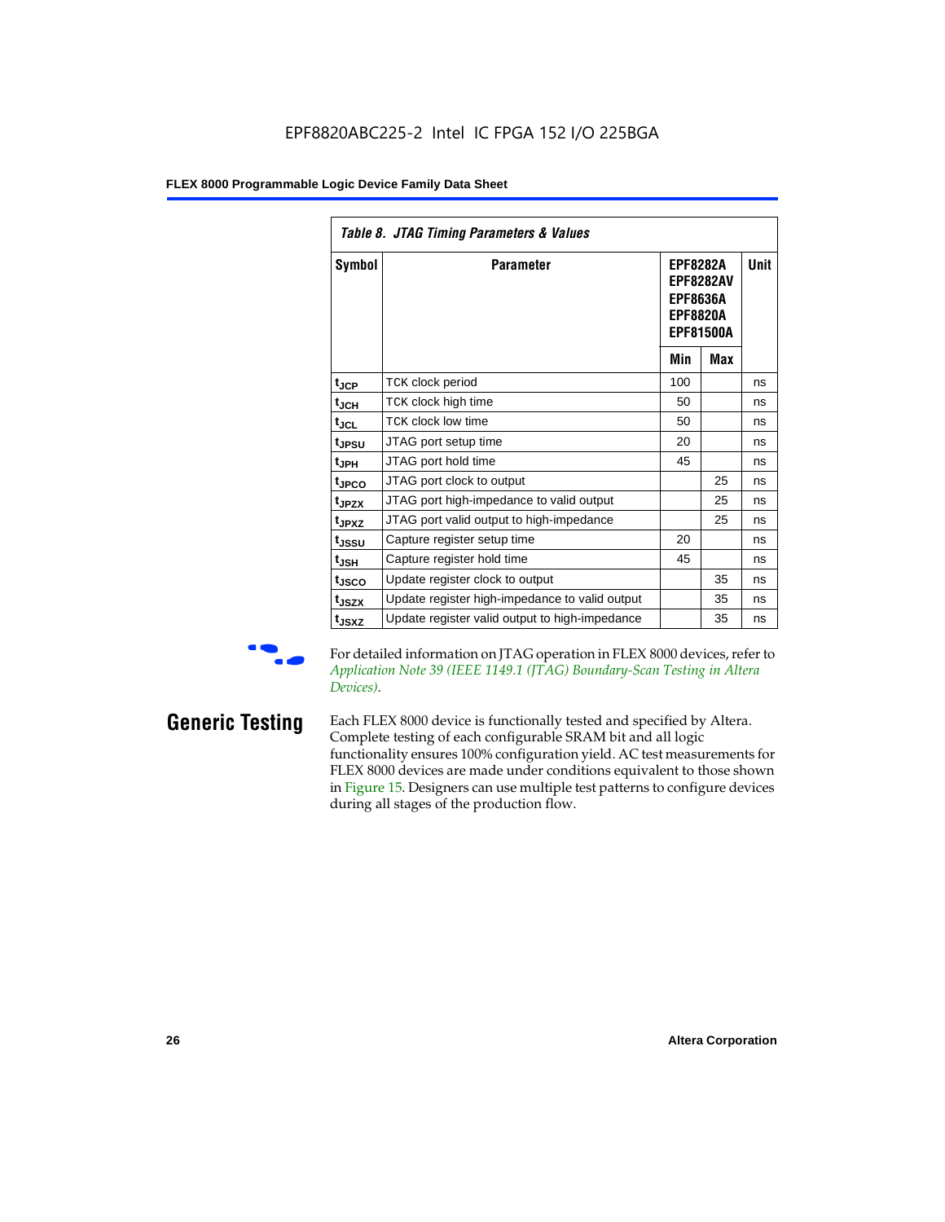Table 8. JTAG Timing Parameters & Values

| Symbol | Parameter | EPF8282A EPF8282AV EPF8636A EPF8820A EPF81500A | | Unit |
|---|---|---|---|---|
| | | Min | Max | |
| $t_{JCP}$ | TCK clock period | 100 | | ns |
| $t_{JCH}$ | TCK clock high time | 50 | | ns |
| $t_{JCL}$ | TCK clock low time | 50 | | ns |
| $t_{JPSU}$ | JTAG port setup time | 20 | | ns |
| $t_{JPH}$ | JTAG port hold time | 45 | | ns |
| $t_{JPCO}$ | JTAG port clock to output | | 25 | ns |
| $t_{JPZX}$ | JTAG port high-impedance to valid output | | 25 | ns |
| $t_{JPXZ}$ | JTAG port valid output to high-impedance | | 25 | ns |
| $t_{JSSU}$ | Capture register setup time | 20 | | ns |
| $t_{JSH}$ | Capture register hold time | 45 | | ns |
| $t_{JSCO}$ | Update register clock to output | | 35 | ns |
| $t_{JSZX}$ | Update register high-impedance to valid output | | 35 | ns |
| $t_{JSXZ}$ | Update register valid output to high-impedance | | 35 | ns |

For detailed information on JTAG operation in FLEX 8000 devices, refer to *Application Note 39 (IEEE 1149.1 (JTAG) Boundary-Scan Testing in Altera Devices)*.

## Generic Testing

Each FLEX 8000 device is functionally tested and specified by Altera. Complete testing of each configurable SRAM bit and all logic functionality ensures 100% configuration yield. AC test measurements for FLEX 8000 devices are made under conditions equivalent to those shown in Figure 15. Designers can use multiple test patterns to configure devices during all stages of the production flow.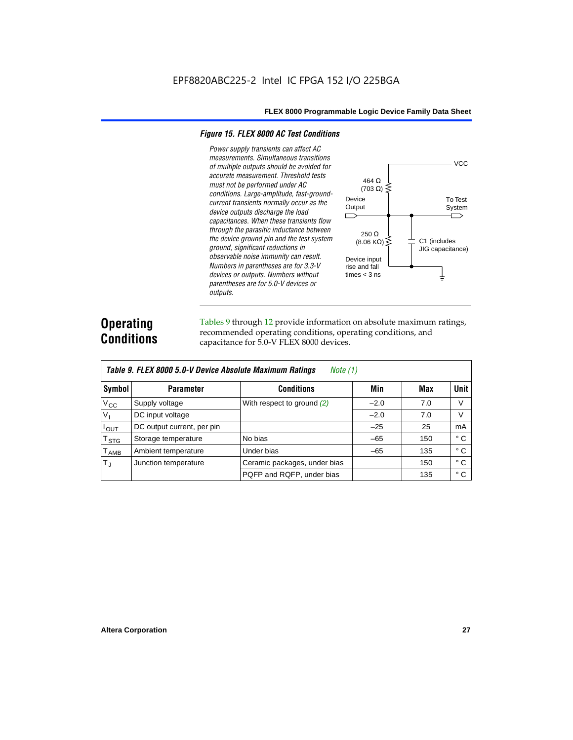EPF8820ABC225-2 Intel IC FPGA 152 I/O 225BGA

*Figure 15. FLEX 8000 AC Test Conditions*

*Power supply transients can affect AC measurements. Simultaneous transitions of multiple outputs should be avoided for accurate measurement. Threshold tests must not be performed under AC conditions. Large-amplitude, fast-ground-current transients normally occur as the device outputs discharge the load capacitances. When these transients flow through the parasitic inductance between the device ground pin and the test system ground, significant reductions in observable noise immunity can result. Numbers in parentheses are for 3.3-V devices or outputs. Numbers without parentheses are for 5.0-V devices or outputs.*

VCC
464 Ω
(703 Ω)
Device Output
To Test System
250 Ω
(8.06 KΩ)
C1 (includes JIG capacitance)
Device input rise and fall times < 3 ns

## Operating Conditions

Tables 9 through 12 provide information on absolute maximum ratings, recommended operating conditions, operating conditions, and capacitance for 5.0-V FLEX 8000 devices.

*Table 9. FLEX 8000 5.0-V Device Absolute Maximum Ratings* *Note (1)*

| Symbol | Parameter | Conditions | Min | Max | Unit |
|---|---|---|---|---|---|
| $V_{CC}$ | Supply voltage | With respect to ground *(2)* | –2.0 | 7.0 | V |
| $V_I$ | DC input voltage | | –2.0 | 7.0 | V |
| $I_{OUT}$ | DC output current, per pin | | –25 | 25 | mA |
| $T_{STG}$ | Storage temperature | No bias | –65 | 150 | ° C |
| $T_{AMB}$ | Ambient temperature | Under bias | –65 | 135 | ° C |
| $T_J$ | Junction temperature | Ceramic packages, under bias | | 150 | ° C |
| | | PQFP and RQFP, under bias | | 135 | ° C |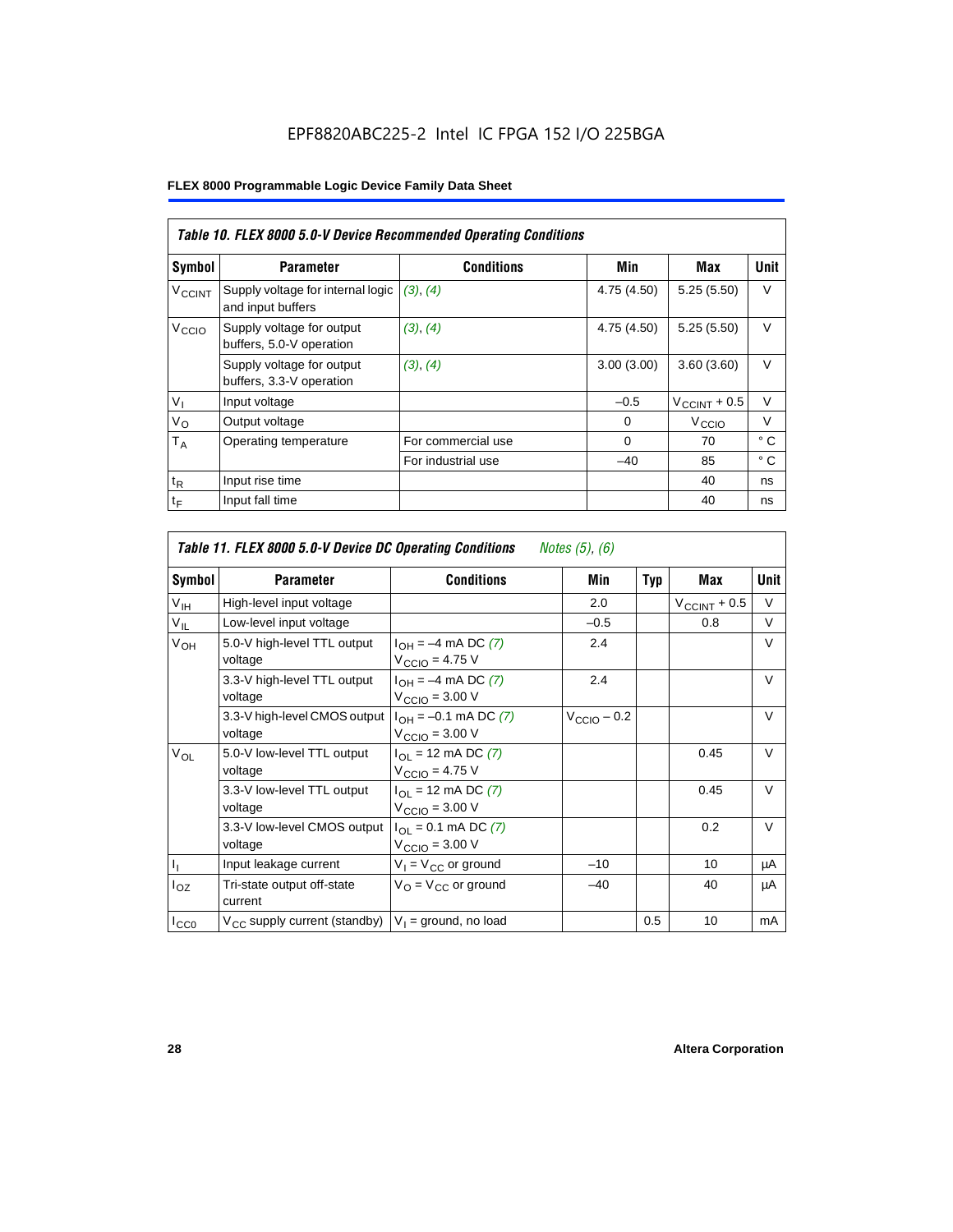EPF8820ABC225-2 Intel IC FPGA 152 I/O 225BGA

**FLEX 8000 Programmable Logic Device Family Data Sheet**

| *Table 10. FLEX 8000 5.0-V Device Recommended Operating Conditions* | | | | | |
|---|---|---|---|---|---|
| **Symbol** | **Parameter** | **Conditions** | **Min** | **Max** | **Unit** |
| $V_{CCINT}$ | Supply voltage for internal logic and input buffers | *(3)*, *(4)* | 4.75 (4.50) | 5.25 (5.50) | V |
| $V_{CCIO}$ | Supply voltage for output buffers, 5.0-V operation | *(3)*, *(4)* | 4.75 (4.50) | 5.25 (5.50) | V |
| | Supply voltage for output buffers, 3.3-V operation | *(3)*, *(4)* | 3.00 (3.00) | 3.60 (3.60) | V |
| $V_I$ | Input voltage | | –0.5 | $V_{CCINT}$ + 0.5 | V |
| $V_O$ | Output voltage | | 0 | $V_{CCIO}$ | V |
| $T_A$ | Operating temperature | For commercial use | 0 | 70 | ° C |
| | | For industrial use | –40 | 85 | ° C |
| $t_R$ | Input rise time | | | 40 | ns |
| $t_F$ | Input fall time | | | 40 | ns |

| *Table 11. FLEX 8000 5.0-V Device DC Operating Conditions* *Notes (5), (6)* | | | | | | |
|---|---|---|---|---|---|---|
| **Symbol** | **Parameter** | **Conditions** | **Min** | **Typ** | **Max** | **Unit** |
| $V_{IH}$ | High-level input voltage | | 2.0 | | $V_{CCINT}$ + 0.5 | V |
| $V_{IL}$ | Low-level input voltage | | –0.5 | | 0.8 | V |
| $V_{OH}$ | 5.0-V high-level TTL output voltage | $I_{OH}$ = –4 mA DC *(7)* $V_{CCIO}$ = 4.75 V | 2.4 | | | V |
| | 3.3-V high-level TTL output voltage | $I_{OH}$ = –4 mA DC *(7)* $V_{CCIO}$ = 3.00 V | 2.4 | | | V |
| | 3.3-V high-level CMOS output voltage | $I_{OH}$ = –0.1 mA DC *(7)* $V_{CCIO}$ = 3.00 V | $V_{CCIO}$ – 0.2 | | | V |
| $V_{OL}$ | 5.0-V low-level TTL output voltage | $I_{OL}$ = 12 mA DC *(7)* $V_{CCIO}$ = 4.75 V | | | 0.45 | V |
| | 3.3-V low-level TTL output voltage | $I_{OL}$ = 12 mA DC *(7)* $V_{CCIO}$ = 3.00 V | | | 0.45 | V |
| | 3.3-V low-level CMOS output voltage | $I_{OL}$ = 0.1 mA DC *(7)* $V_{CCIO}$ = 3.00 V | | | 0.2 | V |
| $I_I$ | Input leakage current | $V_I$ = $V_{CC}$ or ground | –10 | | 10 | µA |
| $I_{OZ}$ | Tri-state output off-state current | $V_O$ = $V_{CC}$ or ground | –40 | | 40 | µA |
| $I_{CC0}$ | $V_{CC}$ supply current (standby) | $V_I$ = ground, no load | | 0.5 | 10 | mA |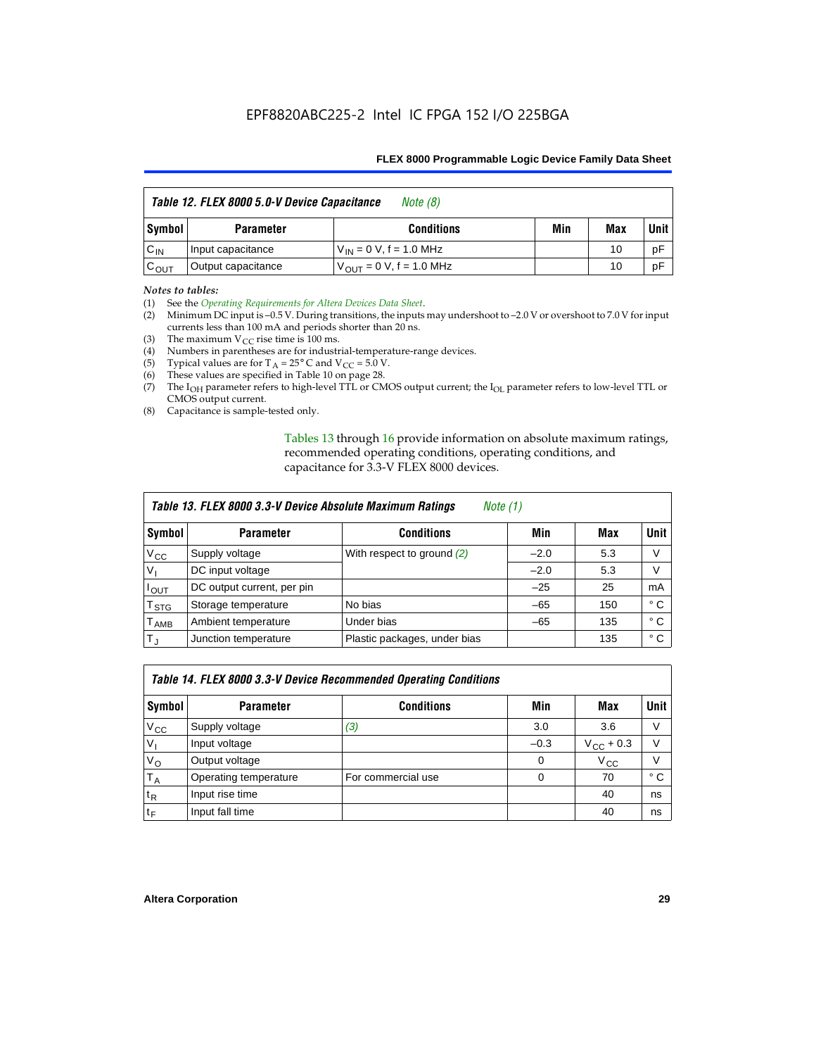| Table 12. FLEX 8000 5.0-V Device Capacitance *Note (8)* | | | | | |
|---|---|---|---|---|---|
| **Symbol** | **Parameter** | **Conditions** | **Min** | **Max** | **Unit** |
| $C_{IN}$ | Input capacitance | $V_{IN}$ = 0 V, f = 1.0 MHz | | 10 | pF |
| $C_{OUT}$ | Output capacitance | $V_{OUT}$ = 0 V, f = 1.0 MHz | | 10 | pF |

*Notes to tables:*

(1) See the *Operating Requirements for Altera Devices Data Sheet*.
(2) Minimum DC input is –0.5 V. During transitions, the inputs may undershoot to –2.0 V or overshoot to 7.0 V for input currents less than 100 mA and periods shorter than 20 ns.
(3) The maximum $V_{CC}$ rise time is 100 ms.
(4) Numbers in parentheses are for industrial-temperature-range devices.
(5) Typical values are for $T_A$ = 25° C and $V_{CC}$ = 5.0 V.
(6) These values are specified in Table 10 on page 28.
(7) The $I_{OH}$ parameter refers to high-level TTL or CMOS output current; the $I_{OL}$ parameter refers to low-level TTL or CMOS output current.
(8) Capacitance is sample-tested only.

Tables 13 through 16 provide information on absolute maximum ratings, recommended operating conditions, operating conditions, and capacitance for 3.3-V FLEX 8000 devices.

| Table 13. FLEX 8000 3.3-V Device Absolute Maximum Ratings *Note (1)* | | | | | |
|---|---|---|---|---|---|
| **Symbol** | **Parameter** | **Conditions** | **Min** | **Max** | **Unit** |
| $V_{CC}$ | Supply voltage | With respect to ground *(2)* | –2.0 | 5.3 | V |
| $V_I$ | DC input voltage | | –2.0 | 5.3 | V |
| $I_{OUT}$ | DC output current, per pin | | –25 | 25 | mA |
| $T_{STG}$ | Storage temperature | No bias | –65 | 150 | ° C |
| $T_{AMB}$ | Ambient temperature | Under bias | –65 | 135 | ° C |
| $T_J$ | Junction temperature | Plastic packages, under bias | | 135 | ° C |

| Table 14. FLEX 8000 3.3-V Device Recommended Operating Conditions | | | | | |
|---|---|---|---|---|---|
| **Symbol** | **Parameter** | **Conditions** | **Min** | **Max** | **Unit** |
| $V_{CC}$ | Supply voltage | *(3)* | 3.0 | 3.6 | V |
| $V_I$ | Input voltage | | –0.3 | $V_{CC}$ + 0.3 | V |
| $V_O$ | Output voltage | | 0 | $V_{CC}$ | V |
| $T_A$ | Operating temperature | For commercial use | 0 | 70 | ° C |
| $t_R$ | Input rise time | | | 40 | ns |
| $t_F$ | Input fall time | | | 40 | ns |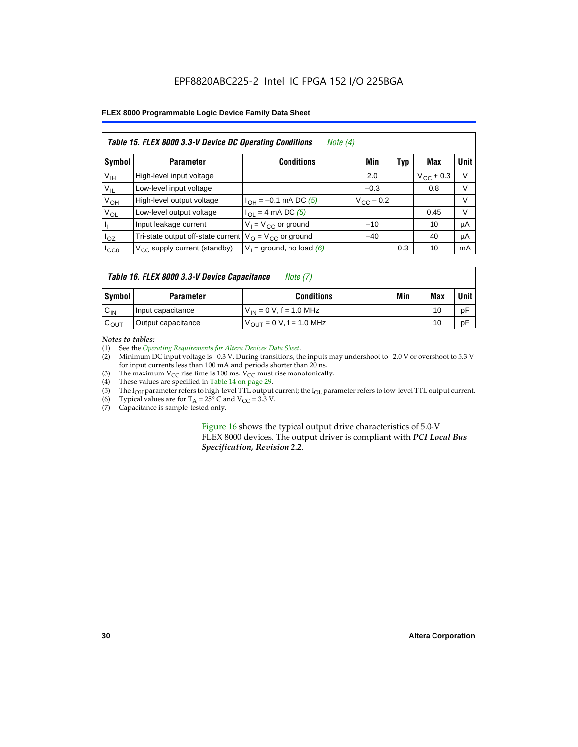## Table 15. FLEX 8000 3.3-V Device DC Operating Conditions *Note (4)*

| Symbol | Parameter | Conditions | Min | Typ | Max | Unit |
|---|---|---|---|---|---|---|
| $V_{IH}$ | High-level input voltage | | 2.0 | | $V_{CC}$ + 0.3 | V |
| $V_{IL}$ | Low-level input voltage | | –0.3 | | 0.8 | V |
| $V_{OH}$ | High-level output voltage | $I_{OH}$ = –0.1 mA DC *(5)* | $V_{CC}$ – 0.2 | | | V |
| $V_{OL}$ | Low-level output voltage | $I_{OL}$ = 4 mA DC *(5)* | | | 0.45 | V |
| $I_I$ | Input leakage current | $V_I$ = $V_{CC}$ or ground | –10 | | 10 | μA |
| $I_{OZ}$ | Tri-state output off-state current | $V_O$ = $V_{CC}$ or ground | –40 | | 40 | μA |
| $I_{CC0}$ | $V_{CC}$ supply current (standby) | $V_I$ = ground, no load *(6)* | | 0.3 | 10 | mA |

## Table 16. FLEX 8000 3.3-V Device Capacitance *Note (7)*

| Symbol | Parameter | Conditions | Min | Max | Unit |
|---|---|---|---|---|---|
| $C_{IN}$ | Input capacitance | $V_{IN}$ = 0 V, f = 1.0 MHz | | 10 | pF |
| $C_{OUT}$ | Output capacitance | $V_{OUT}$ = 0 V, f = 1.0 MHz | | 10 | pF |

*Notes to tables:*

(1) See the *Operating Requirements for Altera Devices Data Sheet*.
(2) Minimum DC input voltage is –0.3 V. During transitions, the inputs may undershoot to –2.0 V or overshoot to 5.3 V for input currents less than 100 mA and periods shorter than 20 ns.
(3) The maximum $V_{CC}$ rise time is 100 ms. $V_{CC}$ must rise monotonically.
(4) These values are specified in Table 14 on page 29.
(5) The $I_{OH}$ parameter refers to high-level TTL output current; the $I_{OL}$ parameter refers to low-level TTL output current.
(6) Typical values are for $T_A$ = 25° C and $V_{CC}$ = 3.3 V.
(7) Capacitance is sample-tested only.

Figure 16 shows the typical output drive characteristics of 5.0-V FLEX 8000 devices. The output driver is compliant with ***PCI Local Bus Specification, Revision 2.2***.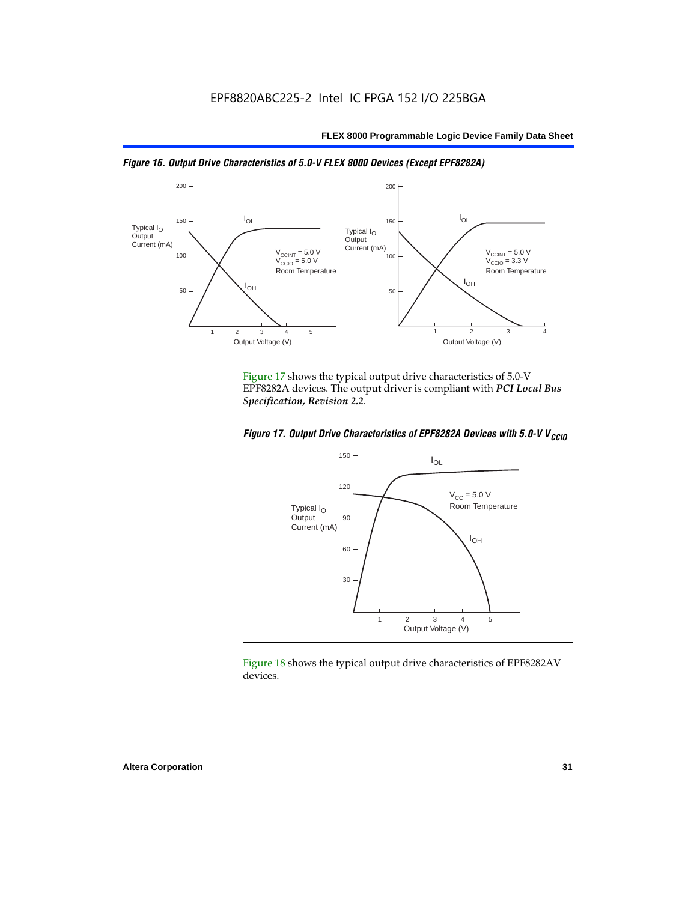*Figure 16. Output Drive Characteristics of 5.0-V FLEX 8000 Devices (Except EPF8282A)*

Typical $I_O$ Output Current (mA)

200
150
100
50

$I_{OL}$

$I_{OH}$

$V_{CCINT}$ = 5.0 V
$V_{CCIO}$ = 5.0 V
Room Temperature

1 2 3 4 5
Output Voltage (V)

Typical $I_O$ Output Current (mA)

200
150
100
50

$I_{OL}$

$I_{OH}$

$V_{CCINT}$ = 5.0 V
$V_{CCIO}$ = 3.3 V
Room Temperature

1 2 3 4
Output Voltage (V)

Figure 17 shows the typical output drive characteristics of 5.0-V EPF8282A devices. The output driver is compliant with *PCI Local Bus Specification, Revision 2.2*.

*Figure 17. Output Drive Characteristics of EPF8282A Devices with 5.0-V $V_{CCIO}$*

Typical $I_O$ Output Current (mA)

150
120
90
60
30

$I_{OL}$

$I_{OH}$

$V_{CC}$ = 5.0 V
Room Temperature

1 2 3 4 5
Output Voltage (V)

Figure 18 shows the typical output drive characteristics of EPF8282AV devices.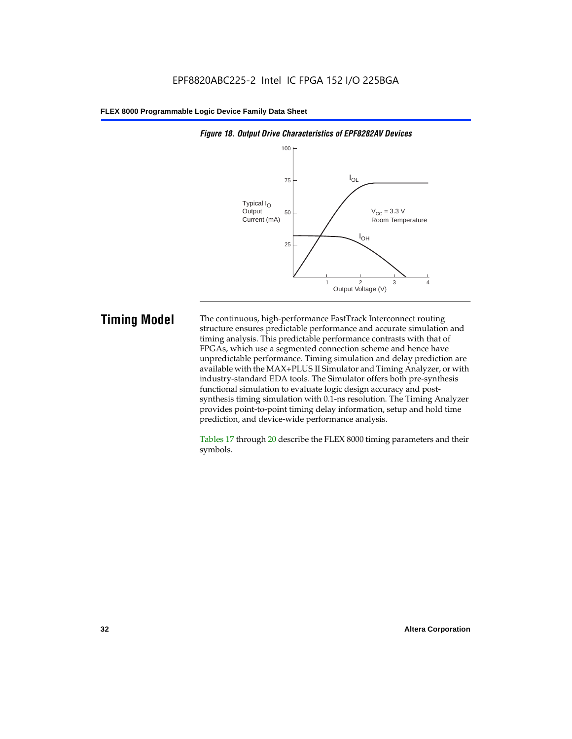*Figure 18. Output Drive Characteristics of EPF8282AV Devices*

Typical $I_O$ Output Current (mA)

100

75

50

25

$I_{OL}$

$I_{OH}$

$V_{CC}$ = 3.3 V
Room Temperature

1 2 3 4

Output Voltage (V)

## Timing Model

The continuous, high-performance FastTrack Interconnect routing structure ensures predictable performance and accurate simulation and timing analysis. This predictable performance contrasts with that of FPGAs, which use a segmented connection scheme and hence have unpredictable performance. Timing simulation and delay prediction are available with the MAX+PLUS II Simulator and Timing Analyzer, or with industry-standard EDA tools. The Simulator offers both pre-synthesis functional simulation to evaluate logic design accuracy and post-synthesis timing simulation with 0.1-ns resolution. The Timing Analyzer provides point-to-point timing delay information, setup and hold time prediction, and device-wide performance analysis.

Tables 17 through 20 describe the FLEX 8000 timing parameters and their symbols.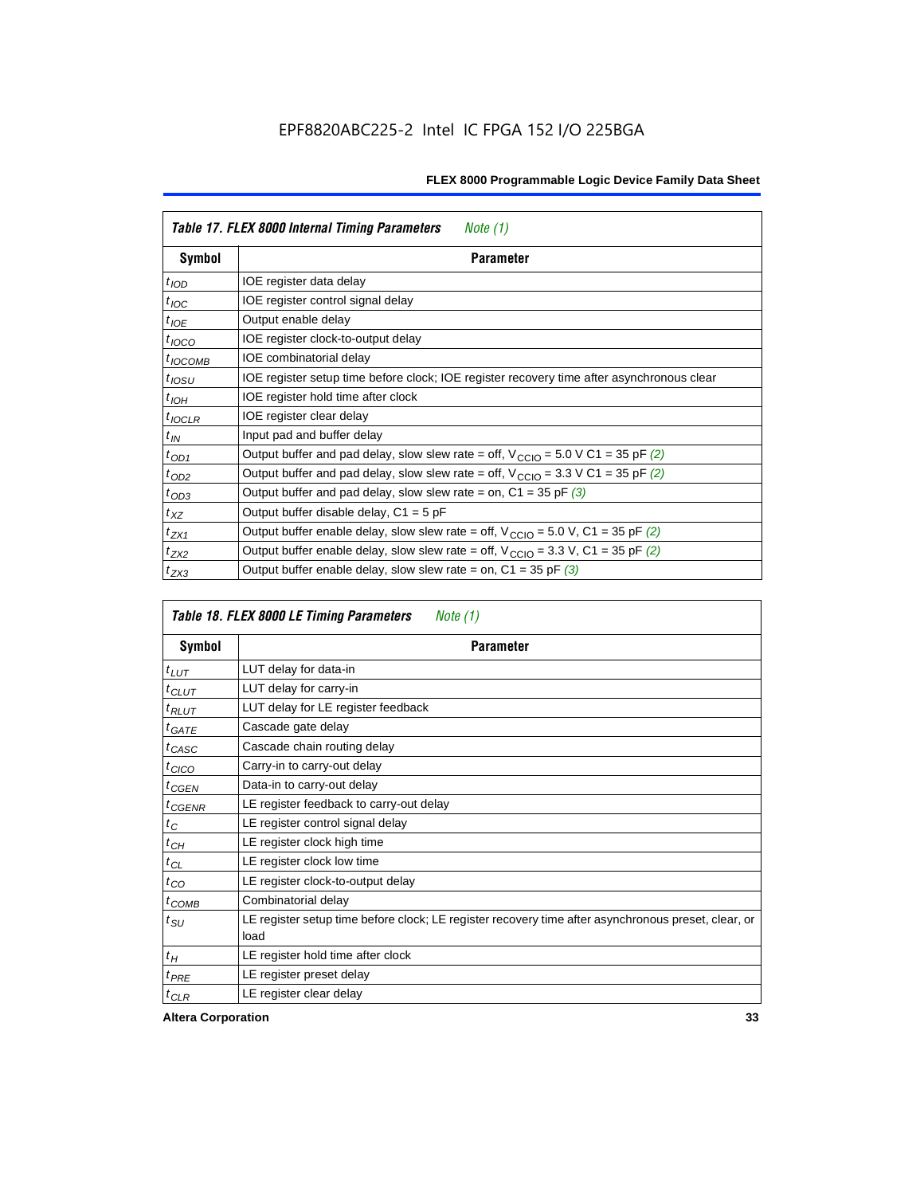| Table 17. FLEX 8000 Internal Timing Parameters *Note (1)* | |
|---|---|
| **Symbol** | **Parameter** |
| $t_{IOD}$ | IOE register data delay |
| $t_{IOC}$ | IOE register control signal delay |
| $t_{IOE}$ | Output enable delay |
| $t_{IOCO}$ | IOE register clock-to-output delay |
| $t_{IOCOMB}$ | IOE combinatorial delay |
| $t_{IOSU}$ | IOE register setup time before clock; IOE register recovery time after asynchronous clear |
| $t_{IOH}$ | IOE register hold time after clock |
| $t_{IOCLR}$ | IOE register clear delay |
| $t_{IN}$ | Input pad and buffer delay |
| $t_{OD1}$ | Output buffer and pad delay, slow slew rate = off, $V_{CCIO}$ = 5.0 V C1 = 35 pF *(2)* |
| $t_{OD2}$ | Output buffer and pad delay, slow slew rate = off, $V_{CCIO}$ = 3.3 V C1 = 35 pF *(2)* |
| $t_{OD3}$ | Output buffer and pad delay, slow slew rate = on, C1 = 35 pF *(3)* |
| $t_{XZ}$ | Output buffer disable delay, C1 = 5 pF |
| $t_{ZX1}$ | Output buffer enable delay, slow slew rate = off, $V_{CCIO}$ = 5.0 V, C1 = 35 pF *(2)* |
| $t_{ZX2}$ | Output buffer enable delay, slow slew rate = off, $V_{CCIO}$ = 3.3 V, C1 = 35 pF *(2)* |
| $t_{ZX3}$ | Output buffer enable delay, slow slew rate = on, C1 = 35 pF *(3)* |

| Table 18. FLEX 8000 LE Timing Parameters *Note (1)* | |
|---|---|
| **Symbol** | **Parameter** |
| $t_{LUT}$ | LUT delay for data-in |
| $t_{CLUT}$ | LUT delay for carry-in |
| $t_{RLUT}$ | LUT delay for LE register feedback |
| $t_{GATE}$ | Cascade gate delay |
| $t_{CASC}$ | Cascade chain routing delay |
| $t_{CICO}$ | Carry-in to carry-out delay |
| $t_{CGEN}$ | Data-in to carry-out delay |
| $t_{CGENR}$ | LE register feedback to carry-out delay |
| $t_{C}$ | LE register control signal delay |
| $t_{CH}$ | LE register clock high time |
| $t_{CL}$ | LE register clock low time |
| $t_{CO}$ | LE register clock-to-output delay |
| $t_{COMB}$ | Combinatorial delay |
| $t_{SU}$ | LE register setup time before clock; LE register recovery time after asynchronous preset, clear, or load |
| $t_{H}$ | LE register hold time after clock |
| $t_{PRE}$ | LE register preset delay |
| $t_{CLR}$ | LE register clear delay |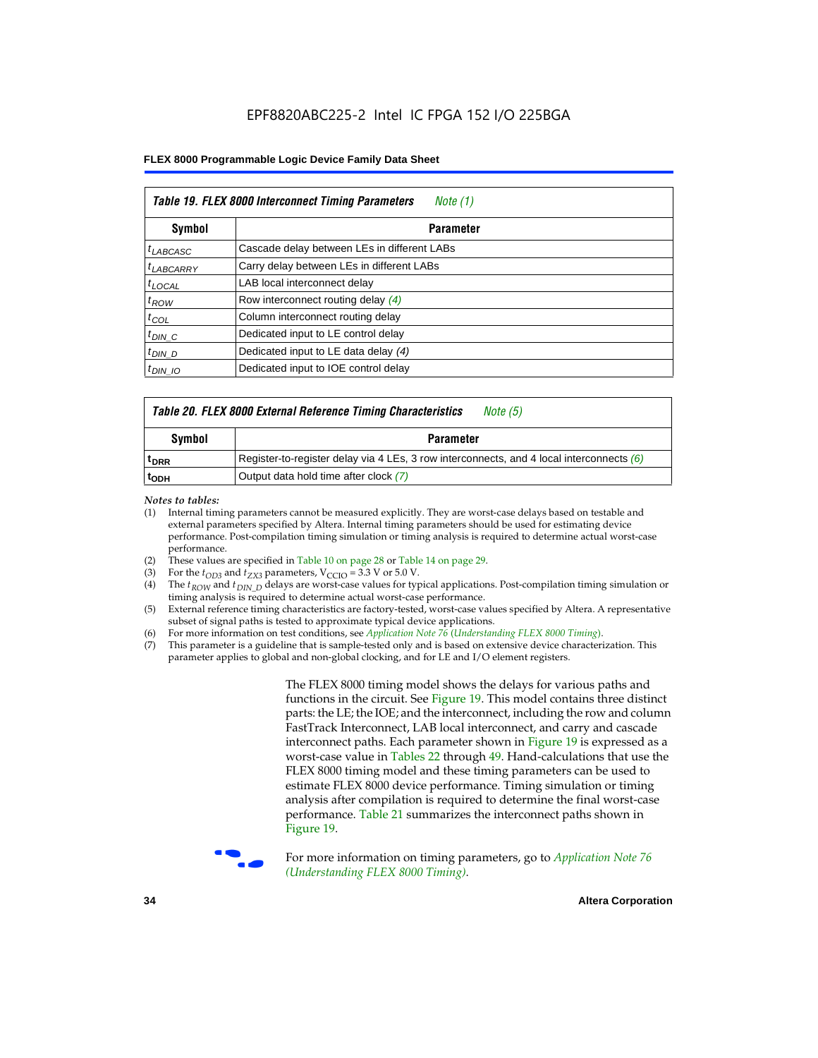## Table 19. FLEX 8000 Interconnect Timing Parameters *Note (1)*

| Symbol | Parameter |
|---|---|
| $t_{LABCASC}$ | Cascade delay between LEs in different LABs |
| $t_{LABCARRY}$ | Carry delay between LEs in different LABs |
| $t_{LOCAL}$ | LAB local interconnect delay |
| $t_{ROW}$ | Row interconnect routing delay *(4)* |
| $t_{COL}$ | Column interconnect routing delay |
| $t_{DIN\_C}$ | Dedicated input to LE control delay |
| $t_{DIN\_D}$ | Dedicated input to LE data delay *(4)* |
| $t_{DIN\_IO}$ | Dedicated input to IOE control delay |

## Table 20. FLEX 8000 External Reference Timing Characteristics *Note (5)*

| Symbol | Parameter |
|---|---|
| $t_{DRR}$ | Register-to-register delay via 4 LEs, 3 row interconnects, and 4 local interconnects *(6)* |
| $t_{ODH}$ | Output data hold time after clock *(7)* |

*Notes to tables:*

(1) Internal timing parameters cannot be measured explicitly. They are worst-case delays based on testable and external parameters specified by Altera. Internal timing parameters should be used for estimating device performance. Post-compilation timing simulation or timing analysis is required to determine actual worst-case performance.

(2) These values are specified in Table 10 on page 28 or Table 14 on page 29.

(3) For the $t_{OD3}$ and $t_{ZX3}$ parameters, $V_{CCIO}$ = 3.3 V or 5.0 V.

(4) The $t_{ROW}$ and $t_{DIN\_D}$ delays are worst-case values for typical applications. Post-compilation timing simulation or timing analysis is required to determine actual worst-case performance.

(5) External reference timing characteristics are factory-tested, worst-case values specified by Altera. A representative subset of signal paths is tested to approximate typical device applications.

(6) For more information on test conditions, see *Application Note 76 (Understanding FLEX 8000 Timing)*.

(7) This parameter is a guideline that is sample-tested only and is based on extensive device characterization. This parameter applies to global and non-global clocking, and for LE and I/O element registers.

The FLEX 8000 timing model shows the delays for various paths and functions in the circuit. See Figure 19. This model contains three distinct parts: the LE; the IOE; and the interconnect, including the row and column FastTrack Interconnect, LAB local interconnect, and carry and cascade interconnect paths. Each parameter shown in Figure 19 is expressed as a worst-case value in Tables 22 through 49. Hand-calculations that use the FLEX 8000 timing model and these timing parameters can be used to estimate FLEX 8000 device performance. Timing simulation or timing analysis after compilation is required to determine the final worst-case performance. Table 21 summarizes the interconnect paths shown in Figure 19.

For more information on timing parameters, go to *Application Note 76 (Understanding FLEX 8000 Timing)*.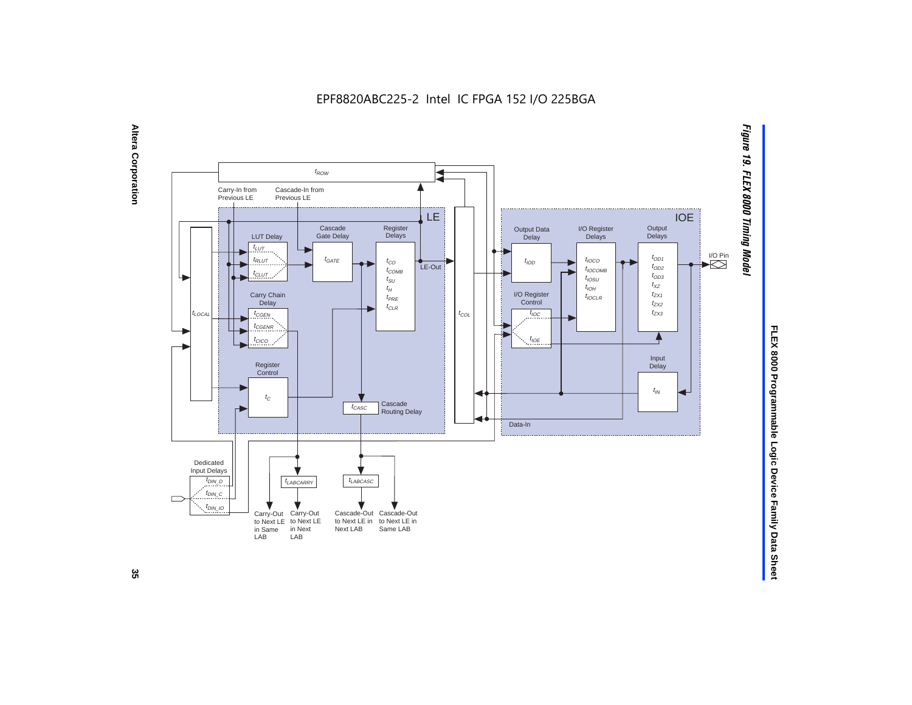EPF8820ABC225-2 Intel IC FPGA 152 I/O 225BGA

**Figure 19. FLEX 8000 Timing Model**

$t_{ROW}$

Carry-In from Previous LE

Cascade-In from Previous LE

LE

LUT Delay

$t_{LUT}$

$t_{RLUT}$

$t_{CLUT}$

Cascade Gate Delay

$t_{GATE}$

Register Delays

$t_{CO}$

$t_{COMB}$

$t_{SU}$

$t_H$

$t_{PRE}$

$t_{CLR}$

LE-Out

$t_{LOCAL}$

Carry Chain Delay

$t_{CGEN}$

$t_{CGENR}$

$t_{CICO}$

Register Control

$t_C$

$t_{CASC}$

Cascade Routing Delay

$t_{COL}$

IOE

Output Data Delay

$t_{IOD}$

I/O Register Delays

$t_{IOCO}$

$t_{IOCOMB}$

$t_{IOSU}$

$t_{IOH}$

$t_{IOCLR}$

Output Delays

$t_{OD1}$

$t_{OD2}$

$t_{OD3}$

$t_{XZ}$

$t_{ZX1}$

$t_{ZX2}$

$t_{ZX3}$

I/O Pin

I/O Register Control

$t_{IOC}$

$t_{IOE}$

Input Delay

$t_{IN}$

Data-In

Dedicated Input Delays

$t_{DIN\_D}$

$t_{DIN\_C}$

$t_{DIN\_IO}$

$t_{LABCARRY}$

$t_{LABCASC}$

Carry-Out to Next LE in Same LAB

Carry-Out to Next LE in Next LAB

Cascade-Out to Next LE in Next LAB

Cascade-Out to Next LE in Same LAB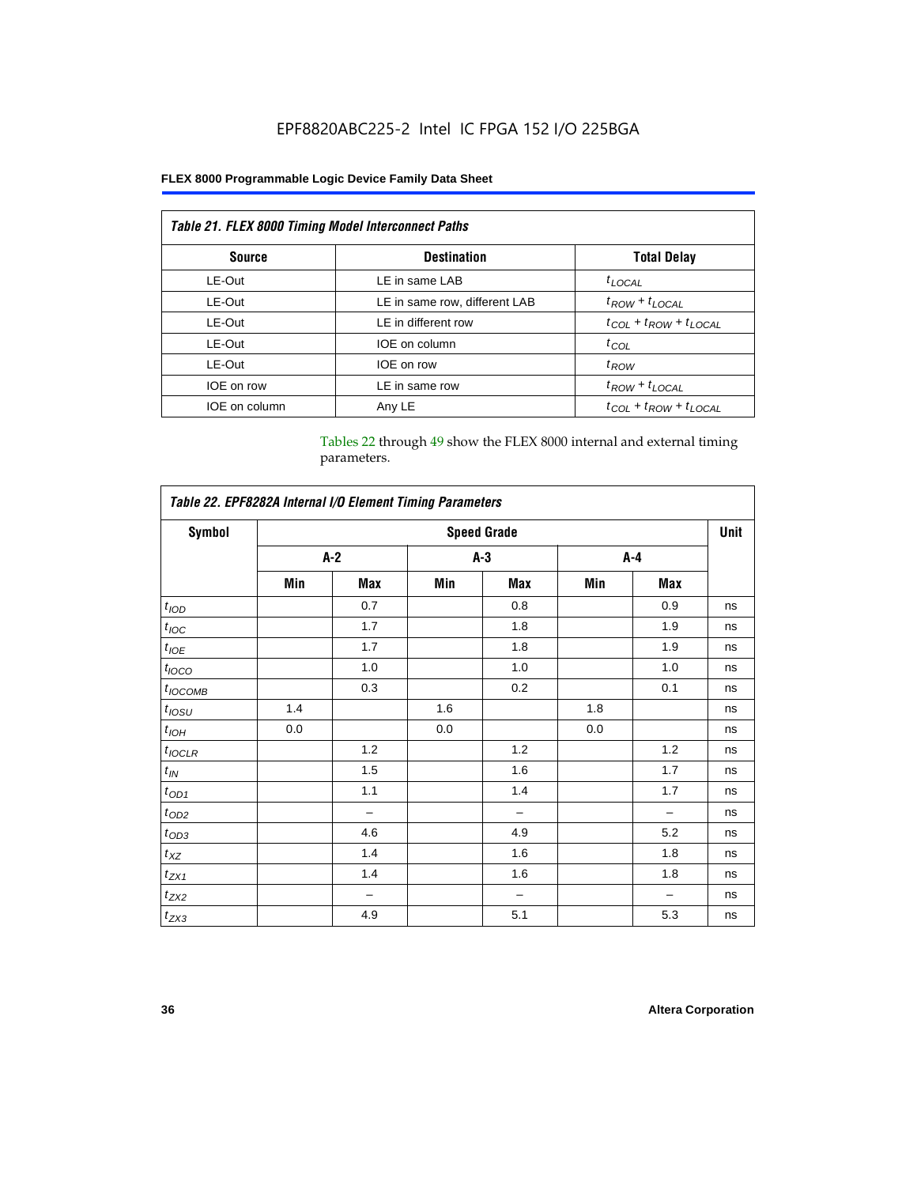EPF8820ABC225-2 Intel IC FPGA 152 I/O 225BGA

| Table 21. FLEX 8000 Timing Model Interconnect Paths | | |
| --- | --- | --- |
| **Source** | **Destination** | **Total Delay** |
| LE-Out | LE in same LAB | $t_{LOCAL}$ |
| LE-Out | LE in same row, different LAB | $t_{ROW} + t_{LOCAL}$ |
| LE-Out | LE in different row | $t_{COL} + t_{ROW} + t_{LOCAL}$ |
| LE-Out | IOE on column | $t_{COL}$ |
| LE-Out | IOE on row | $t_{ROW}$ |
| IOE on row | LE in same row | $t_{ROW} + t_{LOCAL}$ |
| IOE on column | Any LE | $t_{COL} + t_{ROW} + t_{LOCAL}$ |

Tables 22 through 49 show the FLEX 8000 internal and external timing parameters.

| Table 22. EPF8282A Internal I/O Element Timing Parameters | | | | | | | |
| --- | --- | --- | --- | --- | --- | --- | --- |
| **Symbol** | **Speed Grade** | | | | | | **Unit** |
| | **A-2** | | **A-3** | | **A-4** | | |
| | **Min** | **Max** | **Min** | **Max** | **Min** | **Max** | |
| $t_{IOD}$ | | 0.7 | | 0.8 | | 0.9 | ns |
| $t_{IOC}$ | | 1.7 | | 1.8 | | 1.9 | ns |
| $t_{IOE}$ | | 1.7 | | 1.8 | | 1.9 | ns |
| $t_{IOCO}$ | | 1.0 | | 1.0 | | 1.0 | ns |
| $t_{IOCOMB}$ | | 0.3 | | 0.2 | | 0.1 | ns |
| $t_{IOSU}$ | 1.4 | | 1.6 | | 1.8 | | ns |
| $t_{IOH}$ | 0.0 | | 0.0 | | 0.0 | | ns |
| $t_{IOCLR}$ | | 1.2 | | 1.2 | | 1.2 | ns |
| $t_{IN}$ | | 1.5 | | 1.6 | | 1.7 | ns |
| $t_{OD1}$ | | 1.1 | | 1.4 | | 1.7 | ns |
| $t_{OD2}$ | | – | | – | | – | ns |
| $t_{OD3}$ | | 4.6 | | 4.9 | | 5.2 | ns |
| $t_{XZ}$ | | 1.4 | | 1.6 | | 1.8 | ns |
| $t_{ZX1}$ | | 1.4 | | 1.6 | | 1.8 | ns |
| $t_{ZX2}$ | | – | | – | | – | ns |
| $t_{ZX3}$ | | 4.9 | | 5.1 | | 5.3 | ns |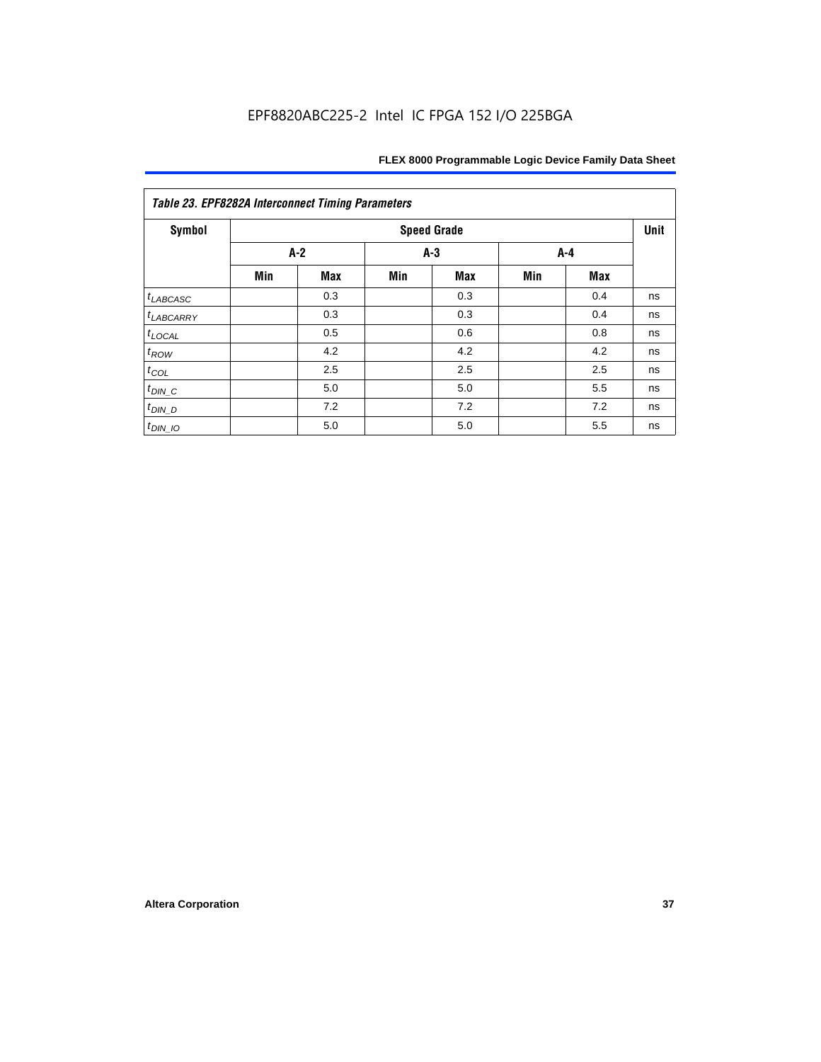EPF8820ABC225-2 Intel IC FPGA 152 I/O 225BGA

| Table 23. EPF8282A Interconnect Timing Parameters | | | | | | | |
|---|---|---|---|---|---|---|---|
| Symbol | Speed Grade | | | | | | Unit |
| | A-2 | | A-3 | | A-4 | | |
| | Min | Max | Min | Max | Min | Max | |
| $t_{LABCASC}$ | | 0.3 | | 0.3 | | 0.4 | ns |
| $t_{LABCARRY}$ | | 0.3 | | 0.3 | | 0.4 | ns |
| $t_{LOCAL}$ | | 0.5 | | 0.6 | | 0.8 | ns |
| $t_{ROW}$ | | 4.2 | | 4.2 | | 4.2 | ns |
| $t_{COL}$ | | 2.5 | | 2.5 | | 2.5 | ns |
| $t_{DIN\_C}$ | | 5.0 | | 5.0 | | 5.5 | ns |
| $t_{DIN\_D}$ | | 7.2 | | 7.2 | | 7.2 | ns |
| $t_{DIN\_IO}$ | | 5.0 | | 5.0 | | 5.5 | ns |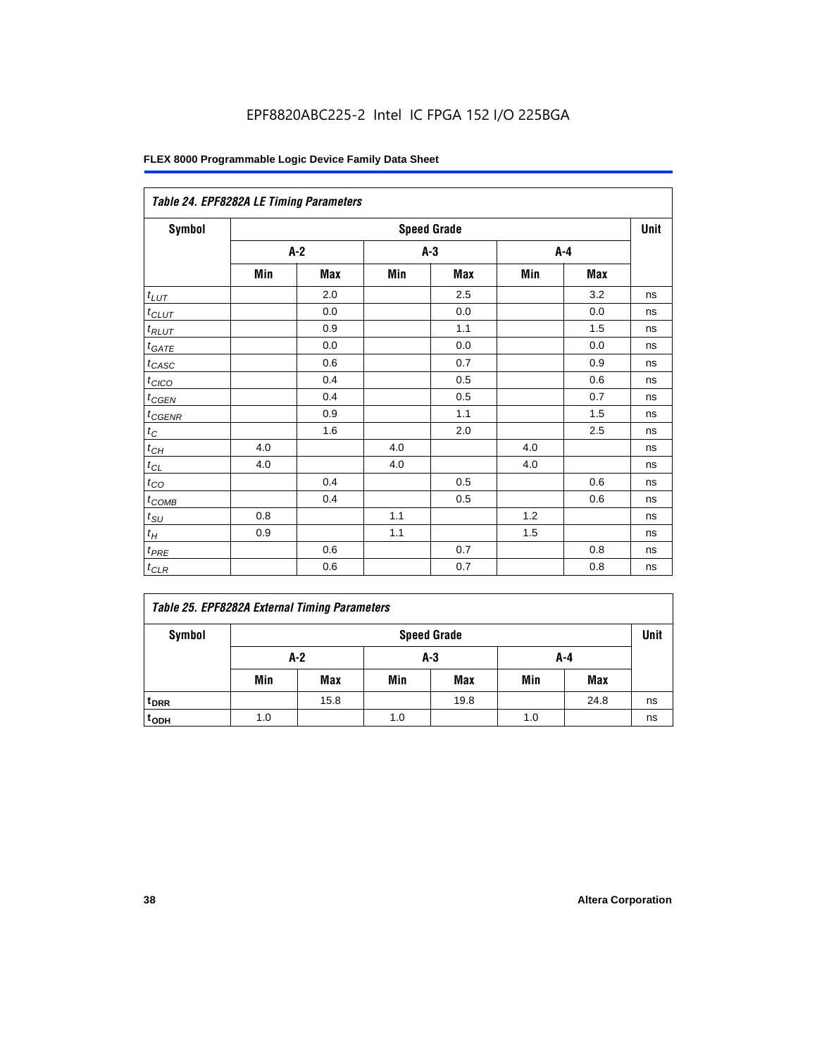EPF8820ABC225-2 Intel IC FPGA 152 I/O 225BGA

### Table 24. EPF8282A LE Timing Parameters

| Symbol | Speed Grade | | | | | | Unit |
|---|---|---|---|---|---|---|---|
| | A-2 | | A-3 | | A-4 | | |
| | Min | Max | Min | Max | Min | Max | |
| $t_{LUT}$ | | 2.0 | | 2.5 | | 3.2 | ns |
| $t_{CLUT}$ | | 0.0 | | 0.0 | | 0.0 | ns |
| $t_{RLUT}$ | | 0.9 | | 1.1 | | 1.5 | ns |
| $t_{GATE}$ | | 0.0 | | 0.0 | | 0.0 | ns |
| $t_{CASC}$ | | 0.6 | | 0.7 | | 0.9 | ns |
| $t_{CICO}$ | | 0.4 | | 0.5 | | 0.6 | ns |
| $t_{CGEN}$ | | 0.4 | | 0.5 | | 0.7 | ns |
| $t_{CGENR}$ | | 0.9 | | 1.1 | | 1.5 | ns |
| $t_{C}$ | | 1.6 | | 2.0 | | 2.5 | ns |
| $t_{CH}$ | 4.0 | | 4.0 | | 4.0 | | ns |
| $t_{CL}$ | 4.0 | | 4.0 | | 4.0 | | ns |
| $t_{CO}$ | | 0.4 | | 0.5 | | 0.6 | ns |
| $t_{COMB}$ | | 0.4 | | 0.5 | | 0.6 | ns |
| $t_{SU}$ | 0.8 | | 1.1 | | 1.2 | | ns |
| $t_{H}$ | 0.9 | | 1.1 | | 1.5 | | ns |
| $t_{PRE}$ | | 0.6 | | 0.7 | | 0.8 | ns |
| $t_{CLR}$ | | 0.6 | | 0.7 | | 0.8 | ns |

### Table 25. EPF8282A External Timing Parameters

| Symbol | Speed Grade | | | | | | Unit |
|---|---|---|---|---|---|---|---|
| | A-2 | | A-3 | | A-4 | | |
| | Min | Max | Min | Max | Min | Max | |
| $t_{DRR}$ | | 15.8 | | 19.8 | | 24.8 | ns |
| $t_{ODH}$ | 1.0 | | 1.0 | | 1.0 | | ns |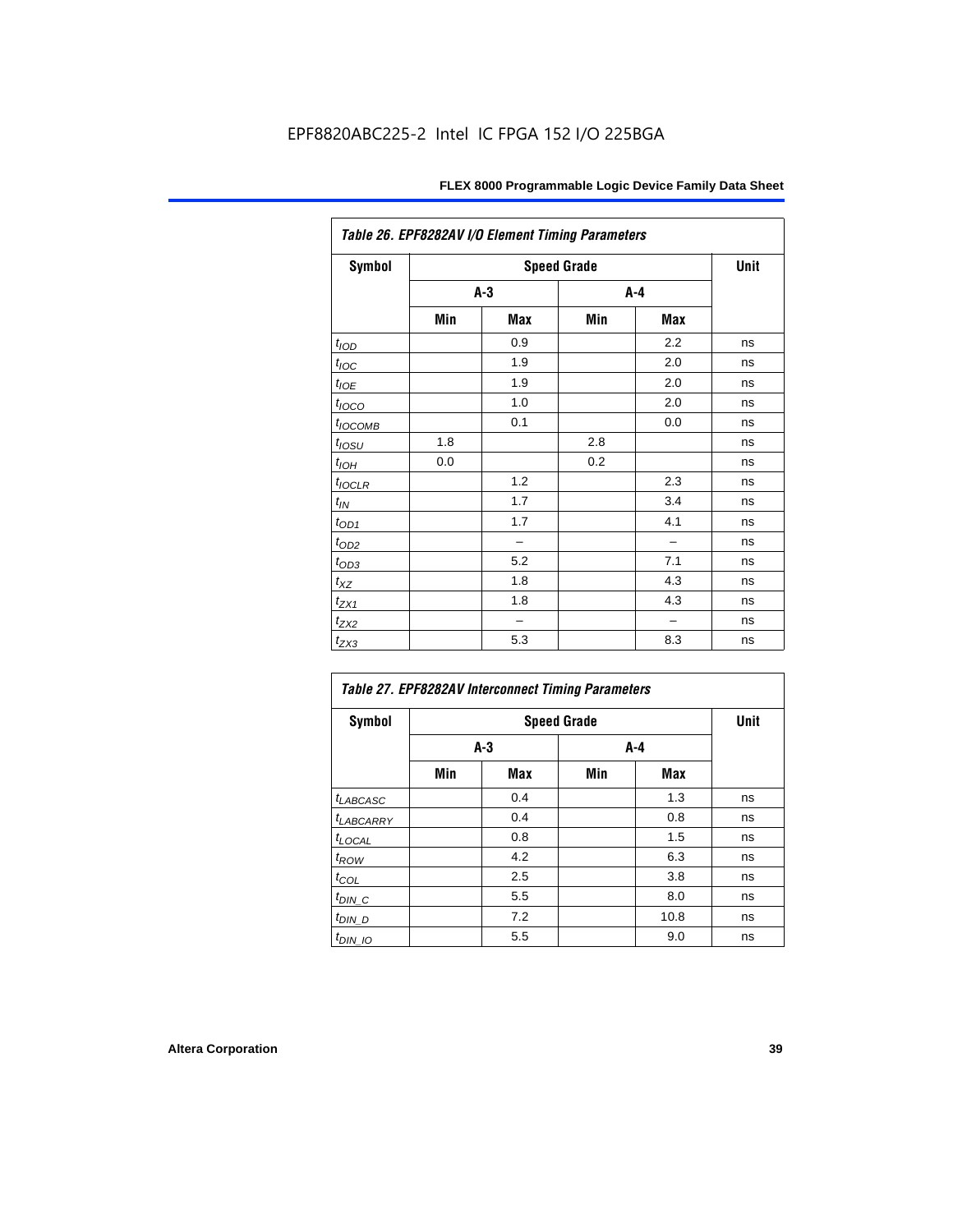EPF8820ABC225-2 Intel IC FPGA 152 I/O 225BGA

| *Table 26. EPF8282AV I/O Element Timing Parameters* | | | | | |
|---|---|---|---|---|---|
| **Symbol** | **Speed Grade** | | | | **Unit** |
| | **A-3** | | **A-4** | | |
| | **Min** | **Max** | **Min** | **Max** | |
| $t_{IOD}$ | | 0.9 | | 2.2 | ns |
| $t_{IOC}$ | | 1.9 | | 2.0 | ns |
| $t_{IOE}$ | | 1.9 | | 2.0 | ns |
| $t_{IOCO}$ | | 1.0 | | 2.0 | ns |
| $t_{IOCOMB}$ | | 0.1 | | 0.0 | ns |
| $t_{IOSU}$ | 1.8 | | 2.8 | | ns |
| $t_{IOH}$ | 0.0 | | 0.2 | | ns |
| $t_{IOCLR}$ | | 1.2 | | 2.3 | ns |
| $t_{IN}$ | | 1.7 | | 3.4 | ns |
| $t_{OD1}$ | | 1.7 | | 4.1 | ns |
| $t_{OD2}$ | | – | | – | ns |
| $t_{OD3}$ | | 5.2 | | 7.1 | ns |
| $t_{XZ}$ | | 1.8 | | 4.3 | ns |
| $t_{ZX1}$ | | 1.8 | | 4.3 | ns |
| $t_{ZX2}$ | | – | | – | ns |
| $t_{ZX3}$ | | 5.3 | | 8.3 | ns |

| *Table 27. EPF8282AV Interconnect Timing Parameters* | | | | | |
|---|---|---|---|---|---|
| **Symbol** | **Speed Grade** | | | | **Unit** |
| | **A-3** | | **A-4** | | |
| | **Min** | **Max** | **Min** | **Max** | |
| $t_{LABCASC}$ | | 0.4 | | 1.3 | ns |
| $t_{LABCARRY}$ | | 0.4 | | 0.8 | ns |
| $t_{LOCAL}$ | | 0.8 | | 1.5 | ns |
| $t_{ROW}$ | | 4.2 | | 6.3 | ns |
| $t_{COL}$ | | 2.5 | | 3.8 | ns |
| $t_{DIN\_C}$ | | 5.5 | | 8.0 | ns |
| $t_{DIN\_D}$ | | 7.2 | | 10.8 | ns |
| $t_{DIN\_IO}$ | | 5.5 | | 9.0 | ns |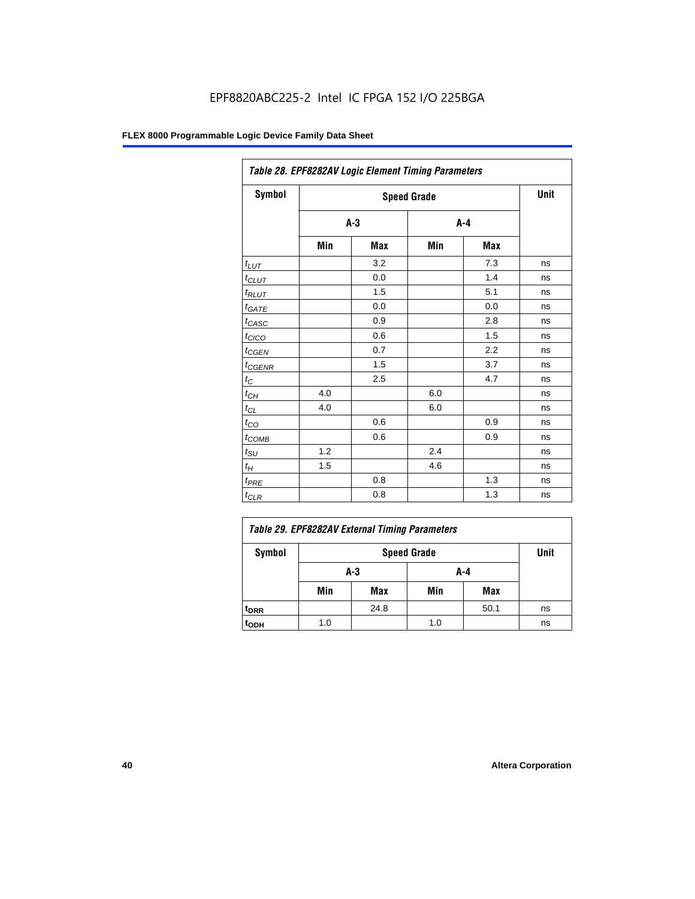**Table 28. EPF8282AV Logic Element Timing Parameters**

| Symbol | Speed Grade | | | | Unit |
|---|---|---|---|---|---|
| | A-3 | | A-4 | | |
| | Min | Max | Min | Max | |
| $t_{LUT}$ | | 3.2 | | 7.3 | ns |
| $t_{CLUT}$ | | 0.0 | | 1.4 | ns |
| $t_{RLUT}$ | | 1.5 | | 5.1 | ns |
| $t_{GATE}$ | | 0.0 | | 0.0 | ns |
| $t_{CASC}$ | | 0.9 | | 2.8 | ns |
| $t_{CICO}$ | | 0.6 | | 1.5 | ns |
| $t_{CGEN}$ | | 0.7 | | 2.2 | ns |
| $t_{CGENR}$ | | 1.5 | | 3.7 | ns |
| $t_C$ | | 2.5 | | 4.7 | ns |
| $t_{CH}$ | 4.0 | | 6.0 | | ns |
| $t_{CL}$ | 4.0 | | 6.0 | | ns |
| $t_{CO}$ | | 0.6 | | 0.9 | ns |
| $t_{COMB}$ | | 0.6 | | 0.9 | ns |
| $t_{SU}$ | 1.2 | | 2.4 | | ns |
| $t_H$ | 1.5 | | 4.6 | | ns |
| $t_{PRE}$ | | 0.8 | | 1.3 | ns |
| $t_{CLR}$ | | 0.8 | | 1.3 | ns |

**Table 29. EPF8282AV External Timing Parameters**

| Symbol | Speed Grade | | | | Unit |
|---|---|---|---|---|---|
| | A-3 | | A-4 | | |
| | Min | Max | Min | Max | |
| $t_{DRR}$ | | 24.8 | | 50.1 | ns |
| $t_{ODH}$ | 1.0 | | 1.0 | | ns |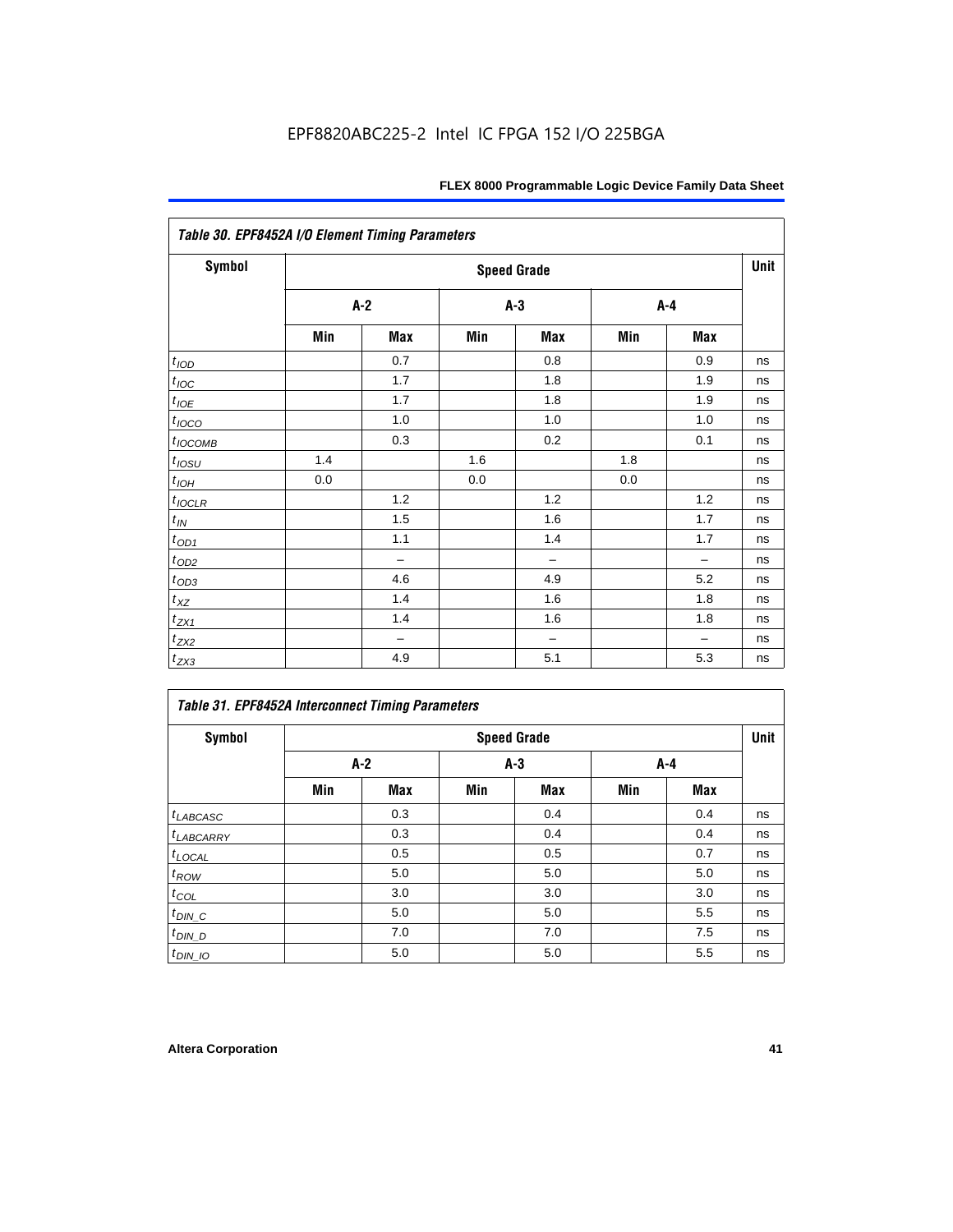### Table 30. EPF8452A I/O Element Timing Parameters

| Symbol | Speed Grade | | | | | | Unit |
|---|---|---|---|---|---|---|---|
| | A-2 | | A-3 | | A-4 | | |
| | Min | Max | Min | Max | Min | Max | |
| $t_{IOD}$ | | 0.7 | | 0.8 | | 0.9 | ns |
| $t_{IOC}$ | | 1.7 | | 1.8 | | 1.9 | ns |
| $t_{IOE}$ | | 1.7 | | 1.8 | | 1.9 | ns |
| $t_{IOCO}$ | | 1.0 | | 1.0 | | 1.0 | ns |
| $t_{IOCOMB}$ | | 0.3 | | 0.2 | | 0.1 | ns |
| $t_{IOSU}$ | 1.4 | | 1.6 | | 1.8 | | ns |
| $t_{IOH}$ | 0.0 | | 0.0 | | 0.0 | | ns |
| $t_{IOCLR}$ | | 1.2 | | 1.2 | | 1.2 | ns |
| $t_{IN}$ | | 1.5 | | 1.6 | | 1.7 | ns |
| $t_{OD1}$ | | 1.1 | | 1.4 | | 1.7 | ns |
| $t_{OD2}$ | | – | | – | | – | ns |
| $t_{OD3}$ | | 4.6 | | 4.9 | | 5.2 | ns |
| $t_{XZ}$ | | 1.4 | | 1.6 | | 1.8 | ns |
| $t_{ZX1}$ | | 1.4 | | 1.6 | | 1.8 | ns |
| $t_{ZX2}$ | | – | | – | | – | ns |
| $t_{ZX3}$ | | 4.9 | | 5.1 | | 5.3 | ns |

### Table 31. EPF8452A Interconnect Timing Parameters

| Symbol | Speed Grade | | | | | | Unit |
|---|---|---|---|---|---|---|---|
| | A-2 | | A-3 | | A-4 | | |
| | Min | Max | Min | Max | Min | Max | |
| $t_{LABCASC}$ | | 0.3 | | 0.4 | | 0.4 | ns |
| $t_{LABCARRY}$ | | 0.3 | | 0.4 | | 0.4 | ns |
| $t_{LOCAL}$ | | 0.5 | | 0.5 | | 0.7 | ns |
| $t_{ROW}$ | | 5.0 | | 5.0 | | 5.0 | ns |
| $t_{COL}$ | | 3.0 | | 3.0 | | 3.0 | ns |
| $t_{DIN\_C}$ | | 5.0 | | 5.0 | | 5.5 | ns |
| $t_{DIN\_D}$ | | 7.0 | | 7.0 | | 7.5 | ns |
| $t_{DIN\_IO}$ | | 5.0 | | 5.0 | | 5.5 | ns |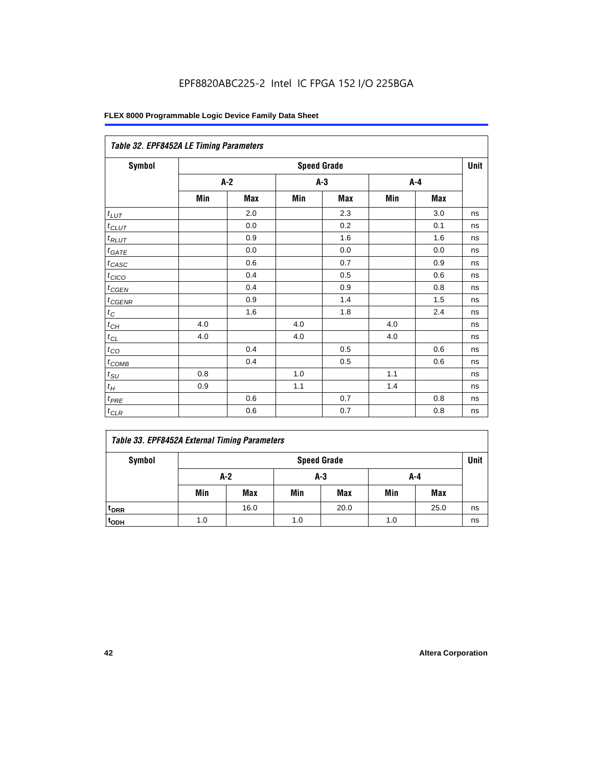*Table 32. EPF8452A LE Timing Parameters*

| Symbol | Speed Grade | | | | | | Unit |
|---|---|---|---|---|---|---|---|
| | A-2 | | A-3 | | A-4 | | |
| | Min | Max | Min | Max | Min | Max | |
| $t_{LUT}$ | | 2.0 | | 2.3 | | 3.0 | ns |
| $t_{CLUT}$ | | 0.0 | | 0.2 | | 0.1 | ns |
| $t_{RLUT}$ | | 0.9 | | 1.6 | | 1.6 | ns |
| $t_{GATE}$ | | 0.0 | | 0.0 | | 0.0 | ns |
| $t_{CASC}$ | | 0.6 | | 0.7 | | 0.9 | ns |
| $t_{CICO}$ | | 0.4 | | 0.5 | | 0.6 | ns |
| $t_{CGEN}$ | | 0.4 | | 0.9 | | 0.8 | ns |
| $t_{CGENR}$ | | 0.9 | | 1.4 | | 1.5 | ns |
| $t_C$ | | 1.6 | | 1.8 | | 2.4 | ns |
| $t_{CH}$ | 4.0 | | 4.0 | | 4.0 | | ns |
| $t_{CL}$ | 4.0 | | 4.0 | | 4.0 | | ns |
| $t_{CO}$ | | 0.4 | | 0.5 | | 0.6 | ns |
| $t_{COMB}$ | | 0.4 | | 0.5 | | 0.6 | ns |
| $t_{SU}$ | 0.8 | | 1.0 | | 1.1 | | ns |
| $t_H$ | 0.9 | | 1.1 | | 1.4 | | ns |
| $t_{PRE}$ | | 0.6 | | 0.7 | | 0.8 | ns |
| $t_{CLR}$ | | 0.6 | | 0.7 | | 0.8 | ns |

*Table 33. EPF8452A External Timing Parameters*

| Symbol | Speed Grade | | | | | | Unit |
|---|---|---|---|---|---|---|---|
| | A-2 | | A-3 | | A-4 | | |
| | Min | Max | Min | Max | Min | Max | |
| $t_{DRR}$ | | 16.0 | | 20.0 | | 25.0 | ns |
| $t_{ODH}$ | 1.0 | | 1.0 | | 1.0 | | ns |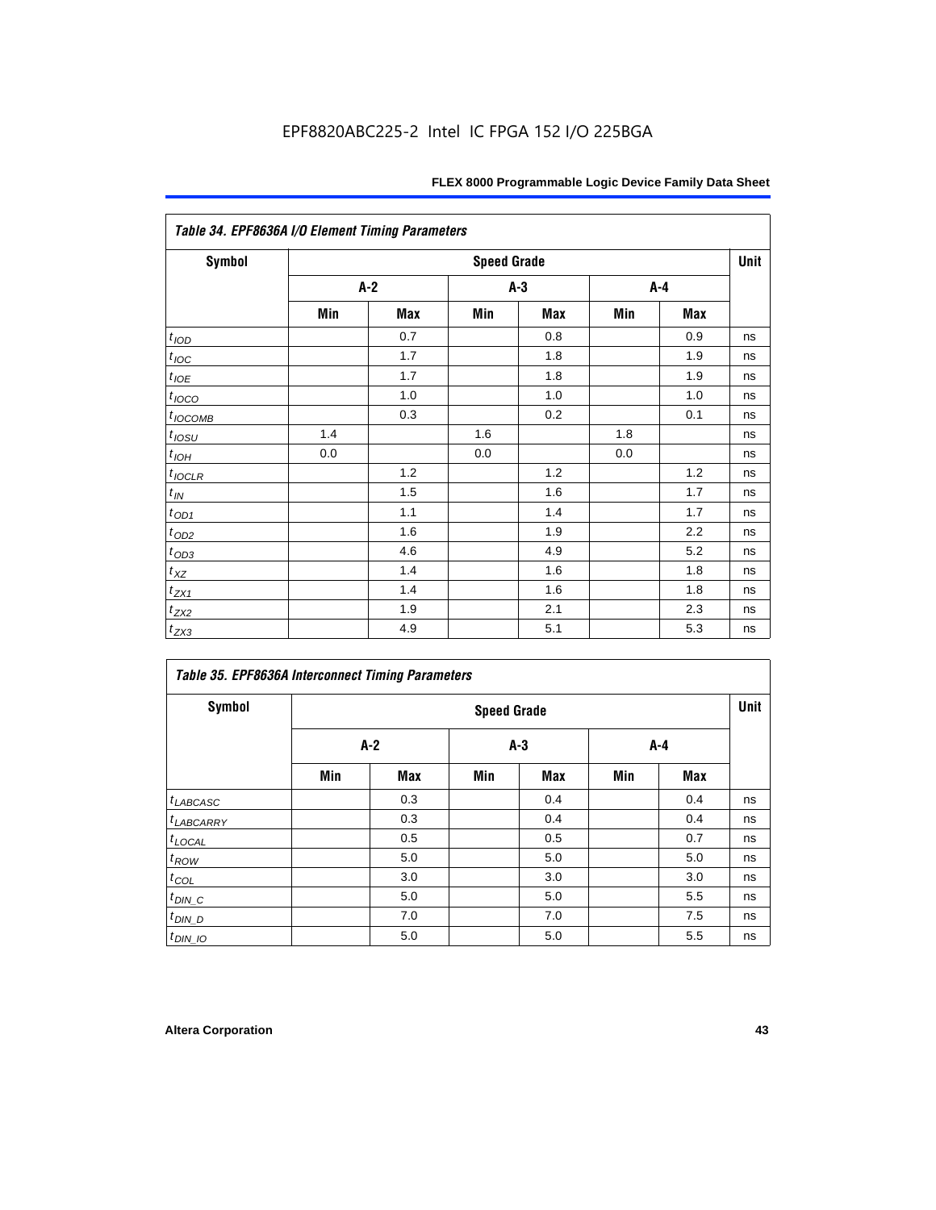EPF8820ABC225-2 Intel IC FPGA 152 I/O 225BGA

| Table 34. EPF8636A I/O Element Timing Parameters | | | | | | | |
|---|---|---|---|---|---|---|---|
| Symbol | Speed Grade | | | | | | Unit |
| | A-2 | | A-3 | | A-4 | | |
| | Min | Max | Min | Max | Min | Max | |
| $t_{IOD}$ | | 0.7 | | 0.8 | | 0.9 | ns |
| $t_{IOC}$ | | 1.7 | | 1.8 | | 1.9 | ns |
| $t_{IOE}$ | | 1.7 | | 1.8 | | 1.9 | ns |
| $t_{IOCO}$ | | 1.0 | | 1.0 | | 1.0 | ns |
| $t_{IOCOMB}$ | | 0.3 | | 0.2 | | 0.1 | ns |
| $t_{IOSU}$ | 1.4 | | 1.6 | | 1.8 | | ns |
| $t_{IOH}$ | 0.0 | | 0.0 | | 0.0 | | ns |
| $t_{IOCLR}$ | | 1.2 | | 1.2 | | 1.2 | ns |
| $t_{IN}$ | | 1.5 | | 1.6 | | 1.7 | ns |
| $t_{OD1}$ | | 1.1 | | 1.4 | | 1.7 | ns |
| $t_{OD2}$ | | 1.6 | | 1.9 | | 2.2 | ns |
| $t_{OD3}$ | | 4.6 | | 4.9 | | 5.2 | ns |
| $t_{XZ}$ | | 1.4 | | 1.6 | | 1.8 | ns |
| $t_{ZX1}$ | | 1.4 | | 1.6 | | 1.8 | ns |
| $t_{ZX2}$ | | 1.9 | | 2.1 | | 2.3 | ns |
| $t_{ZX3}$ | | 4.9 | | 5.1 | | 5.3 | ns |

| Table 35. EPF8636A Interconnect Timing Parameters | | | | | | | |
|---|---|---|---|---|---|---|---|
| Symbol | Speed Grade | | | | | | Unit |
| | A-2 | | A-3 | | A-4 | | |
| | Min | Max | Min | Max | Min | Max | |
| $t_{LABCASC}$ | | 0.3 | | 0.4 | | 0.4 | ns |
| $t_{LABCARRY}$ | | 0.3 | | 0.4 | | 0.4 | ns |
| $t_{LOCAL}$ | | 0.5 | | 0.5 | | 0.7 | ns |
| $t_{ROW}$ | | 5.0 | | 5.0 | | 5.0 | ns |
| $t_{COL}$ | | 3.0 | | 3.0 | | 3.0 | ns |
| $t_{DIN\_C}$ | | 5.0 | | 5.0 | | 5.5 | ns |
| $t_{DIN\_D}$ | | 7.0 | | 7.0 | | 7.5 | ns |
| $t_{DIN\_IO}$ | | 5.0 | | 5.0 | | 5.5 | ns |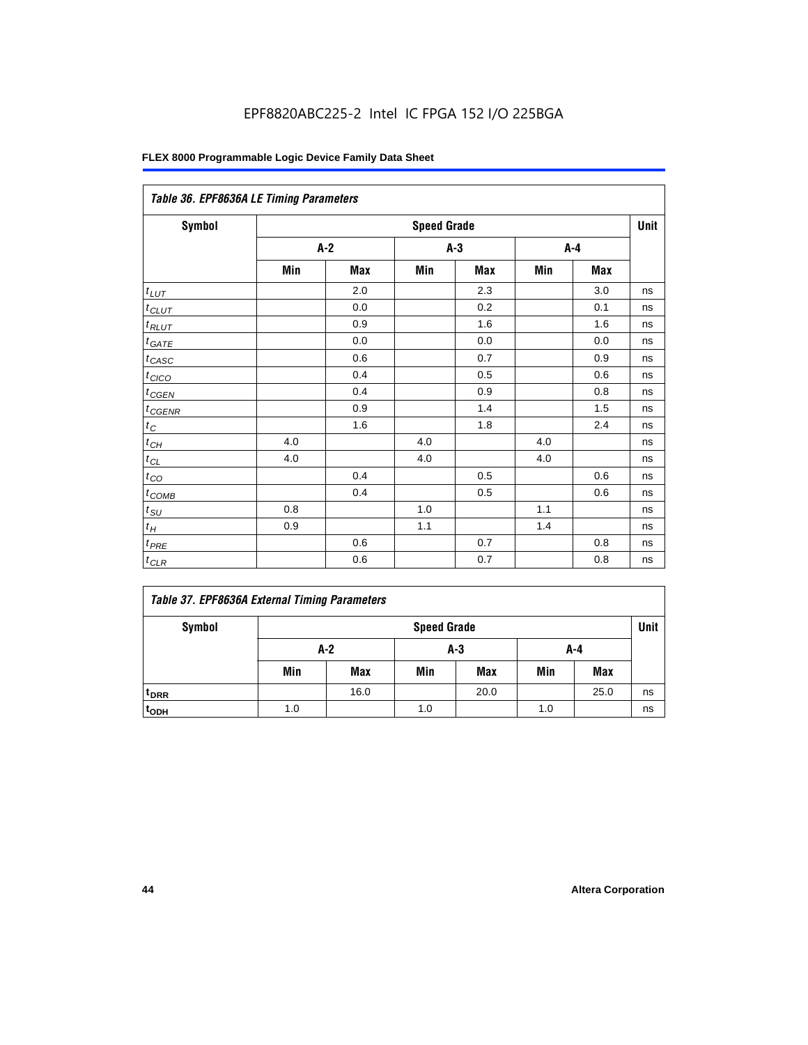EPF8820ABC225-2 Intel IC FPGA 152 I/O 225BGA

| Table 36. EPF8636A LE Timing Parameters | | | | | | | |
|---|---|---|---|---|---|---|---|
| Symbol | Speed Grade | | | | | | Unit |
| | A-2 | | A-3 | | A-4 | | |
| | Min | Max | Min | Max | Min | Max | |
| $t_{LUT}$ | | 2.0 | | 2.3 | | 3.0 | ns |
| $t_{CLUT}$ | | 0.0 | | 0.2 | | 0.1 | ns |
| $t_{RLUT}$ | | 0.9 | | 1.6 | | 1.6 | ns |
| $t_{GATE}$ | | 0.0 | | 0.0 | | 0.0 | ns |
| $t_{CASC}$ | | 0.6 | | 0.7 | | 0.9 | ns |
| $t_{CICO}$ | | 0.4 | | 0.5 | | 0.6 | ns |
| $t_{CGEN}$ | | 0.4 | | 0.9 | | 0.8 | ns |
| $t_{CGENR}$ | | 0.9 | | 1.4 | | 1.5 | ns |
| $t_{C}$ | | 1.6 | | 1.8 | | 2.4 | ns |
| $t_{CH}$ | 4.0 | | 4.0 | | 4.0 | | ns |
| $t_{CL}$ | 4.0 | | 4.0 | | 4.0 | | ns |
| $t_{CO}$ | | 0.4 | | 0.5 | | 0.6 | ns |
| $t_{COMB}$ | | 0.4 | | 0.5 | | 0.6 | ns |
| $t_{SU}$ | 0.8 | | 1.0 | | 1.1 | | ns |
| $t_{H}$ | 0.9 | | 1.1 | | 1.4 | | ns |
| $t_{PRE}$ | | 0.6 | | 0.7 | | 0.8 | ns |
| $t_{CLR}$ | | 0.6 | | 0.7 | | 0.8 | ns |

| Table 37. EPF8636A External Timing Parameters | | | | | | | |
|---|---|---|---|---|---|---|---|
| Symbol | Speed Grade | | | | | | Unit |
| | A-2 | | A-3 | | A-4 | | |
| | Min | Max | Min | Max | Min | Max | |
| $t_{DRR}$ | | 16.0 | | 20.0 | | 25.0 | ns |
| $t_{ODH}$ | 1.0 | | 1.0 | | 1.0 | | ns |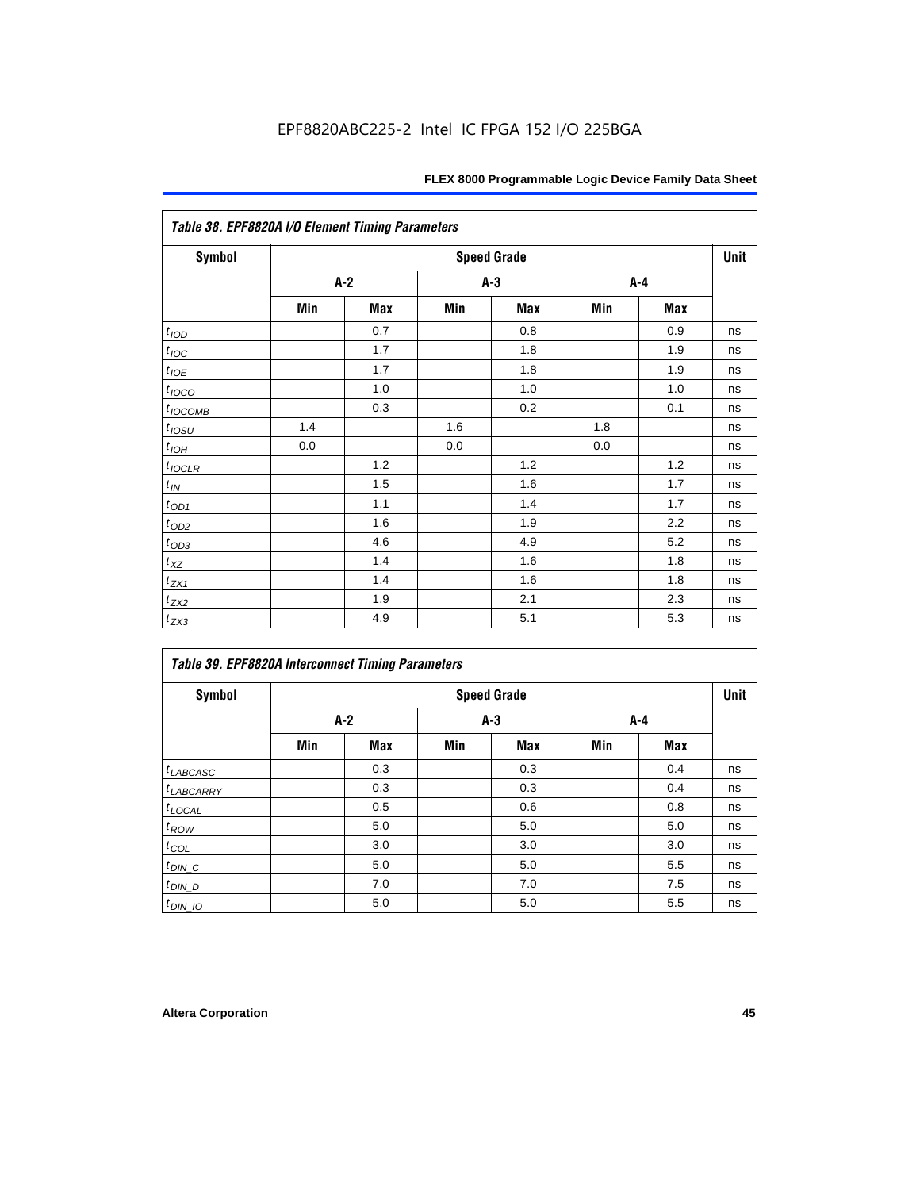EPF8820ABC225-2 Intel IC FPGA 152 I/O 225BGA

| Table 38. EPF8820A I/O Element Timing Parameters | | | | | | | |
|---|---|---|---|---|---|---|---|
| Symbol | Speed Grade | | | | | | Unit |
| | A-2 | | A-3 | | A-4 | | |
| | Min | Max | Min | Max | Min | Max | |
| $t_{IOD}$ | | 0.7 | | 0.8 | | 0.9 | ns |
| $t_{IOC}$ | | 1.7 | | 1.8 | | 1.9 | ns |
| $t_{IOE}$ | | 1.7 | | 1.8 | | 1.9 | ns |
| $t_{IOCO}$ | | 1.0 | | 1.0 | | 1.0 | ns |
| $t_{IOCOMB}$ | | 0.3 | | 0.2 | | 0.1 | ns |
| $t_{IOSU}$ | 1.4 | | 1.6 | | 1.8 | | ns |
| $t_{IOH}$ | 0.0 | | 0.0 | | 0.0 | | ns |
| $t_{IOCLR}$ | | 1.2 | | 1.2 | | 1.2 | ns |
| $t_{IN}$ | | 1.5 | | 1.6 | | 1.7 | ns |
| $t_{OD1}$ | | 1.1 | | 1.4 | | 1.7 | ns |
| $t_{OD2}$ | | 1.6 | | 1.9 | | 2.2 | ns |
| $t_{OD3}$ | | 4.6 | | 4.9 | | 5.2 | ns |
| $t_{XZ}$ | | 1.4 | | 1.6 | | 1.8 | ns |
| $t_{ZX1}$ | | 1.4 | | 1.6 | | 1.8 | ns |
| $t_{ZX2}$ | | 1.9 | | 2.1 | | 2.3 | ns |
| $t_{ZX3}$ | | 4.9 | | 5.1 | | 5.3 | ns |

| Table 39. EPF8820A Interconnect Timing Parameters | | | | | | | |
|---|---|---|---|---|---|---|---|
| Symbol | Speed Grade | | | | | | Unit |
| | A-2 | | A-3 | | A-4 | | |
| | Min | Max | Min | Max | Min | Max | |
| $t_{LABCASC}$ | | 0.3 | | 0.3 | | 0.4 | ns |
| $t_{LABCARRY}$ | | 0.3 | | 0.3 | | 0.4 | ns |
| $t_{LOCAL}$ | | 0.5 | | 0.6 | | 0.8 | ns |
| $t_{ROW}$ | | 5.0 | | 5.0 | | 5.0 | ns |
| $t_{COL}$ | | 3.0 | | 3.0 | | 3.0 | ns |
| $t_{DIN\_C}$ | | 5.0 | | 5.0 | | 5.5 | ns |
| $t_{DIN\_D}$ | | 7.0 | | 7.0 | | 7.5 | ns |
| $t_{DIN\_IO}$ | | 5.0 | | 5.0 | | 5.5 | ns |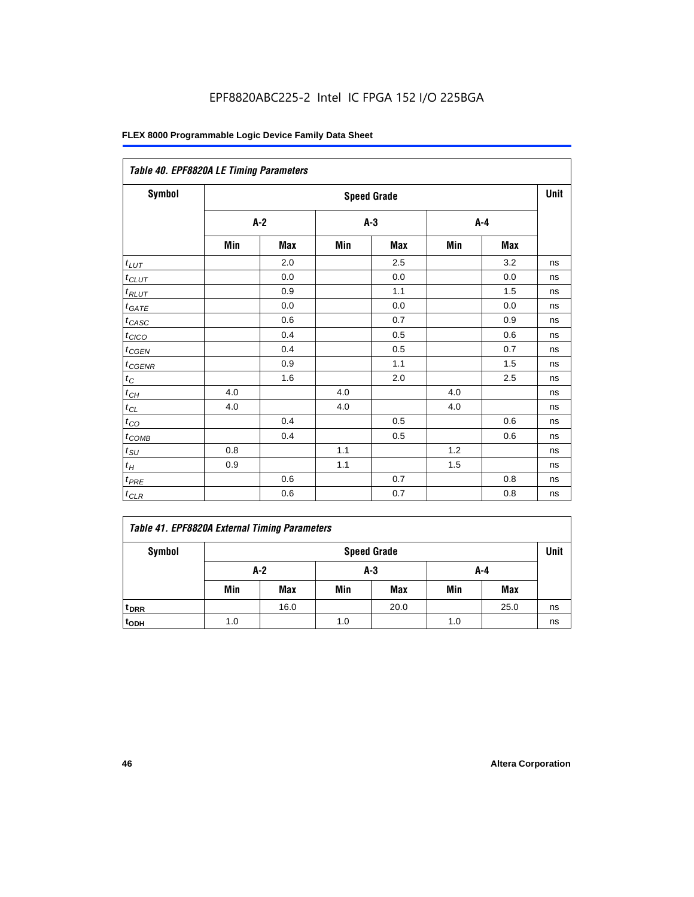EPF8820ABC225-2 Intel IC FPGA 152 I/O 225BGA

| *Table 40. EPF8820A LE Timing Parameters* | | | | | | | |
|---|---|---|---|---|---|---|---|
| **Symbol** | **Speed Grade** | | | | | | **Unit** |
| | **A-2** | | **A-3** | | **A-4** | | |
| | **Min** | **Max** | **Min** | **Max** | **Min** | **Max** | |
| $t_{LUT}$ | | 2.0 | | 2.5 | | 3.2 | ns |
| $t_{CLUT}$ | | 0.0 | | 0.0 | | 0.0 | ns |
| $t_{RLUT}$ | | 0.9 | | 1.1 | | 1.5 | ns |
| $t_{GATE}$ | | 0.0 | | 0.0 | | 0.0 | ns |
| $t_{CASC}$ | | 0.6 | | 0.7 | | 0.9 | ns |
| $t_{CICO}$ | | 0.4 | | 0.5 | | 0.6 | ns |
| $t_{CGEN}$ | | 0.4 | | 0.5 | | 0.7 | ns |
| $t_{CGENR}$ | | 0.9 | | 1.1 | | 1.5 | ns |
| $t_{C}$ | | 1.6 | | 2.0 | | 2.5 | ns |
| $t_{CH}$ | 4.0 | | 4.0 | | 4.0 | | ns |
| $t_{CL}$ | 4.0 | | 4.0 | | 4.0 | | ns |
| $t_{CO}$ | | 0.4 | | 0.5 | | 0.6 | ns |
| $t_{COMB}$ | | 0.4 | | 0.5 | | 0.6 | ns |
| $t_{SU}$ | 0.8 | | 1.1 | | 1.2 | | ns |
| $t_{H}$ | 0.9 | | 1.1 | | 1.5 | | ns |
| $t_{PRE}$ | | 0.6 | | 0.7 | | 0.8 | ns |
| $t_{CLR}$ | | 0.6 | | 0.7 | | 0.8 | ns |

| *Table 41. EPF8820A External Timing Parameters* | | | | | | | |
|---|---|---|---|---|---|---|---|
| **Symbol** | **Speed Grade** | | | | | | **Unit** |
| | **A-2** | | **A-3** | | **A-4** | | |
| | **Min** | **Max** | **Min** | **Max** | **Min** | **Max** | |
| $t_{DRR}$ | | 16.0 | | 20.0 | | 25.0 | ns |
| $t_{ODH}$ | 1.0 | | 1.0 | | 1.0 | | ns |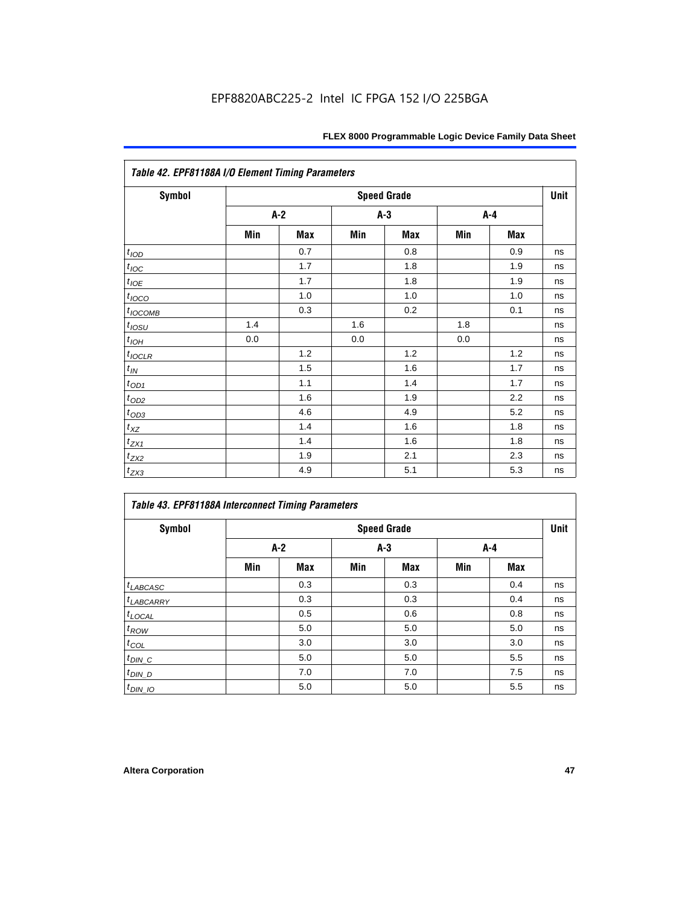**Table 42. EPF81188A I/O Element Timing Parameters**

| Symbol | Speed Grade | | | | | | Unit |
|---|---|---|---|---|---|---|---|
| | A-2 | | A-3 | | A-4 | | |
| | Min | Max | Min | Max | Min | Max | |
| $t_{IOD}$ | | 0.7 | | 0.8 | | 0.9 | ns |
| $t_{IOC}$ | | 1.7 | | 1.8 | | 1.9 | ns |
| $t_{IOE}$ | | 1.7 | | 1.8 | | 1.9 | ns |
| $t_{IOCO}$ | | 1.0 | | 1.0 | | 1.0 | ns |
| $t_{IOCOMB}$ | | 0.3 | | 0.2 | | 0.1 | ns |
| $t_{IOSU}$ | 1.4 | | 1.6 | | 1.8 | | ns |
| $t_{IOH}$ | 0.0 | | 0.0 | | 0.0 | | ns |
| $t_{IOCLR}$ | | 1.2 | | 1.2 | | 1.2 | ns |
| $t_{IN}$ | | 1.5 | | 1.6 | | 1.7 | ns |
| $t_{OD1}$ | | 1.1 | | 1.4 | | 1.7 | ns |
| $t_{OD2}$ | | 1.6 | | 1.9 | | 2.2 | ns |
| $t_{OD3}$ | | 4.6 | | 4.9 | | 5.2 | ns |
| $t_{XZ}$ | | 1.4 | | 1.6 | | 1.8 | ns |
| $t_{ZX1}$ | | 1.4 | | 1.6 | | 1.8 | ns |
| $t_{ZX2}$ | | 1.9 | | 2.1 | | 2.3 | ns |
| $t_{ZX3}$ | | 4.9 | | 5.1 | | 5.3 | ns |

**Table 43. EPF81188A Interconnect Timing Parameters**

| Symbol | Speed Grade | | | | | | Unit |
|---|---|---|---|---|---|---|---|
| | A-2 | | A-3 | | A-4 | | |
| | Min | Max | Min | Max | Min | Max | |
| $t_{LABCASC}$ | | 0.3 | | 0.3 | | 0.4 | ns |
| $t_{LABCARRY}$ | | 0.3 | | 0.3 | | 0.4 | ns |
| $t_{LOCAL}$ | | 0.5 | | 0.6 | | 0.8 | ns |
| $t_{ROW}$ | | 5.0 | | 5.0 | | 5.0 | ns |
| $t_{COL}$ | | 3.0 | | 3.0 | | 3.0 | ns |
| $t_{DIN\_C}$ | | 5.0 | | 5.0 | | 5.5 | ns |
| $t_{DIN\_D}$ | | 7.0 | | 7.0 | | 7.5 | ns |
| $t_{DIN\_IO}$ | | 5.0 | | 5.0 | | 5.5 | ns |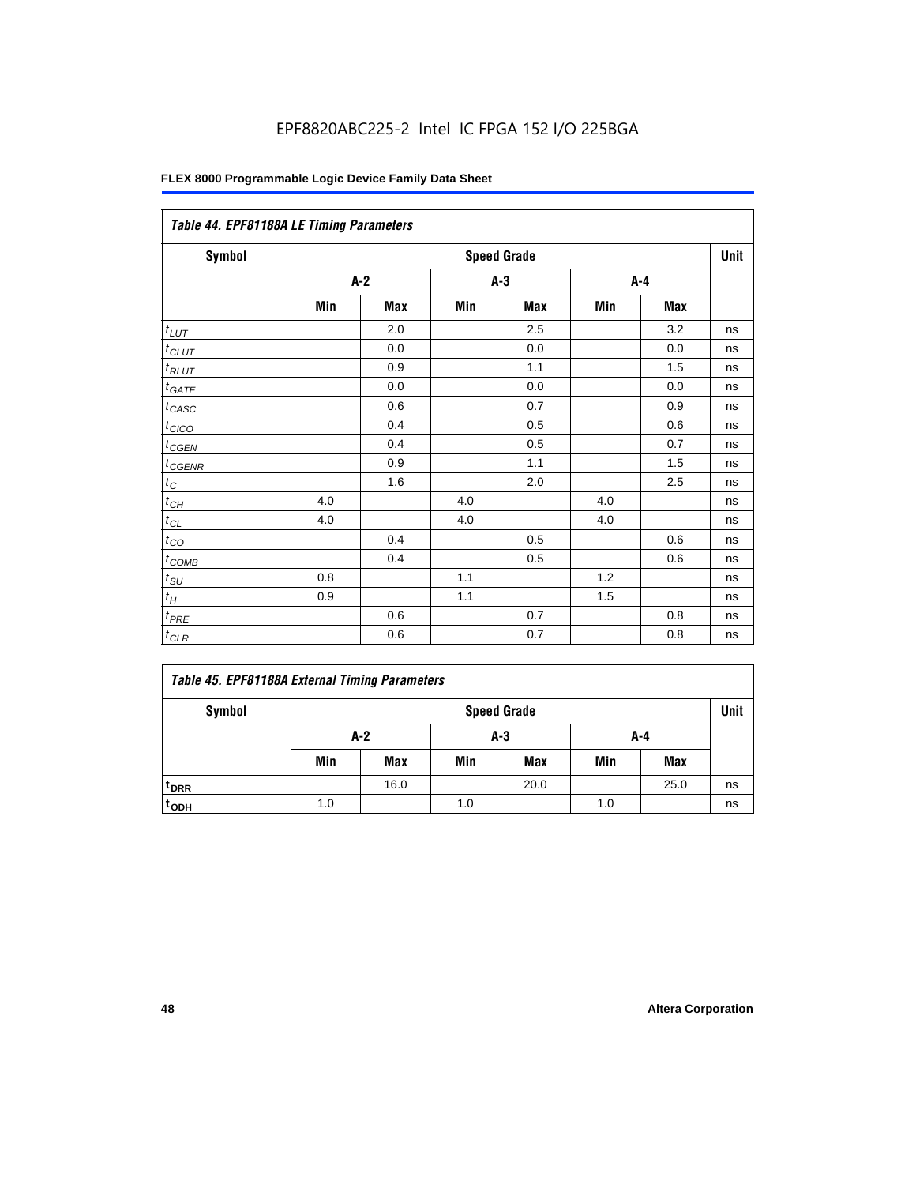EPF8820ABC225-2 Intel IC FPGA 152 I/O 225BGA

**FLEX 8000 Programmable Logic Device Family Data Sheet**

*Table 44. EPF81188A LE Timing Parameters*

| Symbol | Speed Grade | | | | | | Unit |
|---|---|---|---|---|---|---|---|
| | A-2 | | A-3 | | A-4 | | |
| | Min | Max | Min | Max | Min | Max | |
| $t_{LUT}$ | | 2.0 | | 2.5 | | 3.2 | ns |
| $t_{CLUT}$ | | 0.0 | | 0.0 | | 0.0 | ns |
| $t_{RLUT}$ | | 0.9 | | 1.1 | | 1.5 | ns |
| $t_{GATE}$ | | 0.0 | | 0.0 | | 0.0 | ns |
| $t_{CASC}$ | | 0.6 | | 0.7 | | 0.9 | ns |
| $t_{CICO}$ | | 0.4 | | 0.5 | | 0.6 | ns |
| $t_{CGEN}$ | | 0.4 | | 0.5 | | 0.7 | ns |
| $t_{CGENR}$ | | 0.9 | | 1.1 | | 1.5 | ns |
| $t_C$ | | 1.6 | | 2.0 | | 2.5 | ns |
| $t_{CH}$ | 4.0 | | 4.0 | | 4.0 | | ns |
| $t_{CL}$ | 4.0 | | 4.0 | | 4.0 | | ns |
| $t_{CO}$ | | 0.4 | | 0.5 | | 0.6 | ns |
| $t_{COMB}$ | | 0.4 | | 0.5 | | 0.6 | ns |
| $t_{SU}$ | 0.8 | | 1.1 | | 1.2 | | ns |
| $t_H$ | 0.9 | | 1.1 | | 1.5 | | ns |
| $t_{PRE}$ | | 0.6 | | 0.7 | | 0.8 | ns |
| $t_{CLR}$ | | 0.6 | | 0.7 | | 0.8 | ns |

*Table 45. EPF81188A External Timing Parameters*

| Symbol | Speed Grade | | | | | | Unit |
|---|---|---|---|---|---|---|---|
| | A-2 | | A-3 | | A-4 | | |
| | Min | Max | Min | Max | Min | Max | |
| $t_{DRR}$ | | 16.0 | | 20.0 | | 25.0 | ns |
| $t_{ODH}$ | 1.0 | | 1.0 | | 1.0 | | ns |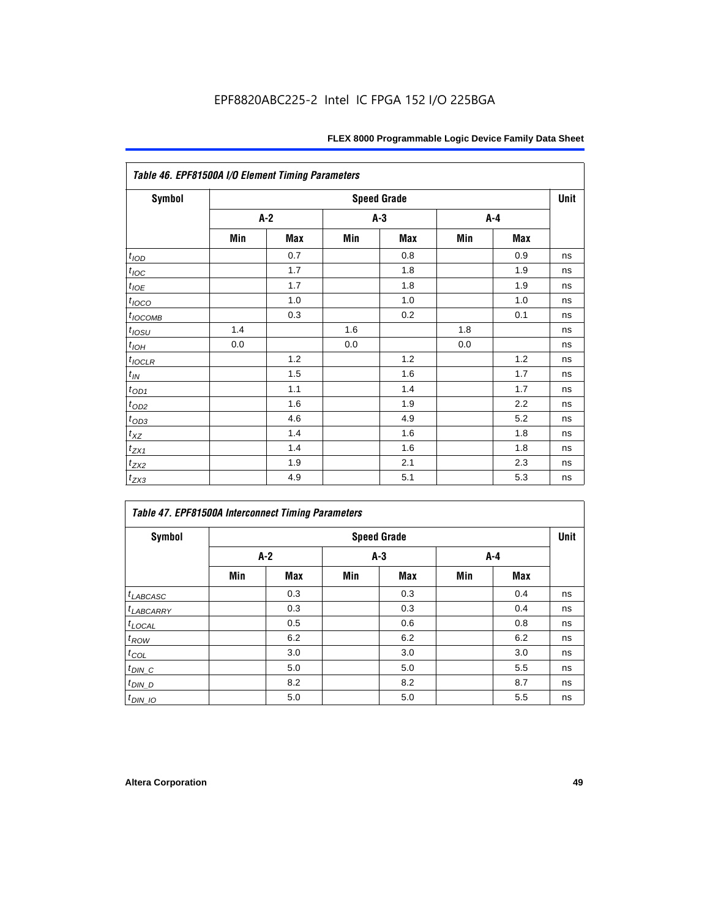Table 46. EPF81500A I/O Element Timing Parameters

| Symbol | Speed Grade | | | | | | Unit |
|---|---|---|---|---|---|---|---|
| | A-2 | | A-3 | | A-4 | | |
| | Min | Max | Min | Max | Min | Max | |
| $t_{IOD}$ | | 0.7 | | 0.8 | | 0.9 | ns |
| $t_{IOC}$ | | 1.7 | | 1.8 | | 1.9 | ns |
| $t_{IOE}$ | | 1.7 | | 1.8 | | 1.9 | ns |
| $t_{IOCO}$ | | 1.0 | | 1.0 | | 1.0 | ns |
| $t_{IOCOMB}$ | | 0.3 | | 0.2 | | 0.1 | ns |
| $t_{IOSU}$ | 1.4 | | 1.6 | | 1.8 | | ns |
| $t_{IOH}$ | 0.0 | | 0.0 | | 0.0 | | ns |
| $t_{IOCLR}$ | | 1.2 | | 1.2 | | 1.2 | ns |
| $t_{IN}$ | | 1.5 | | 1.6 | | 1.7 | ns |
| $t_{OD1}$ | | 1.1 | | 1.4 | | 1.7 | ns |
| $t_{OD2}$ | | 1.6 | | 1.9 | | 2.2 | ns |
| $t_{OD3}$ | | 4.6 | | 4.9 | | 5.2 | ns |
| $t_{XZ}$ | | 1.4 | | 1.6 | | 1.8 | ns |
| $t_{ZX1}$ | | 1.4 | | 1.6 | | 1.8 | ns |
| $t_{ZX2}$ | | 1.9 | | 2.1 | | 2.3 | ns |
| $t_{ZX3}$ | | 4.9 | | 5.1 | | 5.3 | ns |

Table 47. EPF81500A Interconnect Timing Parameters

| Symbol | Speed Grade | | | | | | Unit |
|---|---|---|---|---|---|---|---|
| | A-2 | | A-3 | | A-4 | | |
| | Min | Max | Min | Max | Min | Max | |
| $t_{LABCASC}$ | | 0.3 | | 0.3 | | 0.4 | ns |
| $t_{LABCARRY}$ | | 0.3 | | 0.3 | | 0.4 | ns |
| $t_{LOCAL}$ | | 0.5 | | 0.6 | | 0.8 | ns |
| $t_{ROW}$ | | 6.2 | | 6.2 | | 6.2 | ns |
| $t_{COL}$ | | 3.0 | | 3.0 | | 3.0 | ns |
| $t_{DIN\_C}$ | | 5.0 | | 5.0 | | 5.5 | ns |
| $t_{DIN\_D}$ | | 8.2 | | 8.2 | | 8.7 | ns |
| $t_{DIN\_IO}$ | | 5.0 | | 5.0 | | 5.5 | ns |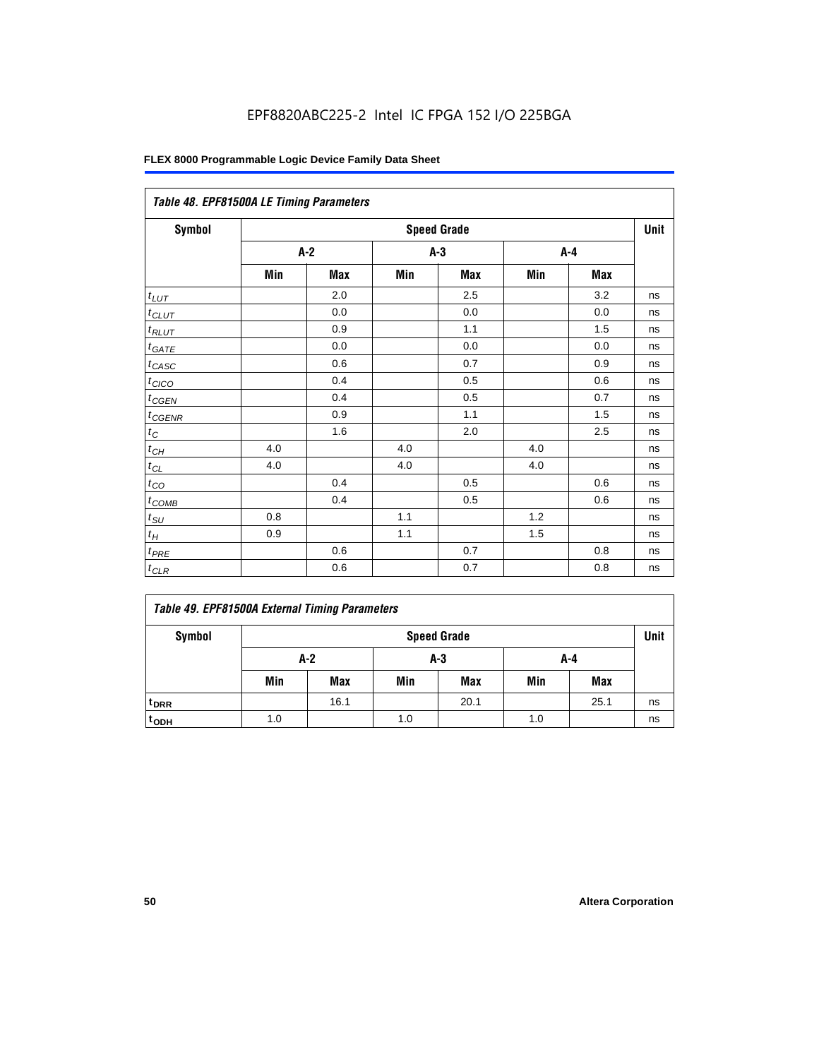EPF8820ABC225-2 Intel IC FPGA 152 I/O 225BGA

**FLEX 8000 Programmable Logic Device Family Data Sheet**

*Table 48. EPF81500A LE Timing Parameters*

| Symbol | Speed Grade | | | | | | Unit |
|---|---|---|---|---|---|---|---|
| | A-2 | | A-3 | | A-4 | | |
| | Min | Max | Min | Max | Min | Max | |
| $t_{LUT}$ | | 2.0 | | 2.5 | | 3.2 | ns |
| $t_{CLUT}$ | | 0.0 | | 0.0 | | 0.0 | ns |
| $t_{RLUT}$ | | 0.9 | | 1.1 | | 1.5 | ns |
| $t_{GATE}$ | | 0.0 | | 0.0 | | 0.0 | ns |
| $t_{CASC}$ | | 0.6 | | 0.7 | | 0.9 | ns |
| $t_{CICO}$ | | 0.4 | | 0.5 | | 0.6 | ns |
| $t_{CGEN}$ | | 0.4 | | 0.5 | | 0.7 | ns |
| $t_{CGENR}$ | | 0.9 | | 1.1 | | 1.5 | ns |
| $t_{C}$ | | 1.6 | | 2.0 | | 2.5 | ns |
| $t_{CH}$ | 4.0 | | 4.0 | | 4.0 | | ns |
| $t_{CL}$ | 4.0 | | 4.0 | | 4.0 | | ns |
| $t_{CO}$ | | 0.4 | | 0.5 | | 0.6 | ns |
| $t_{COMB}$ | | 0.4 | | 0.5 | | 0.6 | ns |
| $t_{SU}$ | 0.8 | | 1.1 | | 1.2 | | ns |
| $t_{H}$ | 0.9 | | 1.1 | | 1.5 | | ns |
| $t_{PRE}$ | | 0.6 | | 0.7 | | 0.8 | ns |
| $t_{CLR}$ | | 0.6 | | 0.7 | | 0.8 | ns |

*Table 49. EPF81500A External Timing Parameters*

| Symbol | Speed Grade | | | | | | Unit |
|---|---|---|---|---|---|---|---|
| | A-2 | | A-3 | | A-4 | | |
| | Min | Max | Min | Max | Min | Max | |
| $t_{DRR}$ | | 16.1 | | 20.1 | | 25.1 | ns |
| $t_{ODH}$ | 1.0 | | 1.0 | | 1.0 | | ns |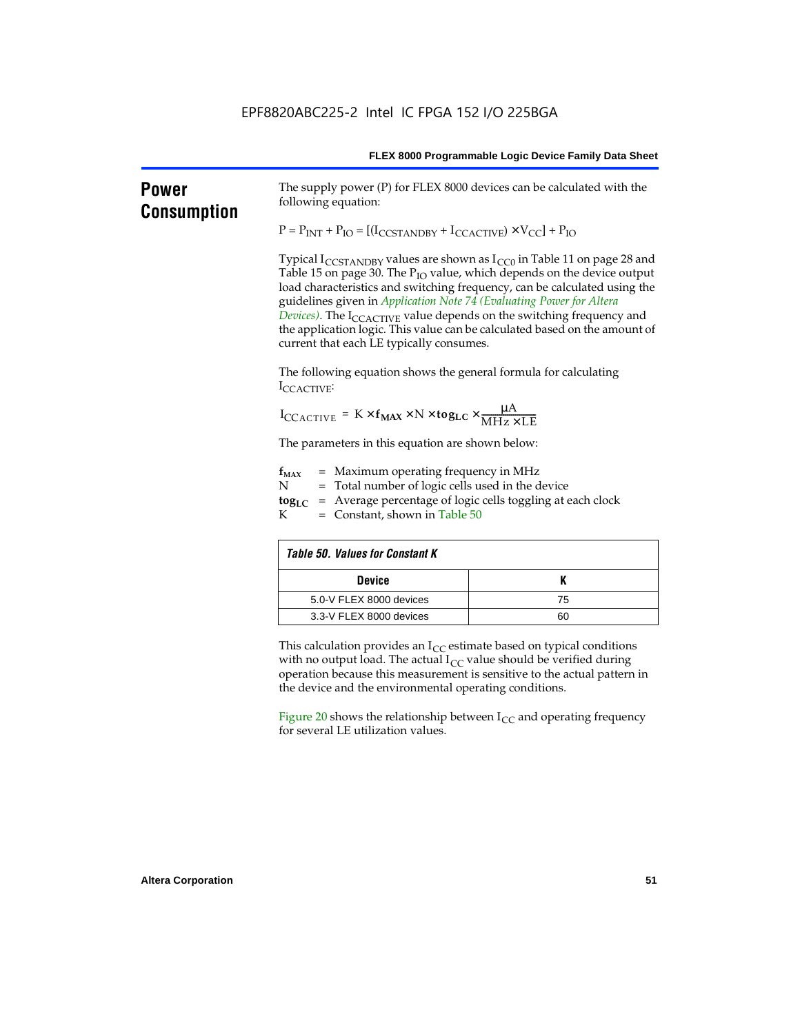## Power Consumption

The supply power (P) for FLEX 8000 devices can be calculated with the following equation:

$$P = P_{INT} + P_{IO} = [(I_{CCSTANDBY} + I_{CCACTIVE}) \times V_{CC}] + P_{IO}$$

Typical $I_{CCSTANDBY}$ values are shown as $I_{CC0}$ in Table 11 on page 28 and Table 15 on page 30. The $P_{IO}$ value, which depends on the device output load characteristics and switching frequency, can be calculated using the guidelines given in *Application Note 74 (Evaluating Power for Altera Devices)*. The $I_{CCACTIVE}$ value depends on the switching frequency and the application logic. This value can be calculated based on the amount of current that each LE typically consumes.

The following equation shows the general formula for calculating $I_{CCACTIVE}$:

$$I_{CCACTIVE} = K \times \mathbf{f_{MAX}} \times N \times \mathbf{tog_{LC}} \times \frac{\mu A}{MHz \times LE}$$

The parameters in this equation are shown below:

$\mathbf{f_{MAX}}$ = Maximum operating frequency in MHz
N = Total number of logic cells used in the device
$\mathbf{tog_{LC}}$ = Average percentage of logic cells toggling at each clock
K = Constant, shown in Table 50

*Table 50. Values for Constant K*

| Device | K |
|---|---|
| 5.0-V FLEX 8000 devices | 75 |
| 3.3-V FLEX 8000 devices | 60 |

This calculation provides an $I_{CC}$ estimate based on typical conditions with no output load. The actual $I_{CC}$ value should be verified during operation because this measurement is sensitive to the actual pattern in the device and the environmental operating conditions.

Figure 20 shows the relationship between $I_{CC}$ and operating frequency for several LE utilization values.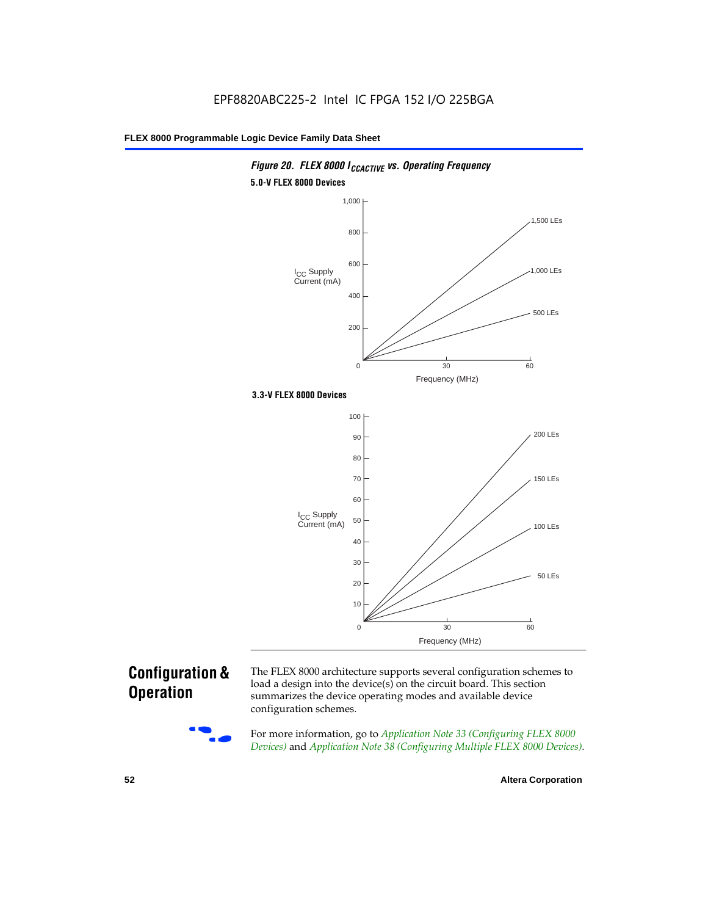EPF8820ABC225-2 Intel IC FPGA 152 I/O 225BGA

*Figure 20. FLEX 8000 $I_{CCACTIVE}$ vs. Operating Frequency*

**5.0-V FLEX 8000 Devices**

$I_{CC}$ Supply Current (mA)

1,000
800
600
400
200
0

30
60

Frequency (MHz)

1,500 LEs
1,000 LEs
500 LEs

**3.3-V FLEX 8000 Devices**

$I_{CC}$ Supply Current (mA)

100
90
80
70
60
50
40
30
20
10
0

30
60

Frequency (MHz)

200 LEs
150 LEs
100 LEs
50 LEs

## Configuration & Operation

The FLEX 8000 architecture supports several configuration schemes to load a design into the device(s) on the circuit board. This section summarizes the device operating modes and available device configuration schemes.

For more information, go to *Application Note 33 (Configuring FLEX 8000 Devices)* and *Application Note 38 (Configuring Multiple FLEX 8000 Devices)*.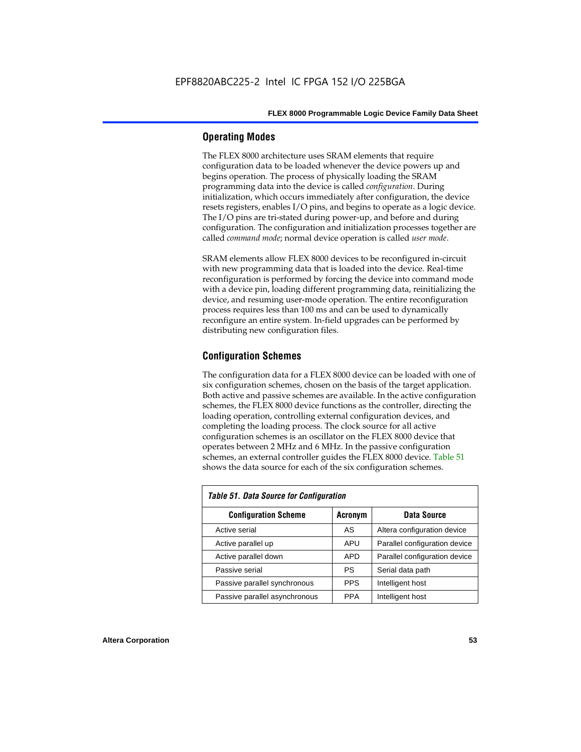## Operating Modes

The FLEX 8000 architecture uses SRAM elements that require configuration data to be loaded whenever the device powers up and begins operation. The process of physically loading the SRAM programming data into the device is called *configuration*. During initialization, which occurs immediately after configuration, the device resets registers, enables I/O pins, and begins to operate as a logic device. The I/O pins are tri-stated during power-up, and before and during configuration. The configuration and initialization processes together are called *command mode*; normal device operation is called *user mode*.

SRAM elements allow FLEX 8000 devices to be reconfigured in-circuit with new programming data that is loaded into the device. Real-time reconfiguration is performed by forcing the device into command mode with a device pin, loading different programming data, reinitializing the device, and resuming user-mode operation. The entire reconfiguration process requires less than 100 ms and can be used to dynamically reconfigure an entire system. In-field upgrades can be performed by distributing new configuration files.

## Configuration Schemes

The configuration data for a FLEX 8000 device can be loaded with one of six configuration schemes, chosen on the basis of the target application. Both active and passive schemes are available. In the active configuration schemes, the FLEX 8000 device functions as the controller, directing the loading operation, controlling external configuration devices, and completing the loading process. The clock source for all active configuration schemes is an oscillator on the FLEX 8000 device that operates between 2 MHz and 6 MHz. In the passive configuration schemes, an external controller guides the FLEX 8000 device. Table 51 shows the data source for each of the six configuration schemes.

*Table 51. Data Source for Configuration*

| Configuration Scheme | Acronym | Data Source |
|---|---|---|
| Active serial | AS | Altera configuration device |
| Active parallel up | APU | Parallel configuration device |
| Active parallel down | APD | Parallel configuration device |
| Passive serial | PS | Serial data path |
| Passive parallel synchronous | PPS | Intelligent host |
| Passive parallel asynchronous | PPA | Intelligent host |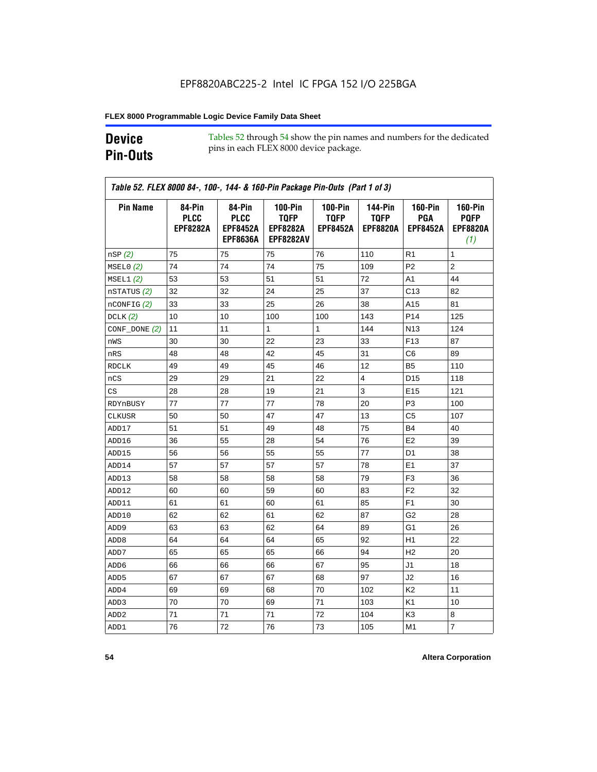EPF8820ABC225-2 Intel IC FPGA 152 I/O 225BGA

## Device Pin-Outs

Tables 52 through 54 show the pin names and numbers for the dedicated pins in each FLEX 8000 device package.

*Table 52. FLEX 8000 84-, 100-, 144- & 160-Pin Package Pin-Outs (Part 1 of 3)*

| Pin Name | 84-Pin PLCC EPF8282A | 84-Pin PLCC EPF8452A EPF8636A | 100-Pin TQFP EPF8282A EPF8282AV | 100-Pin TQFP EPF8452A | 144-Pin TQFP EPF8820A | 160-Pin PGA EPF8452A | 160-Pin PQFP EPF8820A *(1)* |
|---|---|---|---|---|---|---|---|
| nSP *(2)* | 75 | 75 | 75 | 76 | 110 | R1 | 1 |
| MSEL0 *(2)* | 74 | 74 | 74 | 75 | 109 | P2 | 2 |
| MSEL1 *(2)* | 53 | 53 | 51 | 51 | 72 | A1 | 44 |
| nSTATUS *(2)* | 32 | 32 | 24 | 25 | 37 | C13 | 82 |
| nCONFIG *(2)* | 33 | 33 | 25 | 26 | 38 | A15 | 81 |
| DCLK *(2)* | 10 | 10 | 100 | 100 | 143 | P14 | 125 |
| CONF_DONE *(2)* | 11 | 11 | 1 | 1 | 144 | N13 | 124 |
| nWS | 30 | 30 | 22 | 23 | 33 | F13 | 87 |
| nRS | 48 | 48 | 42 | 45 | 31 | C6 | 89 |
| RDCLK | 49 | 49 | 45 | 46 | 12 | B5 | 110 |
| nCS | 29 | 29 | 21 | 22 | 4 | D15 | 118 |
| CS | 28 | 28 | 19 | 21 | 3 | E15 | 121 |
| RDYnBUSY | 77 | 77 | 77 | 78 | 20 | P3 | 100 |
| CLKUSR | 50 | 50 | 47 | 47 | 13 | C5 | 107 |
| ADD17 | 51 | 51 | 49 | 48 | 75 | B4 | 40 |
| ADD16 | 36 | 55 | 28 | 54 | 76 | E2 | 39 |
| ADD15 | 56 | 56 | 55 | 55 | 77 | D1 | 38 |
| ADD14 | 57 | 57 | 57 | 57 | 78 | E1 | 37 |
| ADD13 | 58 | 58 | 58 | 58 | 79 | F3 | 36 |
| ADD12 | 60 | 60 | 59 | 60 | 83 | F2 | 32 |
| ADD11 | 61 | 61 | 60 | 61 | 85 | F1 | 30 |
| ADD10 | 62 | 62 | 61 | 62 | 87 | G2 | 28 |
| ADD9 | 63 | 63 | 62 | 64 | 89 | G1 | 26 |
| ADD8 | 64 | 64 | 64 | 65 | 92 | H1 | 22 |
| ADD7 | 65 | 65 | 65 | 66 | 94 | H2 | 20 |
| ADD6 | 66 | 66 | 66 | 67 | 95 | J1 | 18 |
| ADD5 | 67 | 67 | 67 | 68 | 97 | J2 | 16 |
| ADD4 | 69 | 69 | 68 | 70 | 102 | K2 | 11 |
| ADD3 | 70 | 70 | 69 | 71 | 103 | K1 | 10 |
| ADD2 | 71 | 71 | 71 | 72 | 104 | K3 | 8 |
| ADD1 | 76 | 72 | 76 | 73 | 105 | M1 | 7 |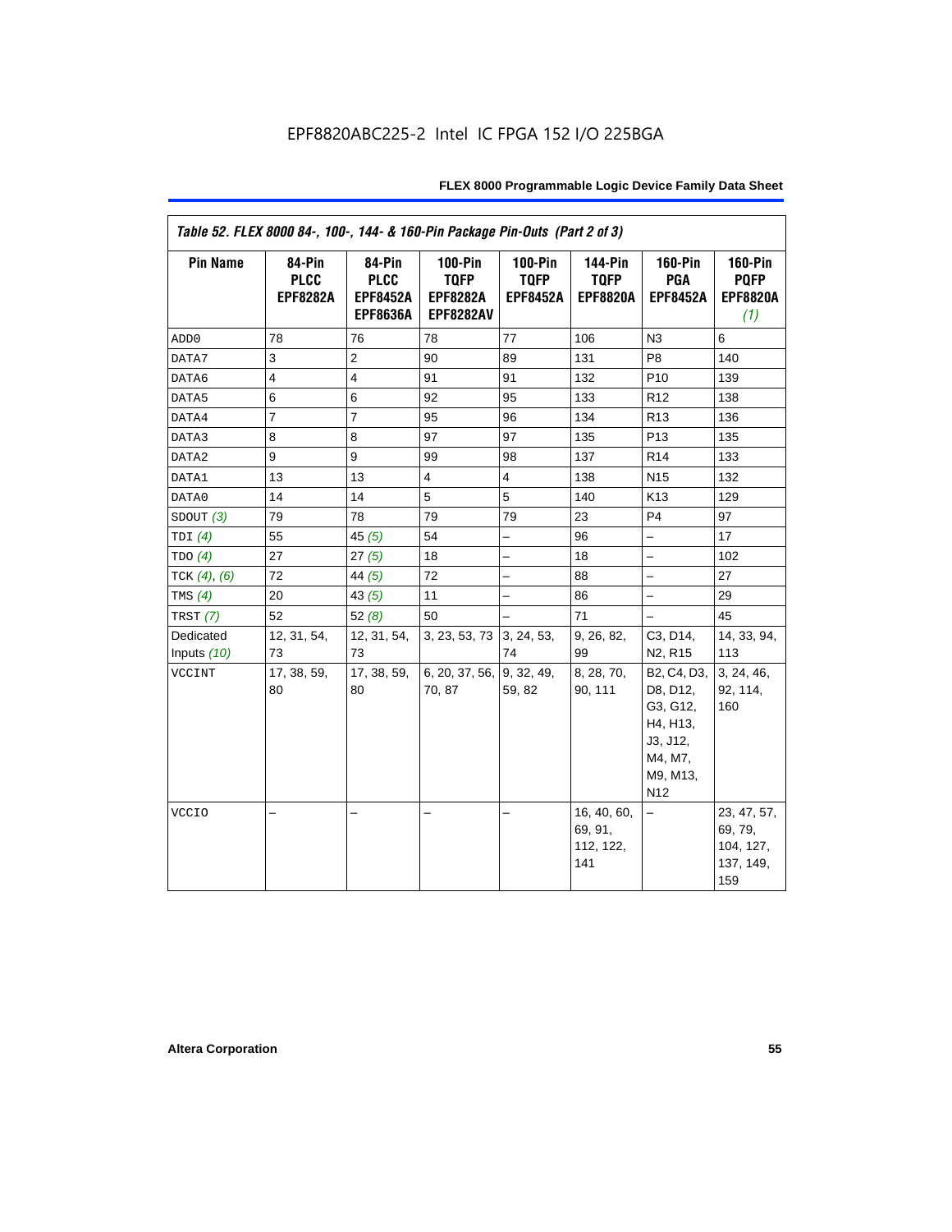EPF8820ABC225-2 Intel IC FPGA 152 I/O 225BGA

*Table 52. FLEX 8000 84-, 100-, 144- & 160-Pin Package Pin-Outs (Part 2 of 3)*

| Pin Name | 84-Pin PLCC EPF8282A | 84-Pin PLCC EPF8452A EPF8636A | 100-Pin TQFP EPF8282A EPF8282AV | 100-Pin TQFP EPF8452A | 144-Pin TQFP EPF8820A | 160-Pin PGA EPF8452A | 160-Pin PQFP EPF8820A *(1)* |
|---|---|---|---|---|---|---|---|
| ADD0 | 78 | 76 | 78 | 77 | 106 | N3 | 6 |
| DATA7 | 3 | 2 | 90 | 89 | 131 | P8 | 140 |
| DATA6 | 4 | 4 | 91 | 91 | 132 | P10 | 139 |
| DATA5 | 6 | 6 | 92 | 95 | 133 | R12 | 138 |
| DATA4 | 7 | 7 | 95 | 96 | 134 | R13 | 136 |
| DATA3 | 8 | 8 | 97 | 97 | 135 | P13 | 135 |
| DATA2 | 9 | 9 | 99 | 98 | 137 | R14 | 133 |
| DATA1 | 13 | 13 | 4 | 4 | 138 | N15 | 132 |
| DATA0 | 14 | 14 | 5 | 5 | 140 | K13 | 129 |
| SDOUT *(3)* | 79 | 78 | 79 | 79 | 23 | P4 | 97 |
| TDI *(4)* | 55 | 45 *(5)* | 54 | – | 96 | – | 17 |
| TDO *(4)* | 27 | 27 *(5)* | 18 | – | 18 | – | 102 |
| TCK *(4)*, *(6)* | 72 | 44 *(5)* | 72 | – | 88 | – | 27 |
| TMS *(4)* | 20 | 43 *(5)* | 11 | – | 86 | – | 29 |
| TRST *(7)* | 52 | 52 *(8)* | 50 | – | 71 | – | 45 |
| Dedicated Inputs *(10)* | 12, 31, 54, 73 | 12, 31, 54, 73 | 3, 23, 53, 73 | 3, 24, 53, 74 | 9, 26, 82, 99 | C3, D14, N2, R15 | 14, 33, 94, 113 |
| VCCINT | 17, 38, 59, 80 | 17, 38, 59, 80 | 6, 20, 37, 56, 70, 87 | 9, 32, 49, 59, 82 | 8, 28, 70, 90, 111 | B2, C4, D3, D8, D12, G3, G12, H4, H13, J3, J12, M4, M7, M9, M13, N12 | 3, 24, 46, 92, 114, 160 |
| VCCIO | – | – | – | – | 16, 40, 60, 69, 91, 112, 122, 141 | – | 23, 47, 57, 69, 79, 104, 127, 137, 149, 159 |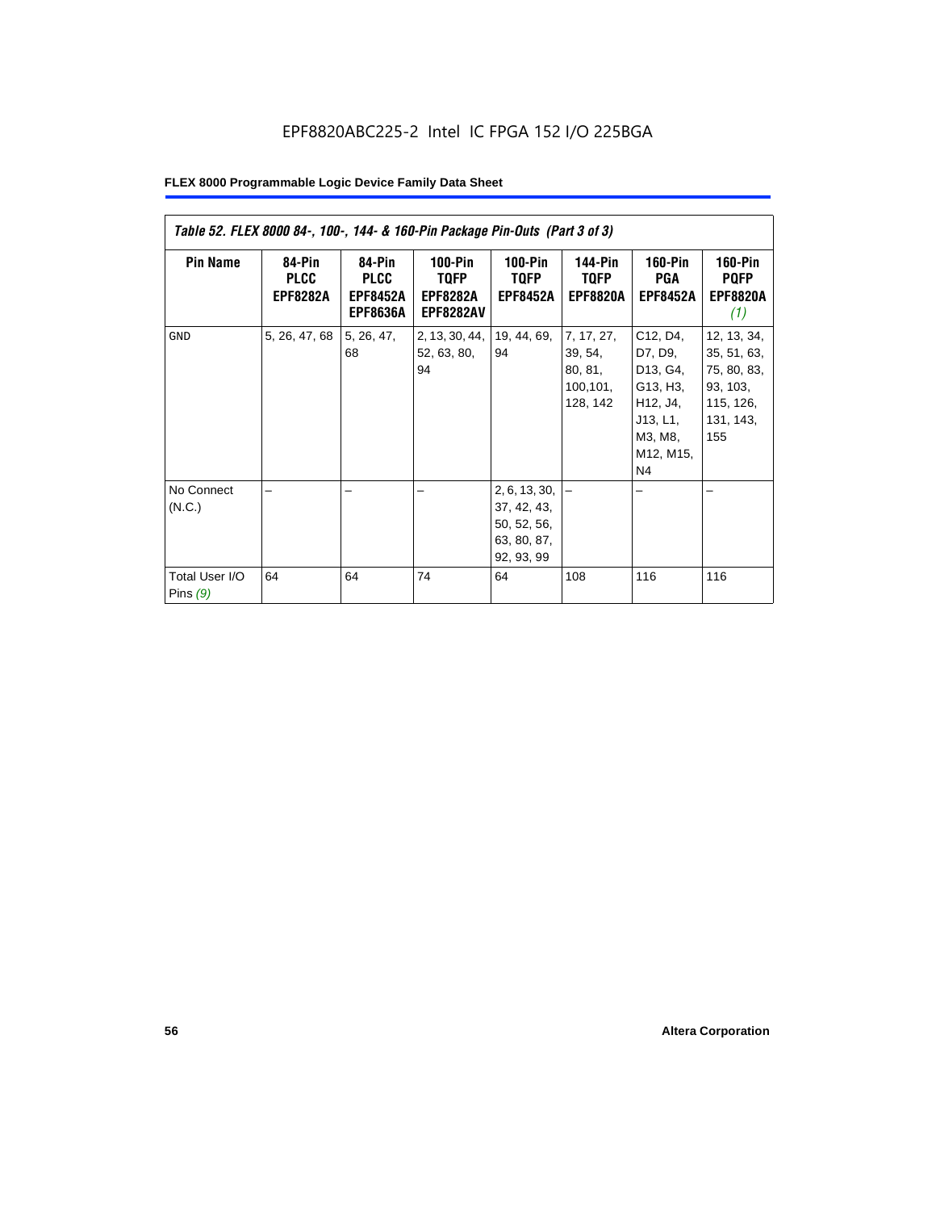EPF8820ABC225-2 Intel IC FPGA 152 I/O 225BGA

Table 52. FLEX 8000 84-, 100-, 144- & 160-Pin Package Pin-Outs (Part 3 of 3)

| Pin Name | 84-Pin PLCC EPF8282A | 84-Pin PLCC EPF8452A EPF8636A | 100-Pin TQFP EPF8282A EPF8282AV | 100-Pin TQFP EPF8452A | 144-Pin TQFP EPF8820A | 160-Pin PGA EPF8452A | 160-Pin PQFP EPF8820A *(1)* |
|---|---|---|---|---|---|---|---|
| GND | 5, 26, 47, 68 | 5, 26, 47, 68 | 2, 13, 30, 44, 52, 63, 80, 94 | 19, 44, 69, 94 | 7, 17, 27, 39, 54, 80, 81, 100,101, 128, 142 | C12, D4, D7, D9, D13, G4, G13, H3, H12, J4, J13, L1, M3, M8, M12, M15, N4 | 12, 13, 34, 35, 51, 63, 75, 80, 83, 93, 103, 115, 126, 131, 143, 155 |
| No Connect (N.C.) | – | – | – | 2, 6, 13, 30, 37, 42, 43, 50, 52, 56, 63, 80, 87, 92, 93, 99 | – | – | – |
| Total User I/O Pins *(9)* | 64 | 64 | 74 | 64 | 108 | 116 | 116 |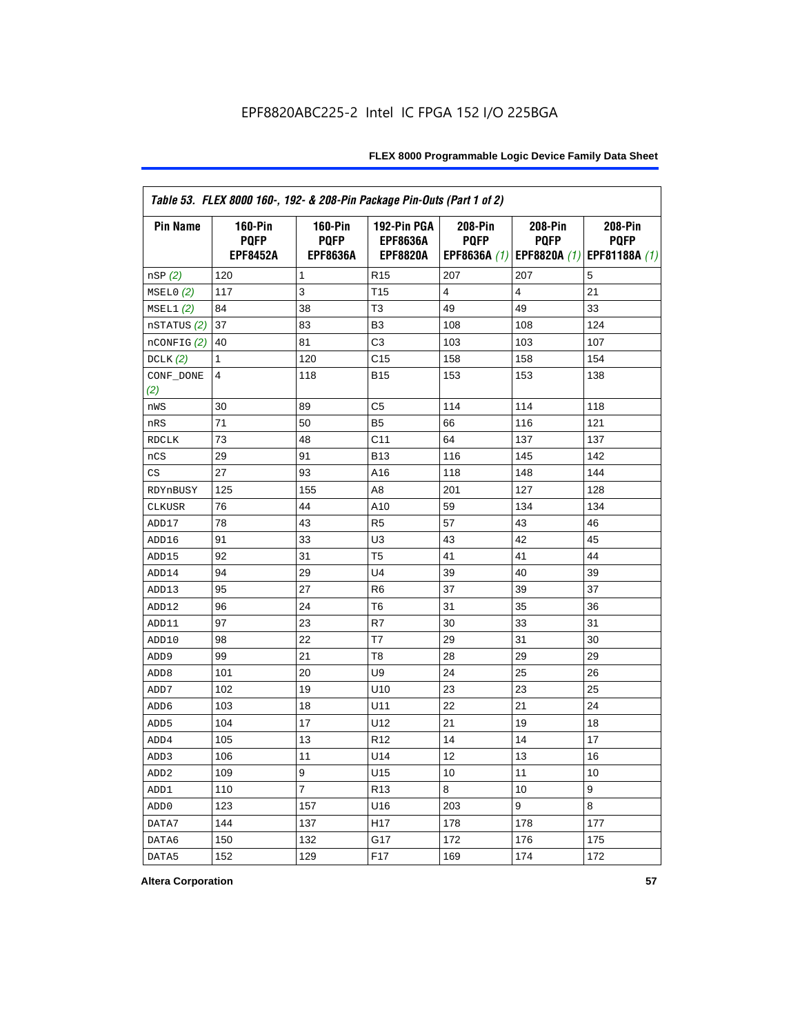EPF8820ABC225-2 Intel IC FPGA 152 I/O 225BGA

*Table 53. FLEX 8000 160-, 192- & 208-Pin Package Pin-Outs (Part 1 of 2)*

| Pin Name | 160-Pin PQFP EPF8452A | 160-Pin PQFP EPF8636A | 192-Pin PGA EPF8636A EPF8820A | 208-Pin PQFP EPF8636A *(1)* | 208-Pin PQFP EPF8820A *(1)* | 208-Pin PQFP EPF81188A *(1)* |
|---|---|---|---|---|---|---|
| nSP *(2)* | 120 | 1 | R15 | 207 | 207 | 5 |
| MSEL0 *(2)* | 117 | 3 | T15 | 4 | 4 | 21 |
| MSEL1 *(2)* | 84 | 38 | T3 | 49 | 49 | 33 |
| nSTATUS *(2)* | 37 | 83 | B3 | 108 | 108 | 124 |
| nCONFIG *(2)* | 40 | 81 | C3 | 103 | 103 | 107 |
| DCLK *(2)* | 1 | 120 | C15 | 158 | 158 | 154 |
| CONF_DONE *(2)* | 4 | 118 | B15 | 153 | 153 | 138 |
| nWS | 30 | 89 | C5 | 114 | 114 | 118 |
| nRS | 71 | 50 | B5 | 66 | 116 | 121 |
| RDCLK | 73 | 48 | C11 | 64 | 137 | 137 |
| nCS | 29 | 91 | B13 | 116 | 145 | 142 |
| CS | 27 | 93 | A16 | 118 | 148 | 144 |
| RDYnBUSY | 125 | 155 | A8 | 201 | 127 | 128 |
| CLKUSR | 76 | 44 | A10 | 59 | 134 | 134 |
| ADD17 | 78 | 43 | R5 | 57 | 43 | 46 |
| ADD16 | 91 | 33 | U3 | 43 | 42 | 45 |
| ADD15 | 92 | 31 | T5 | 41 | 41 | 44 |
| ADD14 | 94 | 29 | U4 | 39 | 40 | 39 |
| ADD13 | 95 | 27 | R6 | 37 | 39 | 37 |
| ADD12 | 96 | 24 | T6 | 31 | 35 | 36 |
| ADD11 | 97 | 23 | R7 | 30 | 33 | 31 |
| ADD10 | 98 | 22 | T7 | 29 | 31 | 30 |
| ADD9 | 99 | 21 | T8 | 28 | 29 | 29 |
| ADD8 | 101 | 20 | U9 | 24 | 25 | 26 |
| ADD7 | 102 | 19 | U10 | 23 | 23 | 25 |
| ADD6 | 103 | 18 | U11 | 22 | 21 | 24 |
| ADD5 | 104 | 17 | U12 | 21 | 19 | 18 |
| ADD4 | 105 | 13 | R12 | 14 | 14 | 17 |
| ADD3 | 106 | 11 | U14 | 12 | 13 | 16 |
| ADD2 | 109 | 9 | U15 | 10 | 11 | 10 |
| ADD1 | 110 | 7 | R13 | 8 | 10 | 9 |
| ADD0 | 123 | 157 | U16 | 203 | 9 | 8 |
| DATA7 | 144 | 137 | H17 | 178 | 178 | 177 |
| DATA6 | 150 | 132 | G17 | 172 | 176 | 175 |
| DATA5 | 152 | 129 | F17 | 169 | 174 | 172 |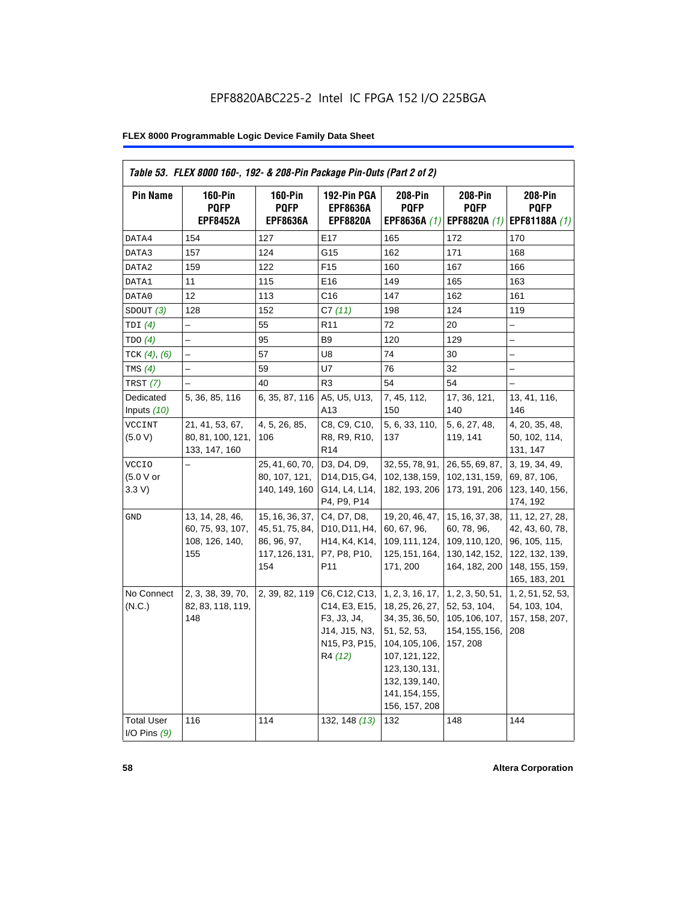EPF8820ABC225-2 Intel IC FPGA 152 I/O 225BGA

*Table 53. FLEX 8000 160-, 192- & 208-Pin Package Pin-Outs (Part 2 of 2)*

| Pin Name | 160-Pin PQFP EPF8452A | 160-Pin PQFP EPF8636A | 192-Pin PGA EPF8636A EPF8820A | 208-Pin PQFP EPF8636A *(1)* | 208-Pin PQFP EPF8820A *(1)* | 208-Pin PQFP EPF81188A *(1)* |
|---|---|---|---|---|---|---|
| DATA4 | 154 | 127 | E17 | 165 | 172 | 170 |
| DATA3 | 157 | 124 | G15 | 162 | 171 | 168 |
| DATA2 | 159 | 122 | F15 | 160 | 167 | 166 |
| DATA1 | 11 | 115 | E16 | 149 | 165 | 163 |
| DATA0 | 12 | 113 | C16 | 147 | 162 | 161 |
| SDOUT *(3)* | 128 | 152 | C7 *(11)* | 198 | 124 | 119 |
| TDI *(4)* | – | 55 | R11 | 72 | 20 | – |
| TDO *(4)* | – | 95 | B9 | 120 | 129 | – |
| TCK *(4)*, *(6)* | – | 57 | U8 | 74 | 30 | – |
| TMS *(4)* | – | 59 | U7 | 76 | 32 | – |
| TRST *(7)* | – | 40 | R3 | 54 | 54 | – |
| Dedicated Inputs *(10)* | 5, 36, 85, 116 | 6, 35, 87, 116 | A5, U5, U13, A13 | 7, 45, 112, 150 | 17, 36, 121, 140 | 13, 41, 116, 146 |
| VCCINT (5.0 V) | 21, 41, 53, 67, 80, 81, 100, 121, 133, 147, 160 | 4, 5, 26, 85, 106 | C8, C9, C10, R8, R9, R10, R14 | 5, 6, 33, 110, 137 | 5, 6, 27, 48, 119, 141 | 4, 20, 35, 48, 50, 102, 114, 131, 147 |
| VCCIO (5.0 V or 3.3 V) | – | 25, 41, 60, 70, 80, 107, 121, 140, 149, 160 | D3, D4, D9, D14, D15, G4, G14, L4, L14, P4, P9, P14 | 32, 55, 78, 91, 102, 138, 159, 182, 193, 206 | 26, 55, 69, 87, 102, 131, 159, 173, 191, 206 | 3, 19, 34, 49, 69, 87, 106, 123, 140, 156, 174, 192 |
| GND | 13, 14, 28, 46, 60, 75, 93, 107, 108, 126, 140, 155 | 15, 16, 36, 37, 45, 51, 75, 84, 86, 96, 97, 117, 126, 131, 154 | C4, D7, D8, D10, D11, H4, H14, K4, K14, P7, P8, P10, P11 | 19, 20, 46, 47, 60, 67, 96, 109, 111, 124, 125, 151, 164, 171, 200 | 15, 16, 37, 38, 60, 78, 96, 109, 110, 120, 130, 142, 152, 164, 182, 200 | 11, 12, 27, 28, 42, 43, 60, 78, 96, 105, 115, 122, 132, 139, 148, 155, 159, 165, 183, 201 |
| No Connect (N.C.) | 2, 3, 38, 39, 70, 82, 83, 118, 119, 148 | 2, 39, 82, 119 | C6, C12, C13, C14, E3, E15, F3, J3, J4, J14, J15, N3, N15, P3, P15, R4 *(12)* | 1, 2, 3, 16, 17, 18, 25, 26, 27, 34, 35, 36, 50, 51, 52, 53, 104, 105, 106, 107, 121, 122, 123, 130, 131, 132, 139, 140, 141, 154, 155, 156, 157, 208 | 1, 2, 3, 50, 51, 52, 53, 104, 105, 106, 107, 154, 155, 156, 157, 208 | 1, 2, 51, 52, 53, 54, 103, 104, 157, 158, 207, 208 |
| Total User I/O Pins *(9)* | 116 | 114 | 132, 148 *(13)* | 132 | 148 | 144 |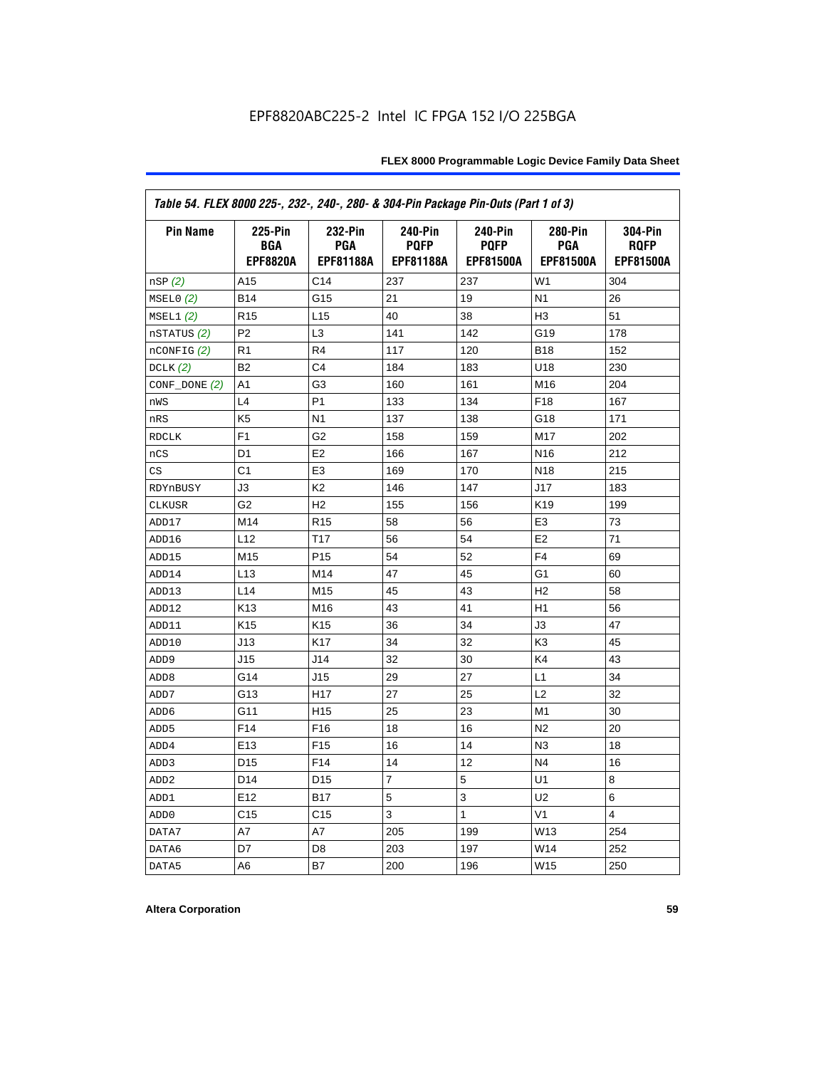EPF8820ABC225-2 Intel IC FPGA 152 I/O 225BGA

*Table 54. FLEX 8000 225-, 232-, 240-, 280- & 304-Pin Package Pin-Outs (Part 1 of 3)*

| Pin Name | 225-Pin BGA EPF8820A | 232-Pin PGA EPF81188A | 240-Pin PQFP EPF81188A | 240-Pin PQFP EPF81500A | 280-Pin PGA EPF81500A | 304-Pin RQFP EPF81500A |
|---|---|---|---|---|---|---|
| nSP *(2)* | A15 | C14 | 237 | 237 | W1 | 304 |
| MSEL0 *(2)* | B14 | G15 | 21 | 19 | N1 | 26 |
| MSEL1 *(2)* | R15 | L15 | 40 | 38 | H3 | 51 |
| nSTATUS *(2)* | P2 | L3 | 141 | 142 | G19 | 178 |
| nCONFIG *(2)* | R1 | R4 | 117 | 120 | B18 | 152 |
| DCLK *(2)* | B2 | C4 | 184 | 183 | U18 | 230 |
| CONF_DONE *(2)* | A1 | G3 | 160 | 161 | M16 | 204 |
| nWS | L4 | P1 | 133 | 134 | F18 | 167 |
| nRS | K5 | N1 | 137 | 138 | G18 | 171 |
| RDCLK | F1 | G2 | 158 | 159 | M17 | 202 |
| nCS | D1 | E2 | 166 | 167 | N16 | 212 |
| CS | C1 | E3 | 169 | 170 | N18 | 215 |
| RDYnBUSY | J3 | K2 | 146 | 147 | J17 | 183 |
| CLKUSR | G2 | H2 | 155 | 156 | K19 | 199 |
| ADD17 | M14 | R15 | 58 | 56 | E3 | 73 |
| ADD16 | L12 | T17 | 56 | 54 | E2 | 71 |
| ADD15 | M15 | P15 | 54 | 52 | F4 | 69 |
| ADD14 | L13 | M14 | 47 | 45 | G1 | 60 |
| ADD13 | L14 | M15 | 45 | 43 | H2 | 58 |
| ADD12 | K13 | M16 | 43 | 41 | H1 | 56 |
| ADD11 | K15 | K15 | 36 | 34 | J3 | 47 |
| ADD10 | J13 | K17 | 34 | 32 | K3 | 45 |
| ADD9 | J15 | J14 | 32 | 30 | K4 | 43 |
| ADD8 | G14 | J15 | 29 | 27 | L1 | 34 |
| ADD7 | G13 | H17 | 27 | 25 | L2 | 32 |
| ADD6 | G11 | H15 | 25 | 23 | M1 | 30 |
| ADD5 | F14 | F16 | 18 | 16 | N2 | 20 |
| ADD4 | E13 | F15 | 16 | 14 | N3 | 18 |
| ADD3 | D15 | F14 | 14 | 12 | N4 | 16 |
| ADD2 | D14 | D15 | 7 | 5 | U1 | 8 |
| ADD1 | E12 | B17 | 5 | 3 | U2 | 6 |
| ADD0 | C15 | C15 | 3 | 1 | V1 | 4 |
| DATA7 | A7 | A7 | 205 | 199 | W13 | 254 |
| DATA6 | D7 | D8 | 203 | 197 | W14 | 252 |
| DATA5 | A6 | B7 | 200 | 196 | W15 | 250 |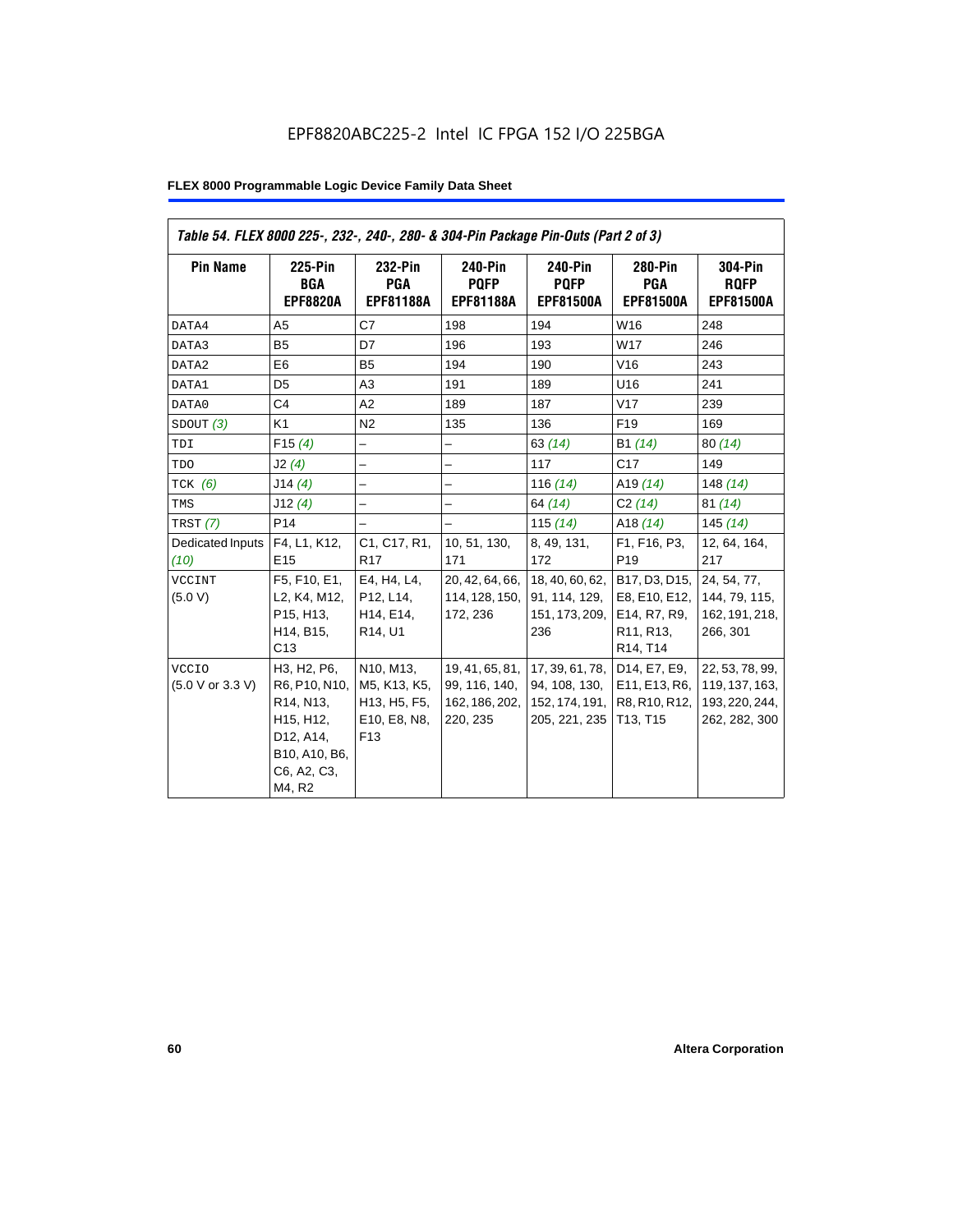EPF8820ABC225-2 Intel IC FPGA 152 I/O 225BGA

| Table 54. FLEX 8000 225-, 232-, 240-, 280- & 304-Pin Package Pin-Outs (Part 2 of 3) | | | | | | |
|---|---|---|---|---|---|---|
| Pin Name | 225-Pin BGA EPF8820A | 232-Pin PGA EPF81188A | 240-Pin PQFP EPF81188A | 240-Pin PQFP EPF81500A | 280-Pin PGA EPF81500A | 304-Pin RQFP EPF81500A |
| DATA4 | A5 | C7 | 198 | 194 | W16 | 248 |
| DATA3 | B5 | D7 | 196 | 193 | W17 | 246 |
| DATA2 | E6 | B5 | 194 | 190 | V16 | 243 |
| DATA1 | D5 | A3 | 191 | 189 | U16 | 241 |
| DATA0 | C4 | A2 | 189 | 187 | V17 | 239 |
| SDOUT *(3)* | K1 | N2 | 135 | 136 | F19 | 169 |
| TDI | F15 *(4)* | – | – | 63 *(14)* | B1 *(14)* | 80 *(14)* |
| TDO | J2 *(4)* | – | – | 117 | C17 | 149 |
| TCK *(6)* | J14 *(4)* | – | – | 116 *(14)* | A19 *(14)* | 148 *(14)* |
| TMS | J12 *(4)* | – | – | 64 *(14)* | C2 *(14)* | 81 *(14)* |
| TRST *(7)* | P14 | – | – | 115 *(14)* | A18 *(14)* | 145 *(14)* |
| Dedicated Inputs *(10)* | F4, L1, K12, E15 | C1, C17, R1, R17 | 10, 51, 130, 171 | 8, 49, 131, 172 | F1, F16, P3, P19 | 12, 64, 164, 217 |
| VCCINT (5.0 V) | F5, F10, E1, L2, K4, M12, P15, H13, H14, B15, C13 | E4, H4, L4, P12, L14, H14, E14, R14, U1 | 20, 42, 64, 66, 114, 128, 150, 172, 236 | 18, 40, 60, 62, 91, 114, 129, 151, 173, 209, 236 | B17, D3, D15, E8, E10, E12, E14, R7, R9, R11, R13, R14, T14 | 24, 54, 77, 144, 79, 115, 162, 191, 218, 266, 301 |
| VCCIO (5.0 V or 3.3 V) | H3, H2, P6, R6, P10, N10, R14, N13, H15, H12, D12, A14, B10, A10, B6, C6, A2, C3, M4, R2 | N10, M13, M5, K13, K5, H13, H5, F5, E10, E8, N8, F13 | 19, 41, 65, 81, 99, 116, 140, 162, 186, 202, 220, 235 | 17, 39, 61, 78, 94, 108, 130, 152, 174, 191, 205, 221, 235 | D14, E7, E9, E11, E13, R6, R8, R10, R12, T13, T15 | 22, 53, 78, 99, 119, 137, 163, 193, 220, 244, 262, 282, 300 |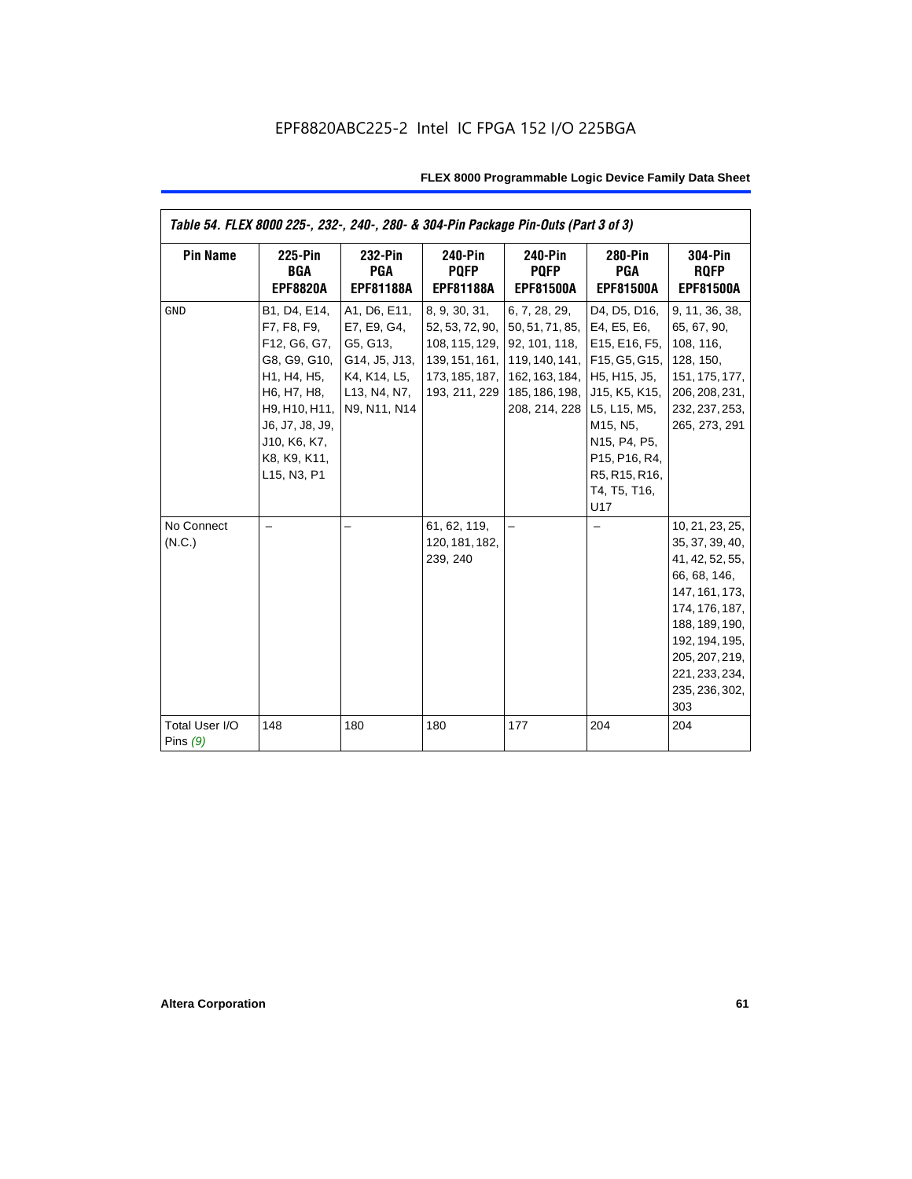EPF8820ABC225-2 Intel IC FPGA 152 I/O 225BGA

| Table 54. FLEX 8000 225-, 232-, 240-, 280- & 304-Pin Package Pin-Outs (Part 3 of 3) | | | | | | |
|---|---|---|---|---|---|---|
| **Pin Name** | **225-Pin BGA EPF8820A** | **232-Pin PGA EPF81188A** | **240-Pin PQFP EPF81188A** | **240-Pin PQFP EPF81500A** | **280-Pin PGA EPF81500A** | **304-Pin RQFP EPF81500A** |
| GND | B1, D4, E14, F7, F8, F9, F12, G6, G7, G8, G9, G10, H1, H4, H5, H6, H7, H8, H9, H10, H11, J6, J7, J8, J9, J10, K6, K7, K8, K9, K11, L15, N3, P1 | A1, D6, E11, E7, E9, G4, G5, G13, G14, J5, J13, K4, K14, L5, L13, N4, N7, N9, N11, N14 | 8, 9, 30, 31, 52, 53, 72, 90, 108, 115, 129, 139, 151, 161, 173, 185, 187, 193, 211, 229 | 6, 7, 28, 29, 50, 51, 71, 85, 92, 101, 118, 119, 140, 141, 162, 163, 184, 185, 186, 198, 208, 214, 228 | D4, D5, D16, E4, E5, E6, E15, E16, F5, F15, G5, G15, H5, H15, J5, J15, K5, K15, L5, L15, M5, M15, N5, N15, P4, P5, P15, P16, R4, R5, R15, R16, T4, T5, T16, U17 | 9, 11, 36, 38, 65, 67, 90, 108, 116, 128, 150, 151, 175, 177, 206, 208, 231, 232, 237, 253, 265, 273, 291 |
| No Connect (N.C.) | – | – | 61, 62, 119, 120, 181, 182, 239, 240 | – | – | 10, 21, 23, 25, 35, 37, 39, 40, 41, 42, 52, 55, 66, 68, 146, 147, 161, 173, 174, 176, 187, 188, 189, 190, 192, 194, 195, 205, 207, 219, 221, 233, 234, 235, 236, 302, 303 |
| Total User I/O Pins *(9)* | 148 | 180 | 180 | 177 | 204 | 204 |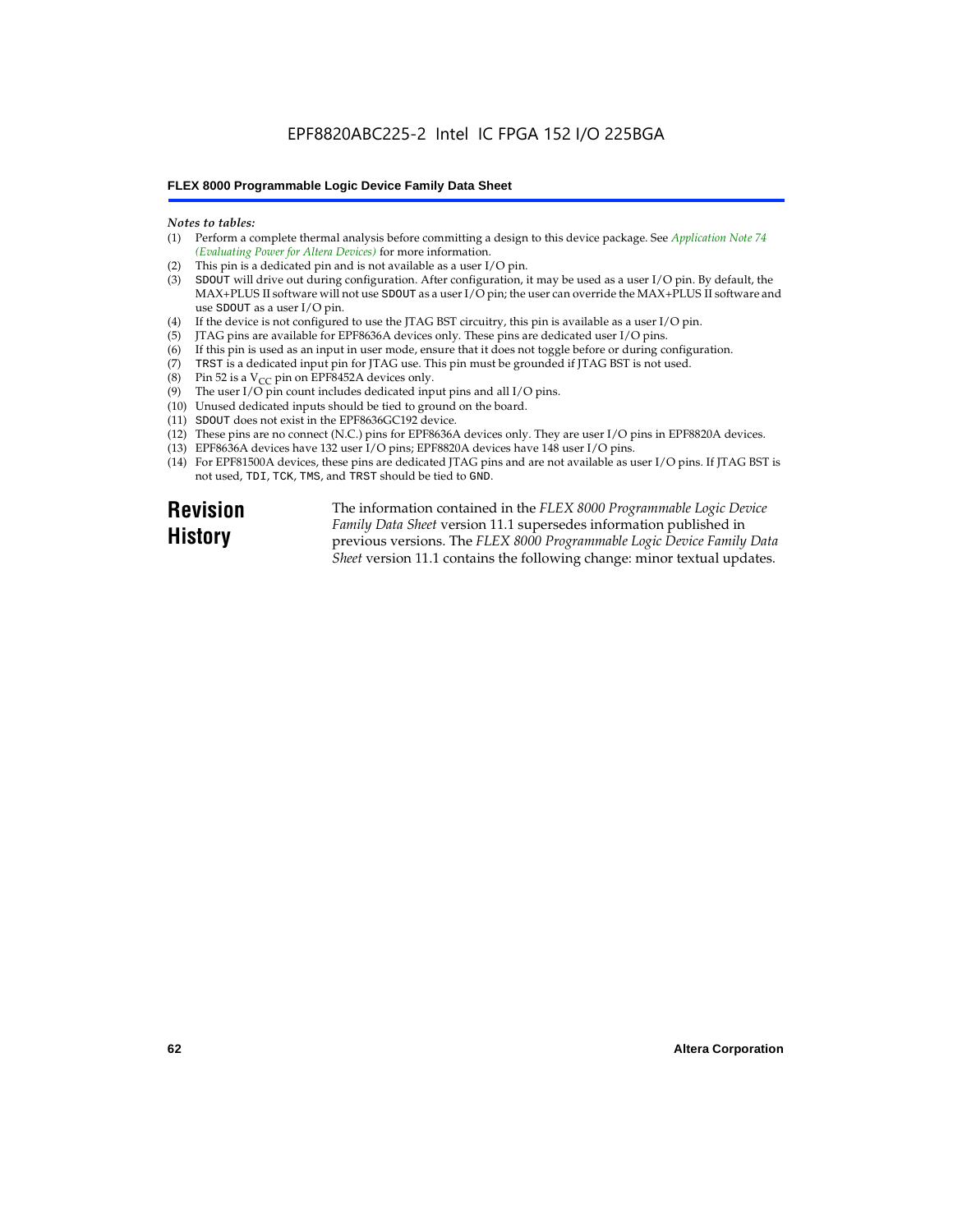*Notes to tables:*

(1) Perform a complete thermal analysis before committing a design to this device package. See *Application Note 74 (Evaluating Power for Altera Devices)* for more information.
(2) This pin is a dedicated pin and is not available as a user I/O pin.
(3) SDOUT will drive out during configuration. After configuration, it may be used as a user I/O pin. By default, the MAX+PLUS II software will not use SDOUT as a user I/O pin; the user can override the MAX+PLUS II software and use SDOUT as a user I/O pin.
(4) If the device is not configured to use the JTAG BST circuitry, this pin is available as a user I/O pin.
(5) JTAG pins are available for EPF8636A devices only. These pins are dedicated user I/O pins.
(6) If this pin is used as an input in user mode, ensure that it does not toggle before or during configuration.
(7) TRST is a dedicated input pin for JTAG use. This pin must be grounded if JTAG BST is not used.
(8) Pin 52 is a $V_{CC}$ pin on EPF8452A devices only.
(9) The user I/O pin count includes dedicated input pins and all I/O pins.
(10) Unused dedicated inputs should be tied to ground on the board.
(11) SDOUT does not exist in the EPF8636GC192 device.
(12) These pins are no connect (N.C.) pins for EPF8636A devices only. They are user I/O pins in EPF8820A devices.
(13) EPF8636A devices have 132 user I/O pins; EPF8820A devices have 148 user I/O pins.
(14) For EPF81500A devices, these pins are dedicated JTAG pins and are not available as user I/O pins. If JTAG BST is not used, TDI, TCK, TMS, and TRST should be tied to GND.

# Revision History

The information contained in the *FLEX 8000 Programmable Logic Device Family Data Sheet* version 11.1 supersedes information published in previous versions. The *FLEX 8000 Programmable Logic Device Family Data Sheet* version 11.1 contains the following change: minor textual updates.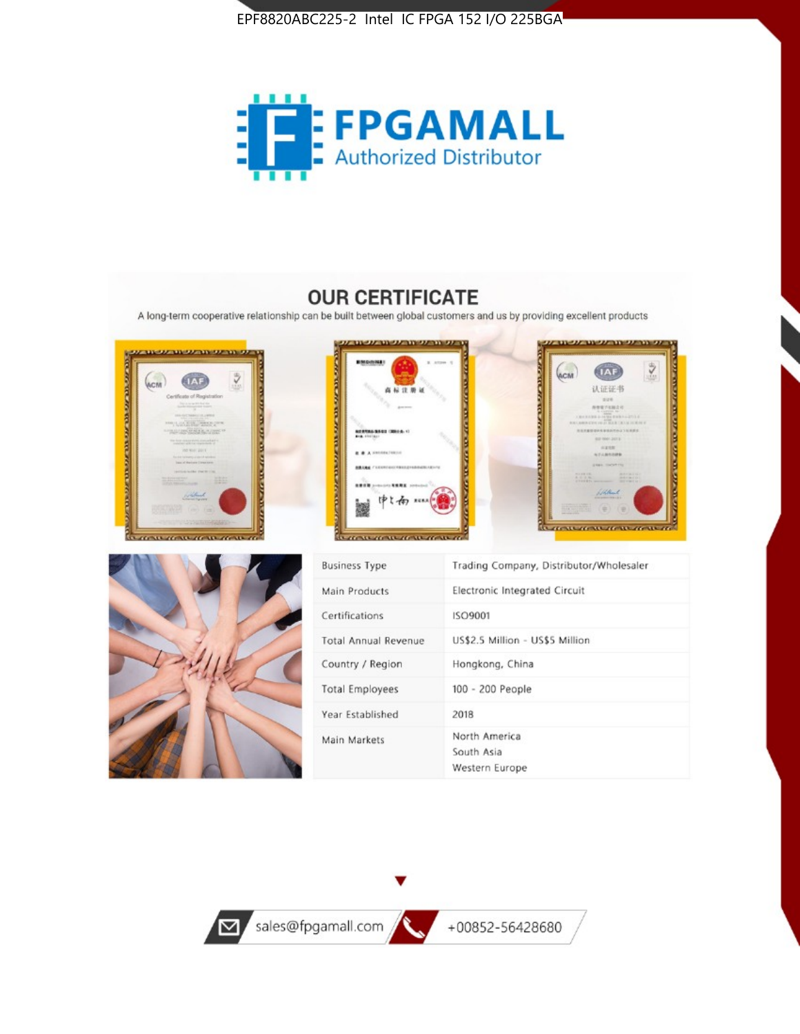FPGAMALL
Authorized Distributor

## OUR CERTIFICATE

A long-term cooperative relationship can be built between global customers and us by providing excellent products

| | |
|---|---|
| Business Type | Trading Company, Distributor/Wholesaler |
| Main Products | Electronic Integrated Circuit |
| Certifications | ISO9001 |
| Total Annual Revenue | US$2.5 Million - US$5 Million |
| Country / Region | Hongkong, China |
| Total Employees | 100 - 200 People |
| Year Established | 2018 |
| Main Markets | North America<br>South Asia<br>Western Europe |

sales@fpgamall.com

+00852-56428680